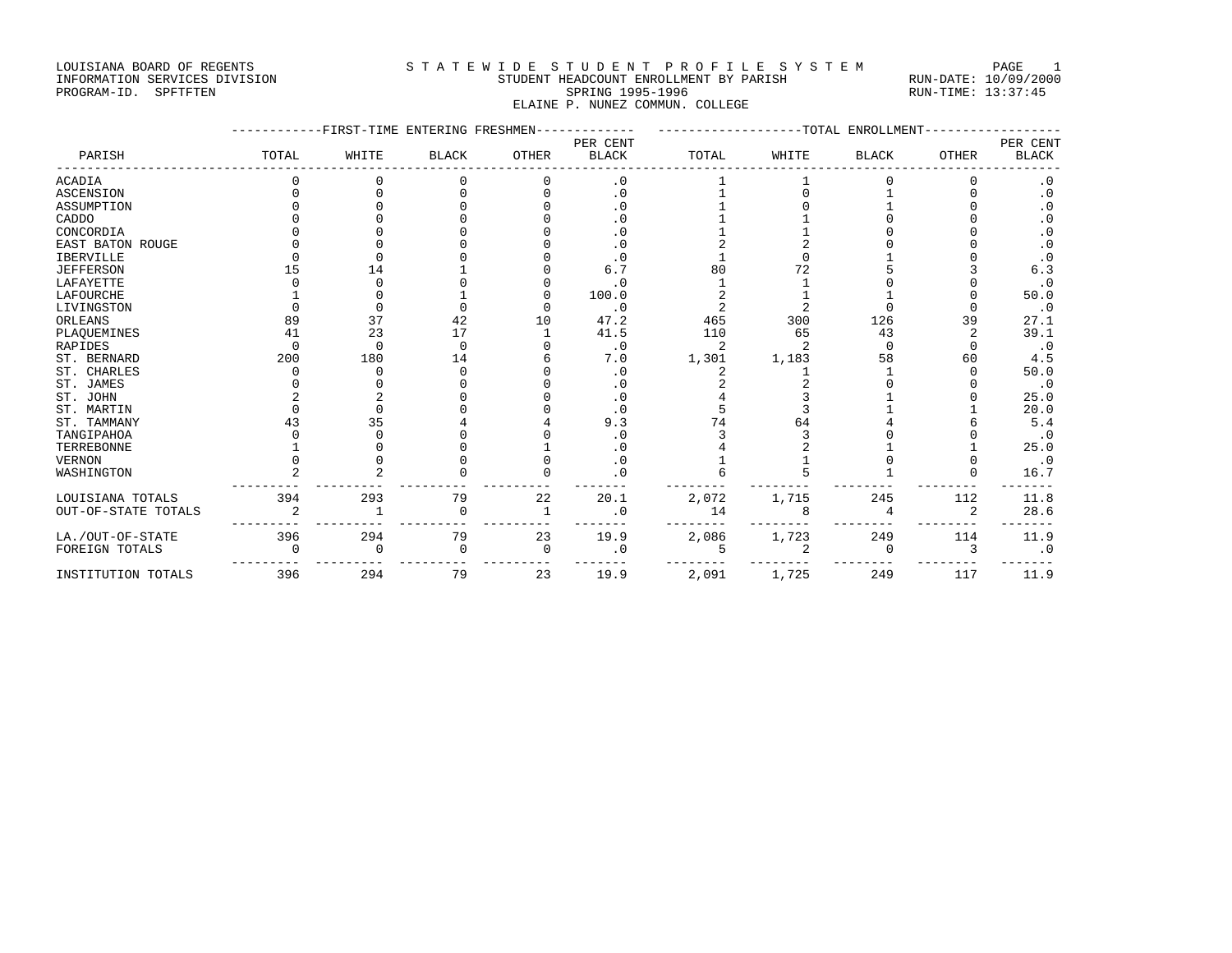LOUISIANA BOARD OF REGENTS
INFORMATION SERVICES DIVISION
PROGRAM-ID. SPFTFTEN

S T A T E W I D E S T U D E N T P R O F I L E S Y S T E M
STUDENT HEADCOUNT ENROLLMENT BY PARISH
SPRING 1995-1996
ELAINE P. NUNEZ COMMUN. COLLEGE

RUN-DATE: 10/09/2000
RUN-TIME: 13:37:45

| PARISH | FIRST-TIME ENTERING FRESHMEN TOTAL | WHITE | BLACK | OTHER | PER CENT BLACK | TOTAL ENROLLMENT TOTAL | WHITE | BLACK | OTHER | PER CENT BLACK |
|---|---|---|---|---|---|---|---|---|---|---|
| ACADIA | 0 | 0 | 0 | 0 | .0 | 1 | 1 | 0 | 0 | .0 |
| ASCENSION | 0 | 0 | 0 | 0 | .0 | 1 | 0 | 1 | 0 | .0 |
| ASSUMPTION | 0 | 0 | 0 | 0 | .0 | 1 | 0 | 1 | 0 | .0 |
| CADDO | 0 | 0 | 0 | 0 | .0 | 1 | 1 | 0 | 0 | .0 |
| CONCORDIA | 0 | 0 | 0 | 0 | .0 | 1 | 1 | 0 | 0 | .0 |
| EAST BATON ROUGE | 0 | 0 | 0 | 0 | .0 | 2 | 2 | 0 | 0 | .0 |
| IBERVILLE | 0 | 0 | 0 | 0 | .0 | 1 | 0 | 1 | 0 | .0 |
| JEFFERSON | 15 | 14 | 1 | 0 | 6.7 | 80 | 72 | 5 | 3 | 6.3 |
| LAFAYETTE | 0 | 0 | 0 | 0 | .0 | 1 | 1 | 0 | 0 | .0 |
| LAFOURCHE | 1 | 0 | 1 | 0 | 100.0 | 2 | 1 | 1 | 0 | 50.0 |
| LIVINGSTON | 0 | 0 | 0 | 0 | .0 | 2 | 2 | 0 | 0 | .0 |
| ORLEANS | 89 | 37 | 42 | 10 | 47.2 | 465 | 300 | 126 | 39 | 27.1 |
| PLAQUEMINES | 41 | 23 | 17 | 1 | 41.5 | 110 | 65 | 43 | 2 | 39.1 |
| RAPIDES | 0 | 0 | 0 | 0 | .0 | 2 | 2 | 0 | 0 | .0 |
| ST. BERNARD | 200 | 180 | 14 | 6 | 7.0 | 1,301 | 1,183 | 58 | 60 | 4.5 |
| ST. CHARLES | 0 | 0 | 0 | 0 | .0 | 2 | 1 | 1 | 0 | 50.0 |
| ST. JAMES | 0 | 0 | 0 | 0 | .0 | 2 | 2 | 0 | 0 | .0 |
| ST. JOHN | 2 | 2 | 0 | 0 | .0 | 4 | 3 | 1 | 0 | 25.0 |
| ST. MARTIN | 0 | 0 | 0 | 0 | .0 | 5 | 3 | 1 | 1 | 20.0 |
| ST. TAMMANY | 43 | 35 | 4 | 4 | 9.3 | 74 | 64 | 4 | 6 | 5.4 |
| TANGIPAHOA | 0 | 0 | 0 | 0 | .0 | 3 | 3 | 0 | 0 | .0 |
| TERREBONNE | 1 | 0 | 0 | 1 | .0 | 4 | 2 | 1 | 1 | 25.0 |
| VERNON | 0 | 0 | 0 | 0 | .0 | 1 | 1 | 0 | 0 | .0 |
| WASHINGTON | 2 | 2 | 0 | 0 | .0 | 6 | 5 | 1 | 0 | 16.7 |
| LOUISIANA TOTALS | 394 | 293 | 79 | 22 | 20.1 | 2,072 | 1,715 | 245 | 112 | 11.8 |
| OUT-OF-STATE TOTALS | 2 | 1 | 0 | 1 | .0 | 14 | 8 | 4 | 2 | 28.6 |
| LA./OUT-OF-STATE | 396 | 294 | 79 | 23 | 19.9 | 2,086 | 1,723 | 249 | 114 | 11.9 |
| FOREIGN TOTALS | 0 | 0 | 0 | 0 | .0 | 5 | 2 | 0 | 3 | .0 |
| INSTITUTION TOTALS | 396 | 294 | 79 | 23 | 19.9 | 2,091 | 1,725 | 249 | 117 | 11.9 |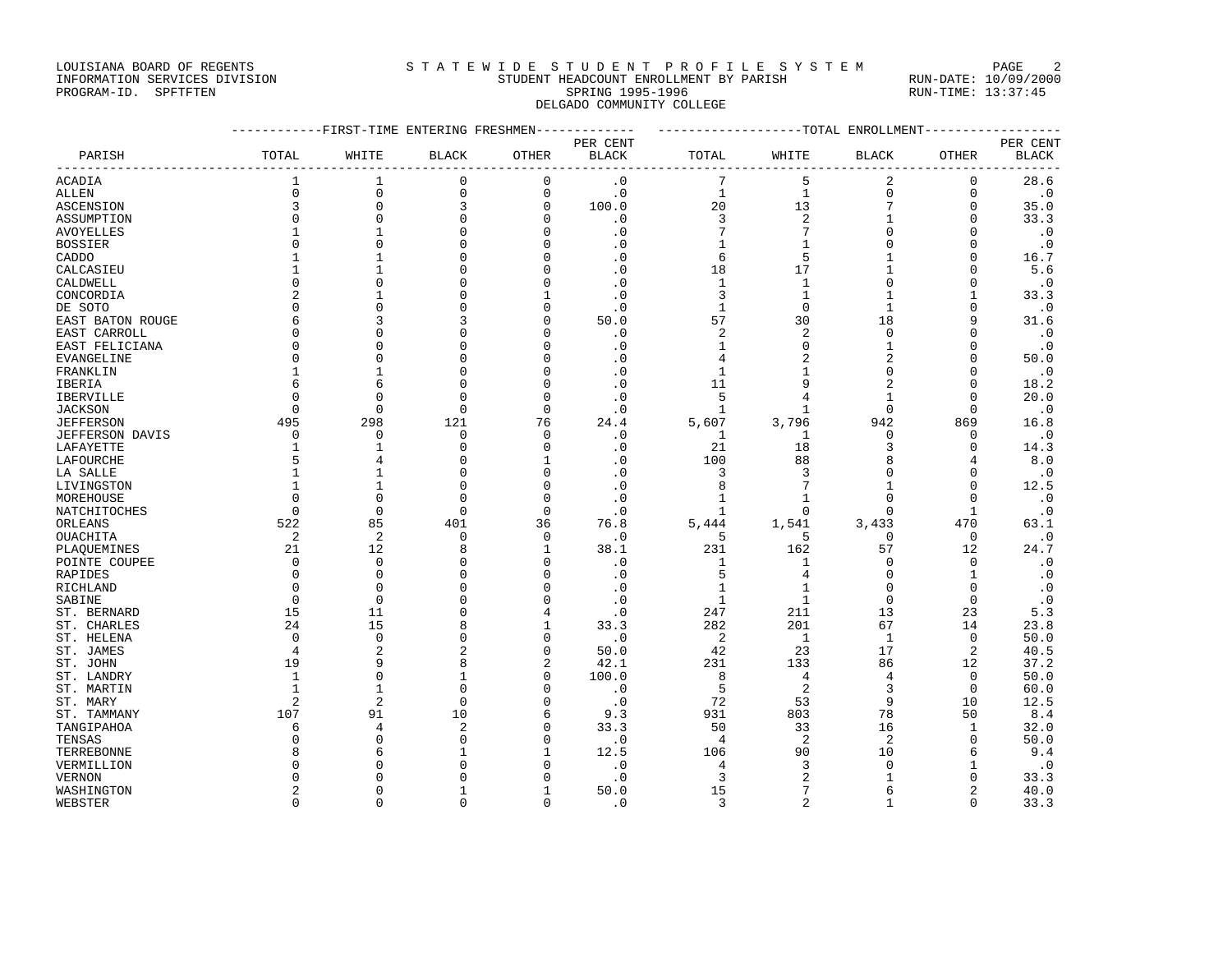LOUISIANA BOARD OF REGENTS
INFORMATION SERVICES DIVISION
PROGRAM-ID. SPFTFTEN

STATEWIDE STUDENT PROFILE SYSTEM
STUDENT HEADCOUNT ENROLLMENT BY PARISH
SPRING 1995-1996
DELGADO COMMUNITY COLLEGE

RUN-DATE: 10/09/2000
RUN-TIME: 13:37:45

| PARISH | FIRST-TIME ENTERING FRESHMEN | | | | | TOTAL ENROLLMENT | | | | |
|---|---|---|---|---|---|---|---|---|---|---|
| | TOTAL | WHITE | BLACK | OTHER | PER CENT BLACK | TOTAL | WHITE | BLACK | OTHER | PER CENT BLACK |
| ACADIA | 1 | 1 | 0 | 0 | .0 | 7 | 5 | 2 | 0 | 28.6 |
| ALLEN | 0 | 0 | 0 | 0 | .0 | 1 | 1 | 0 | 0 | .0 |
| ASCENSION | 3 | 0 | 3 | 0 | 100.0 | 20 | 13 | 7 | 0 | 35.0 |
| ASSUMPTION | 0 | 0 | 0 | 0 | .0 | 3 | 2 | 1 | 0 | 33.3 |
| AVOYELLES | 1 | 1 | 0 | 0 | .0 | 7 | 7 | 0 | 0 | .0 |
| BOSSIER | 0 | 0 | 0 | 0 | .0 | 1 | 1 | 0 | 0 | .0 |
| CADDO | 1 | 1 | 0 | 0 | .0 | 6 | 5 | 1 | 0 | 16.7 |
| CALCASIEU | 1 | 1 | 0 | 0 | .0 | 18 | 17 | 1 | 0 | 5.6 |
| CALDWELL | 0 | 0 | 0 | 0 | .0 | 1 | 1 | 0 | 0 | .0 |
| CONCORDIA | 2 | 1 | 0 | 1 | .0 | 3 | 1 | 1 | 1 | 33.3 |
| DE SOTO | 0 | 0 | 0 | 0 | .0 | 1 | 0 | 1 | 0 | .0 |
| EAST BATON ROUGE | 6 | 3 | 3 | 0 | 50.0 | 57 | 30 | 18 | 9 | 31.6 |
| EAST CARROLL | 0 | 0 | 0 | 0 | .0 | 2 | 2 | 0 | 0 | .0 |
| EAST FELICIANA | 0 | 0 | 0 | 0 | .0 | 1 | 0 | 1 | 0 | .0 |
| EVANGELINE | 0 | 0 | 0 | 0 | .0 | 4 | 2 | 2 | 0 | 50.0 |
| FRANKLIN | 1 | 1 | 0 | 0 | .0 | 1 | 1 | 0 | 0 | .0 |
| IBERIA | 6 | 6 | 0 | 0 | .0 | 11 | 9 | 2 | 0 | 18.2 |
| IBERVILLE | 0 | 0 | 0 | 0 | .0 | 5 | 4 | 1 | 0 | 20.0 |
| JACKSON | 0 | 0 | 0 | 0 | .0 | 1 | 1 | 0 | 0 | .0 |
| JEFFERSON | 495 | 298 | 121 | 76 | 24.4 | 5,607 | 3,796 | 942 | 869 | 16.8 |
| JEFFERSON DAVIS | 0 | 0 | 0 | 0 | .0 | 1 | 1 | 0 | 0 | .0 |
| LAFAYETTE | 1 | 1 | 0 | 0 | .0 | 21 | 18 | 3 | 0 | 14.3 |
| LAFOURCHE | 5 | 4 | 0 | 1 | .0 | 100 | 88 | 8 | 4 | 8.0 |
| LA SALLE | 1 | 1 | 0 | 0 | .0 | 3 | 3 | 0 | 0 | .0 |
| LIVINGSTON | 1 | 1 | 0 | 0 | .0 | 8 | 7 | 1 | 0 | 12.5 |
| MOREHOUSE | 0 | 0 | 0 | 0 | .0 | 1 | 1 | 0 | 0 | .0 |
| NATCHITOCHES | 0 | 0 | 0 | 0 | .0 | 1 | 0 | 0 | 1 | .0 |
| ORLEANS | 522 | 85 | 401 | 36 | 76.8 | 5,444 | 1,541 | 3,433 | 470 | 63.1 |
| OUACHITA | 2 | 2 | 0 | 0 | .0 | 5 | 5 | 0 | 0 | .0 |
| PLAQUEMINES | 21 | 12 | 8 | 1 | 38.1 | 231 | 162 | 57 | 12 | 24.7 |
| POINTE COUPEE | 0 | 0 | 0 | 0 | .0 | 1 | 1 | 0 | 0 | .0 |
| RAPIDES | 0 | 0 | 0 | 0 | .0 | 5 | 4 | 0 | 1 | .0 |
| RICHLAND | 0 | 0 | 0 | 0 | .0 | 1 | 1 | 0 | 0 | .0 |
| SABINE | 0 | 0 | 0 | 0 | .0 | 1 | 1 | 0 | 0 | .0 |
| ST. BERNARD | 15 | 11 | 0 | 4 | .0 | 247 | 211 | 13 | 23 | 5.3 |
| ST. CHARLES | 24 | 15 | 8 | 1 | 33.3 | 282 | 201 | 67 | 14 | 23.8 |
| ST. HELENA | 0 | 0 | 0 | 0 | .0 | 2 | 1 | 1 | 0 | 50.0 |
| ST. JAMES | 4 | 2 | 2 | 0 | 50.0 | 42 | 23 | 17 | 2 | 40.5 |
| ST. JOHN | 19 | 9 | 8 | 2 | 42.1 | 231 | 133 | 86 | 12 | 37.2 |
| ST. LANDRY | 1 | 0 | 1 | 0 | 100.0 | 8 | 4 | 4 | 0 | 50.0 |
| ST. MARTIN | 1 | 1 | 0 | 0 | .0 | 5 | 2 | 3 | 0 | 60.0 |
| ST. MARY | 2 | 2 | 0 | 0 | .0 | 72 | 53 | 9 | 10 | 12.5 |
| ST. TAMMANY | 107 | 91 | 10 | 6 | 9.3 | 931 | 803 | 78 | 50 | 8.4 |
| TANGIPAHOA | 6 | 4 | 2 | 0 | 33.3 | 50 | 33 | 16 | 1 | 32.0 |
| TENSAS | 0 | 0 | 0 | 0 | .0 | 4 | 2 | 2 | 0 | 50.0 |
| TERREBONNE | 8 | 6 | 1 | 1 | 12.5 | 106 | 90 | 10 | 6 | 9.4 |
| VERMILLION | 0 | 0 | 0 | 0 | .0 | 4 | 3 | 0 | 1 | .0 |
| VERNON | 0 | 0 | 0 | 0 | .0 | 3 | 2 | 1 | 0 | 33.3 |
| WASHINGTON | 2 | 0 | 1 | 1 | 50.0 | 15 | 7 | 6 | 2 | 40.0 |
| WEBSTER | 0 | 0 | 0 | 0 | .0 | 3 | 2 | 1 | 0 | 33.3 |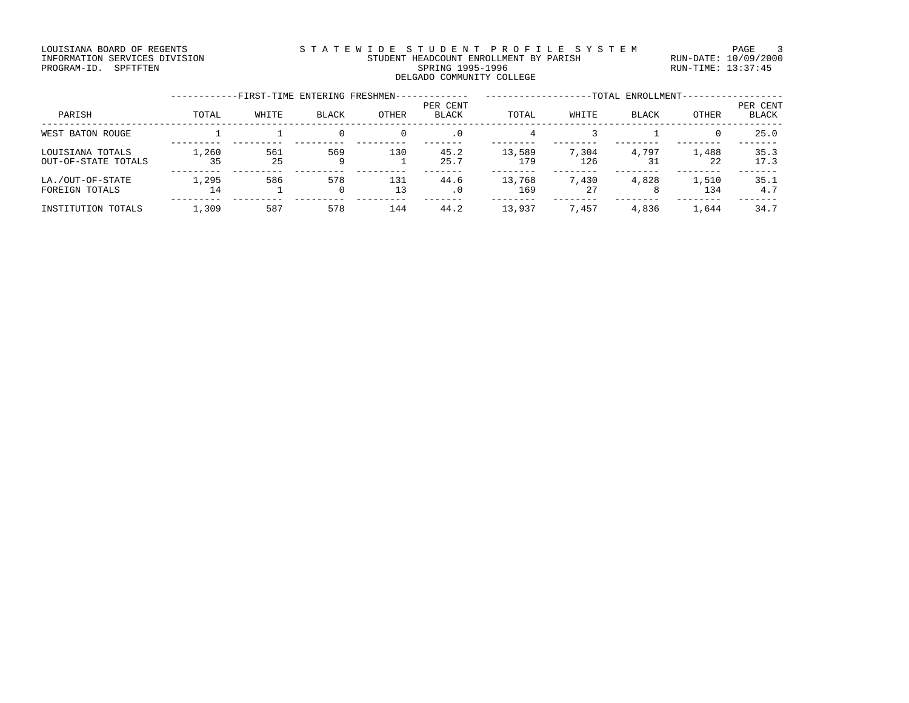LOUISIANA BOARD OF REGENTS
INFORMATION SERVICES DIVISION
PROGRAM-ID. SPFTFTEN

STATEWIDE STUDENT PROFILE SYSTEM
STUDENT HEADCOUNT ENROLLMENT BY PARISH
SPRING 1995-1996
DELGADO COMMUNITY COLLEGE

RUN-DATE: 10/09/2000
RUN-TIME: 13:37:45

| PARISH | FIRST-TIME ENTERING FRESHMEN TOTAL | WHITE | BLACK | OTHER | PER CENT BLACK | TOTAL ENROLLMENT TOTAL | WHITE | BLACK | OTHER | PER CENT BLACK |
|---|---|---|---|---|---|---|---|---|---|---|
| WEST BATON ROUGE | 1 | 1 | 0 | 0 | .0 | 4 | 3 | 1 | 0 | 25.0 |
| LOUISIANA TOTALS | 1,260 | 561 | 569 | 130 | 45.2 | 13,589 | 7,304 | 4,797 | 1,488 | 35.3 |
| OUT-OF-STATE TOTALS | 35 | 25 | 9 | 1 | 25.7 | 179 | 126 | 31 | 22 | 17.3 |
| LA./OUT-OF-STATE | 1,295 | 586 | 578 | 131 | 44.6 | 13,768 | 7,430 | 4,828 | 1,510 | 35.1 |
| FOREIGN TOTALS | 14 | 1 | 0 | 13 | .0 | 169 | 27 | 8 | 134 | 4.7 |
| INSTITUTION TOTALS | 1,309 | 587 | 578 | 144 | 44.2 | 13,937 | 7,457 | 4,836 | 1,644 | 34.7 |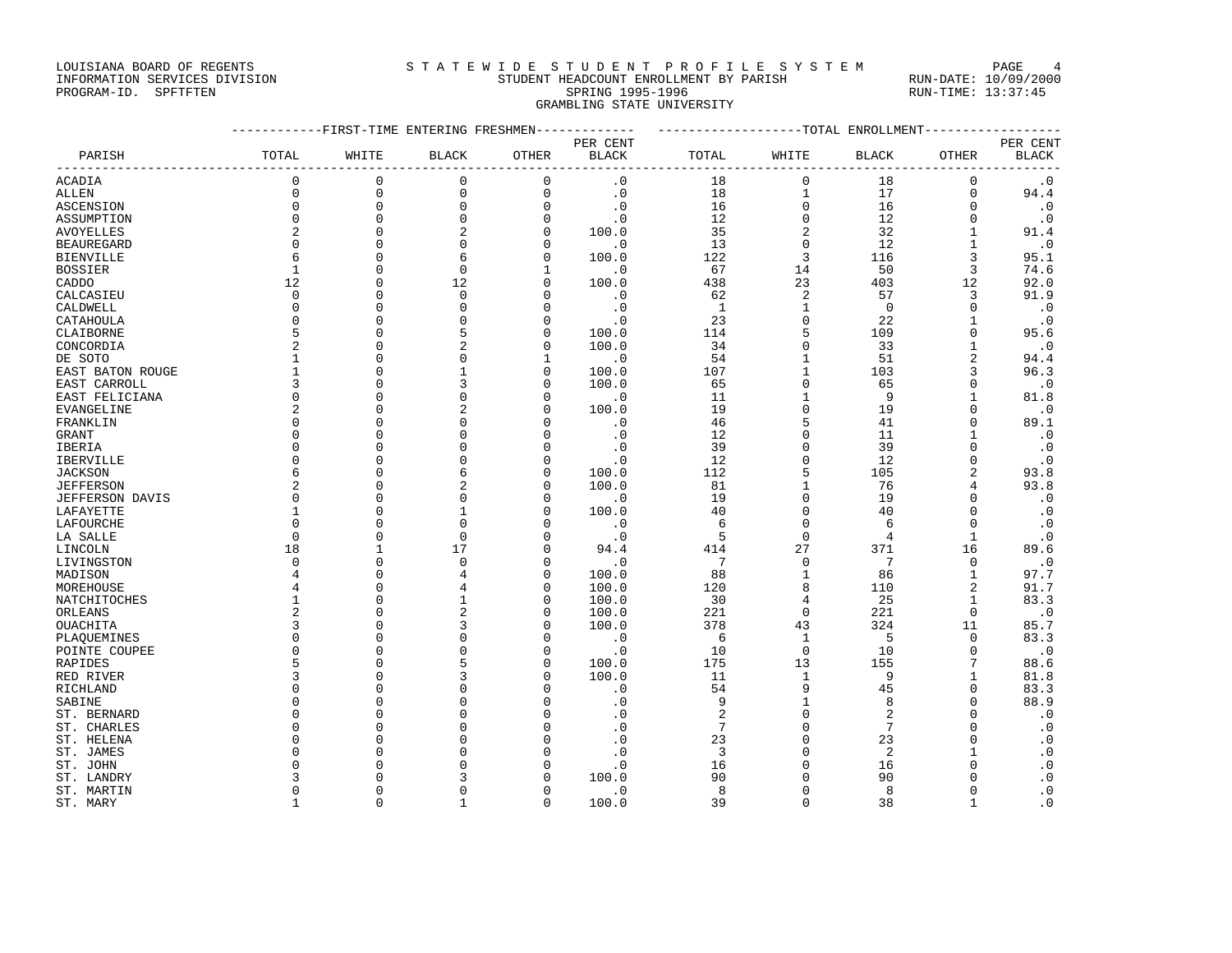LOUISIANA BOARD OF REGENTS
INFORMATION SERVICES DIVISION
PROGRAM-ID. SPFTFTEN

STATEWIDE STUDENT PROFILE SYSTEM
STUDENT HEADCOUNT ENROLLMENT BY PARISH
SPRING 1995-1996
GRAMBLING STATE UNIVERSITY

RUN-DATE: 10/09/2000
RUN-TIME: 13:37:45

| PARISH | FIRST-TIME ENTERING FRESHMEN TOTAL | WHITE | BLACK | OTHER | PER CENT BLACK | TOTAL ENROLLMENT TOTAL | WHITE | BLACK | OTHER | PER CENT BLACK |
|---|---|---|---|---|---|---|---|---|---|---|
| ACADIA | 0 | 0 | 0 | 0 | .0 | 18 | 0 | 18 | 0 | .0 |
| ALLEN | 0 | 0 | 0 | 0 | .0 | 18 | 1 | 17 | 0 | 94.4 |
| ASCENSION | 0 | 0 | 0 | 0 | .0 | 16 | 0 | 16 | 0 | .0 |
| ASSUMPTION | 0 | 0 | 0 | 0 | .0 | 12 | 0 | 12 | 0 | .0 |
| AVOYELLES | 2 | 0 | 2 | 0 | 100.0 | 35 | 2 | 32 | 1 | 91.4 |
| BEAUREGARD | 0 | 0 | 0 | 0 | .0 | 13 | 0 | 12 | 1 | .0 |
| BIENVILLE | 6 | 0 | 6 | 0 | 100.0 | 122 | 3 | 116 | 3 | 95.1 |
| BOSSIER | 1 | 0 | 0 | 1 | .0 | 67 | 14 | 50 | 3 | 74.6 |
| CADDO | 12 | 0 | 12 | 0 | 100.0 | 438 | 23 | 403 | 12 | 92.0 |
| CALCASIEU | 0 | 0 | 0 | 0 | .0 | 62 | 2 | 57 | 3 | 91.9 |
| CALDWELL | 0 | 0 | 0 | 0 | .0 | 1 | 1 | 0 | 0 | .0 |
| CATAHOULA | 0 | 0 | 0 | 0 | .0 | 23 | 0 | 22 | 1 | .0 |
| CLAIBORNE | 5 | 0 | 5 | 0 | 100.0 | 114 | 5 | 109 | 0 | 95.6 |
| CONCORDIA | 2 | 0 | 2 | 0 | 100.0 | 34 | 0 | 33 | 1 | .0 |
| DE SOTO | 1 | 0 | 0 | 1 | .0 | 54 | 1 | 51 | 2 | 94.4 |
| EAST BATON ROUGE | 1 | 0 | 1 | 0 | 100.0 | 107 | 1 | 103 | 3 | 96.3 |
| EAST CARROLL | 3 | 0 | 3 | 0 | 100.0 | 65 | 0 | 65 | 0 | .0 |
| EAST FELICIANA | 0 | 0 | 0 | 0 | .0 | 11 | 1 | 9 | 1 | 81.8 |
| EVANGELINE | 2 | 0 | 2 | 0 | 100.0 | 19 | 0 | 19 | 0 | .0 |
| FRANKLIN | 0 | 0 | 0 | 0 | .0 | 46 | 5 | 41 | 0 | 89.1 |
| GRANT | 0 | 0 | 0 | 0 | .0 | 12 | 0 | 11 | 1 | .0 |
| IBERIA | 0 | 0 | 0 | 0 | .0 | 39 | 0 | 39 | 0 | .0 |
| IBERVILLE | 0 | 0 | 0 | 0 | .0 | 12 | 0 | 12 | 0 | .0 |
| JACKSON | 6 | 0 | 6 | 0 | 100.0 | 112 | 5 | 105 | 2 | 93.8 |
| JEFFERSON | 2 | 0 | 2 | 0 | 100.0 | 81 | 1 | 76 | 4 | 93.8 |
| JEFFERSON DAVIS | 0 | 0 | 0 | 0 | .0 | 19 | 0 | 19 | 0 | .0 |
| LAFAYETTE | 1 | 0 | 1 | 0 | 100.0 | 40 | 0 | 40 | 0 | .0 |
| LAFOURCHE | 0 | 0 | 0 | 0 | .0 | 6 | 0 | 6 | 0 | .0 |
| LA SALLE | 0 | 0 | 0 | 0 | .0 | 5 | 0 | 4 | 1 | .0 |
| LINCOLN | 18 | 1 | 17 | 0 | 94.4 | 414 | 27 | 371 | 16 | 89.6 |
| LIVINGSTON | 0 | 0 | 0 | 0 | .0 | 7 | 0 | 7 | 0 | .0 |
| MADISON | 4 | 0 | 4 | 0 | 100.0 | 88 | 1 | 86 | 1 | 97.7 |
| MOREHOUSE | 4 | 0 | 4 | 0 | 100.0 | 120 | 8 | 110 | 2 | 91.7 |
| NATCHITOCHES | 1 | 0 | 1 | 0 | 100.0 | 30 | 4 | 25 | 1 | 83.3 |
| ORLEANS | 2 | 0 | 2 | 0 | 100.0 | 221 | 0 | 221 | 0 | .0 |
| OUACHITA | 3 | 0 | 3 | 0 | 100.0 | 378 | 43 | 324 | 11 | 85.7 |
| PLAQUEMINES | 0 | 0 | 0 | 0 | .0 | 6 | 1 | 5 | 0 | 83.3 |
| POINTE COUPEE | 0 | 0 | 0 | 0 | .0 | 10 | 0 | 10 | 0 | .0 |
| RAPIDES | 5 | 0 | 5 | 0 | 100.0 | 175 | 13 | 155 | 7 | 88.6 |
| RED RIVER | 3 | 0 | 3 | 0 | 100.0 | 11 | 1 | 9 | 1 | 81.8 |
| RICHLAND | 0 | 0 | 0 | 0 | .0 | 54 | 9 | 45 | 0 | 83.3 |
| SABINE | 0 | 0 | 0 | 0 | .0 | 9 | 1 | 8 | 0 | 88.9 |
| ST. BERNARD | 0 | 0 | 0 | 0 | .0 | 2 | 0 | 2 | 0 | .0 |
| ST. CHARLES | 0 | 0 | 0 | 0 | .0 | 7 | 0 | 7 | 0 | .0 |
| ST. HELENA | 0 | 0 | 0 | 0 | .0 | 23 | 0 | 23 | 0 | .0 |
| ST. JAMES | 0 | 0 | 0 | 0 | .0 | 3 | 0 | 2 | 1 | .0 |
| ST. JOHN | 0 | 0 | 0 | 0 | .0 | 16 | 0 | 16 | 0 | .0 |
| ST. LANDRY | 3 | 0 | 3 | 0 | 100.0 | 90 | 0 | 90 | 0 | .0 |
| ST. MARTIN | 0 | 0 | 0 | 0 | .0 | 8 | 0 | 8 | 0 | .0 |
| ST. MARY | 1 | 0 | 1 | 0 | 100.0 | 39 | 0 | 38 | 1 | .0 |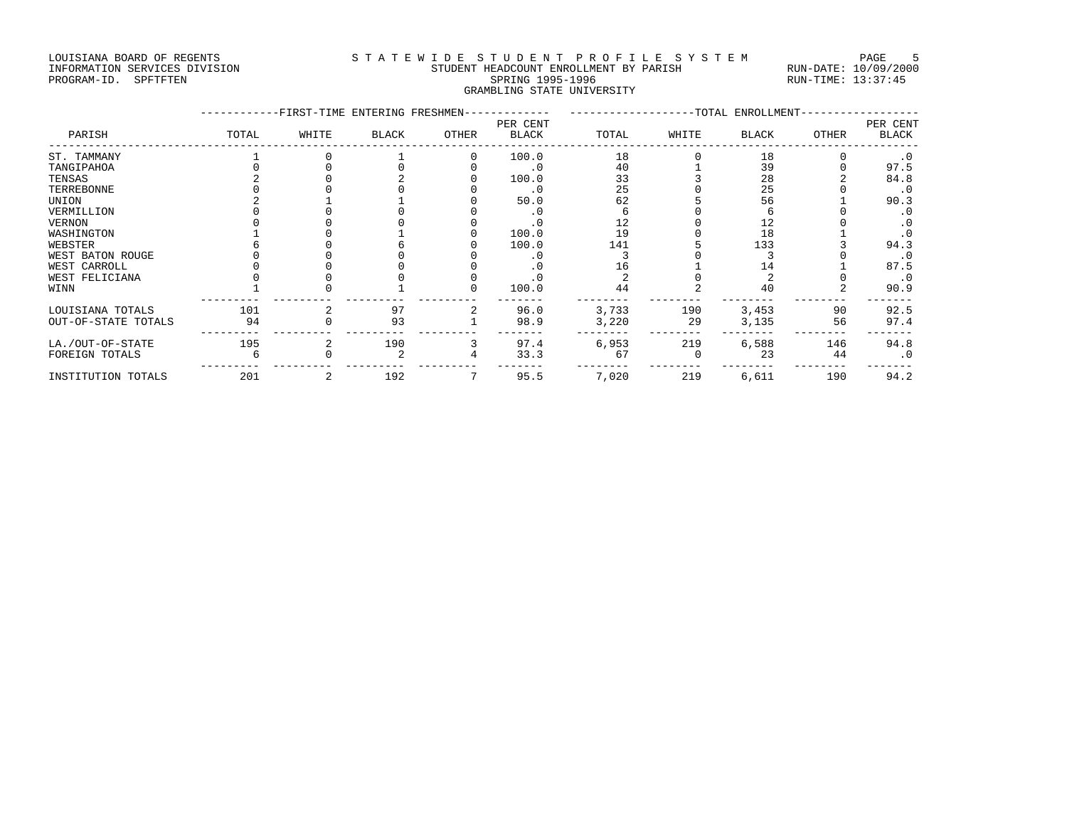LOUISIANA BOARD OF REGENTS
INFORMATION SERVICES DIVISION
PROGRAM-ID. SPFTFTEN

S T A T E W I D E  S T U D E N T  P R O F I L E  S Y S T E M
STUDENT HEADCOUNT ENROLLMENT BY PARISH
SPRING 1995-1996
GRAMBLING STATE UNIVERSITY

RUN-DATE: 10/09/2000
RUN-TIME: 13:37:45

| PARISH | FIRST-TIME ENTERING FRESHMEN TOTAL | WHITE | BLACK | OTHER | PER CENT BLACK | TOTAL ENROLLMENT TOTAL | WHITE | BLACK | OTHER | PER CENT BLACK |
|---|---|---|---|---|---|---|---|---|---|---|
| ST. TAMMANY | 1 | 0 | 1 | 0 | 100.0 | 18 | 0 | 18 | 0 | .0 |
| TANGIPAHOA | 0 | 0 | 0 | 0 | .0 | 40 | 1 | 39 | 0 | 97.5 |
| TENSAS | 2 | 0 | 2 | 0 | 100.0 | 33 | 3 | 28 | 2 | 84.8 |
| TERREBONNE | 0 | 0 | 0 | 0 | .0 | 25 | 0 | 25 | 0 | .0 |
| UNION | 2 | 1 | 1 | 0 | 50.0 | 62 | 5 | 56 | 1 | 90.3 |
| VERMILLION | 0 | 0 | 0 | 0 | .0 | 6 | 0 | 6 | 0 | .0 |
| VERNON | 0 | 0 | 0 | 0 | .0 | 12 | 0 | 12 | 0 | .0 |
| WASHINGTON | 1 | 0 | 1 | 0 | 100.0 | 19 | 0 | 18 | 1 | .0 |
| WEBSTER | 6 | 0 | 6 | 0 | 100.0 | 141 | 5 | 133 | 3 | 94.3 |
| WEST BATON ROUGE | 0 | 0 | 0 | 0 | .0 | 3 | 0 | 3 | 0 | .0 |
| WEST CARROLL | 0 | 0 | 0 | 0 | .0 | 16 | 1 | 14 | 1 | 87.5 |
| WEST FELICIANA | 0 | 0 | 0 | 0 | .0 | 2 | 0 | 2 | 0 | .0 |
| WINN | 1 | 0 | 1 | 0 | 100.0 | 44 | 2 | 40 | 2 | 90.9 |
| LOUISIANA TOTALS | 101 | 2 | 97 | 2 | 96.0 | 3,733 | 190 | 3,453 | 90 | 92.5 |
| OUT-OF-STATE TOTALS | 94 | 0 | 93 | 1 | 98.9 | 3,220 | 29 | 3,135 | 56 | 97.4 |
| LA./OUT-OF-STATE | 195 | 2 | 190 | 3 | 97.4 | 6,953 | 219 | 6,588 | 146 | 94.8 |
| FOREIGN TOTALS | 6 | 0 | 2 | 4 | 33.3 | 67 | 0 | 23 | 44 | .0 |
| INSTITUTION TOTALS | 201 | 2 | 192 | 7 | 95.5 | 7,020 | 219 | 6,611 | 190 | 94.2 |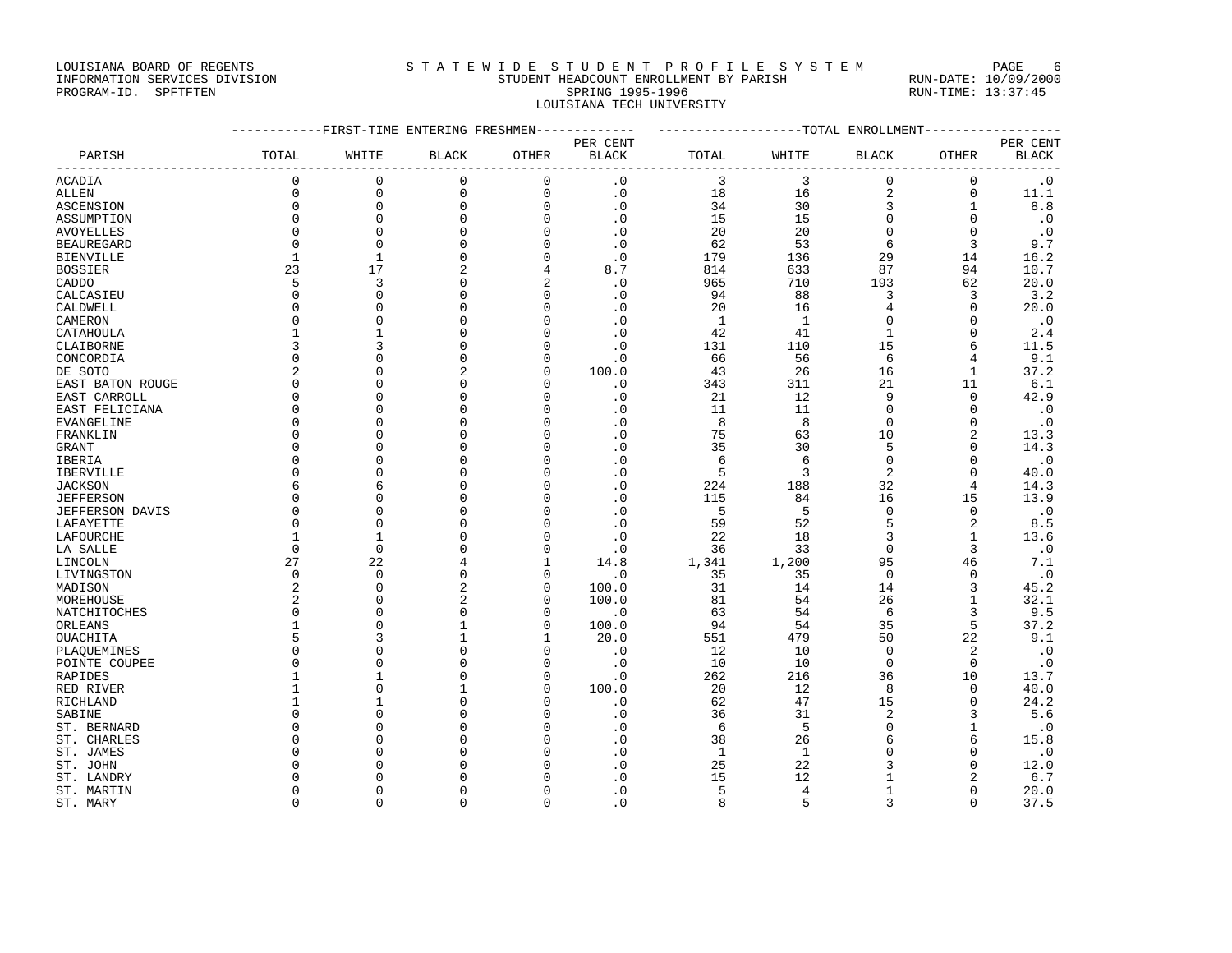LOUISIANA BOARD OF REGENTS
INFORMATION SERVICES DIVISION
PROGRAM-ID. SPFTFTEN

STATEWIDE STUDENT PROFILE SYSTEM
STUDENT HEADCOUNT ENROLLMENT BY PARISH
SPRING 1995-1996
LOUISIANA TECH UNIVERSITY

RUN-DATE: 10/09/2000
RUN-TIME: 13:37:45

| PARISH | FIRST-TIME ENTERING FRESHMEN TOTAL | WHITE | BLACK | OTHER | PER CENT BLACK | TOTAL ENROLLMENT TOTAL | WHITE | BLACK | OTHER | PER CENT BLACK |
|---|---|---|---|---|---|---|---|---|---|---|
| ACADIA | 0 | 0 | 0 | 0 | .0 | 3 | 3 | 0 | 0 | .0 |
| ALLEN | 0 | 0 | 0 | 0 | .0 | 18 | 16 | 2 | 0 | 11.1 |
| ASCENSION | 0 | 0 | 0 | 0 | .0 | 34 | 30 | 3 | 1 | 8.8 |
| ASSUMPTION | 0 | 0 | 0 | 0 | .0 | 15 | 15 | 0 | 0 | .0 |
| AVOYELLES | 0 | 0 | 0 | 0 | .0 | 20 | 20 | 0 | 0 | .0 |
| BEAUREGARD | 0 | 0 | 0 | 0 | .0 | 62 | 53 | 6 | 3 | 9.7 |
| BIENVILLE | 1 | 1 | 0 | 0 | .0 | 179 | 136 | 29 | 14 | 16.2 |
| BOSSIER | 23 | 17 | 2 | 4 | 8.7 | 814 | 633 | 87 | 94 | 10.7 |
| CADDO | 5 | 3 | 0 | 2 | .0 | 965 | 710 | 193 | 62 | 20.0 |
| CALCASIEU | 0 | 0 | 0 | 0 | .0 | 94 | 88 | 3 | 3 | 3.2 |
| CALDWELL | 0 | 0 | 0 | 0 | .0 | 20 | 16 | 4 | 0 | 20.0 |
| CAMERON | 0 | 0 | 0 | 0 | .0 | 1 | 1 | 0 | 0 | .0 |
| CATAHOULA | 1 | 1 | 0 | 0 | .0 | 42 | 41 | 1 | 0 | 2.4 |
| CLAIBORNE | 3 | 3 | 0 | 0 | .0 | 131 | 110 | 15 | 6 | 11.5 |
| CONCORDIA | 0 | 0 | 0 | 0 | .0 | 66 | 56 | 6 | 4 | 9.1 |
| DE SOTO | 2 | 0 | 2 | 0 | 100.0 | 43 | 26 | 16 | 1 | 37.2 |
| EAST BATON ROUGE | 0 | 0 | 0 | 0 | .0 | 343 | 311 | 21 | 11 | 6.1 |
| EAST CARROLL | 0 | 0 | 0 | 0 | .0 | 21 | 12 | 9 | 0 | 42.9 |
| EAST FELICIANA | 0 | 0 | 0 | 0 | .0 | 11 | 11 | 0 | 0 | .0 |
| EVANGELINE | 0 | 0 | 0 | 0 | .0 | 8 | 8 | 0 | 0 | .0 |
| FRANKLIN | 0 | 0 | 0 | 0 | .0 | 75 | 63 | 10 | 2 | 13.3 |
| GRANT | 0 | 0 | 0 | 0 | .0 | 35 | 30 | 5 | 0 | 14.3 |
| IBERIA | 0 | 0 | 0 | 0 | .0 | 6 | 6 | 0 | 0 | .0 |
| IBERVILLE | 0 | 0 | 0 | 0 | .0 | 5 | 3 | 2 | 0 | 40.0 |
| JACKSON | 6 | 6 | 0 | 0 | .0 | 224 | 188 | 32 | 4 | 14.3 |
| JEFFERSON | 0 | 0 | 0 | 0 | .0 | 115 | 84 | 16 | 15 | 13.9 |
| JEFFERSON DAVIS | 0 | 0 | 0 | 0 | .0 | 5 | 5 | 0 | 0 | .0 |
| LAFAYETTE | 0 | 0 | 0 | 0 | .0 | 59 | 52 | 5 | 2 | 8.5 |
| LAFOURCHE | 1 | 1 | 0 | 0 | .0 | 22 | 18 | 3 | 1 | 13.6 |
| LA SALLE | 0 | 0 | 0 | 0 | .0 | 36 | 33 | 0 | 3 | .0 |
| LINCOLN | 27 | 22 | 4 | 1 | 14.8 | 1,341 | 1,200 | 95 | 46 | 7.1 |
| LIVINGSTON | 0 | 0 | 0 | 0 | .0 | 35 | 35 | 0 | 0 | .0 |
| MADISON | 2 | 0 | 2 | 0 | 100.0 | 31 | 14 | 14 | 3 | 45.2 |
| MOREHOUSE | 2 | 0 | 2 | 0 | 100.0 | 81 | 54 | 26 | 1 | 32.1 |
| NATCHITOCHES | 0 | 0 | 0 | 0 | .0 | 63 | 54 | 6 | 3 | 9.5 |
| ORLEANS | 1 | 0 | 1 | 0 | 100.0 | 94 | 54 | 35 | 5 | 37.2 |
| OUACHITA | 5 | 3 | 1 | 1 | 20.0 | 551 | 479 | 50 | 22 | 9.1 |
| PLAQUEMINES | 0 | 0 | 0 | 0 | .0 | 12 | 10 | 0 | 2 | .0 |
| POINTE COUPEE | 0 | 0 | 0 | 0 | .0 | 10 | 10 | 0 | 0 | .0 |
| RAPIDES | 1 | 1 | 0 | 0 | .0 | 262 | 216 | 36 | 10 | 13.7 |
| RED RIVER | 1 | 0 | 1 | 0 | 100.0 | 20 | 12 | 8 | 0 | 40.0 |
| RICHLAND | 1 | 1 | 0 | 0 | .0 | 62 | 47 | 15 | 0 | 24.2 |
| SABINE | 0 | 0 | 0 | 0 | .0 | 36 | 31 | 2 | 3 | 5.6 |
| ST. BERNARD | 0 | 0 | 0 | 0 | .0 | 6 | 5 | 0 | 1 | .0 |
| ST. CHARLES | 0 | 0 | 0 | 0 | .0 | 38 | 26 | 6 | 6 | 15.8 |
| ST. JAMES | 0 | 0 | 0 | 0 | .0 | 1 | 1 | 0 | 0 | .0 |
| ST. JOHN | 0 | 0 | 0 | 0 | .0 | 25 | 22 | 3 | 0 | 12.0 |
| ST. LANDRY | 0 | 0 | 0 | 0 | .0 | 15 | 12 | 1 | 2 | 6.7 |
| ST. MARTIN | 0 | 0 | 0 | 0 | .0 | 5 | 4 | 1 | 0 | 20.0 |
| ST. MARY | 0 | 0 | 0 | 0 | .0 | 8 | 5 | 3 | 0 | 37.5 |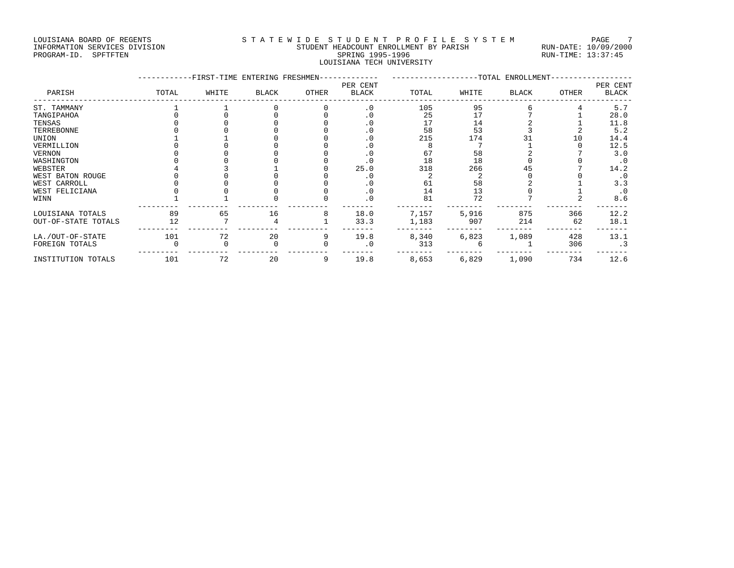LOUISIANA BOARD OF REGENTS
INFORMATION SERVICES DIVISION
PROGRAM-ID. SPFTFTEN

STATEWIDE STUDENT PROFILE SYSTEM
STUDENT HEADCOUNT ENROLLMENT BY PARISH
SPRING 1995-1996
LOUISIANA TECH UNIVERSITY

RUN-DATE: 10/09/2000
RUN-TIME: 13:37:45

| | FIRST-TIME ENTERING FRESHMEN | | | | | TOTAL ENROLLMENT | | | | |
|---|---|---|---|---|---|---|---|---|---|---|
| PARISH | TOTAL | WHITE | BLACK | OTHER | PER CENT BLACK | TOTAL | WHITE | BLACK | OTHER | PER CENT BLACK |
| ST. TAMMANY | 1 | 1 | 0 | 0 | .0 | 105 | 95 | 6 | 4 | 5.7 |
| TANGIPAHOA | 0 | 0 | 0 | 0 | .0 | 25 | 17 | 7 | 1 | 28.0 |
| TENSAS | 0 | 0 | 0 | 0 | .0 | 17 | 14 | 2 | 1 | 11.8 |
| TERREBONNE | 0 | 0 | 0 | 0 | .0 | 58 | 53 | 3 | 2 | 5.2 |
| UNION | 1 | 1 | 0 | 0 | .0 | 215 | 174 | 31 | 10 | 14.4 |
| VERMILLION | 0 | 0 | 0 | 0 | .0 | 8 | 7 | 1 | 0 | 12.5 |
| VERNON | 0 | 0 | 0 | 0 | .0 | 67 | 58 | 2 | 7 | 3.0 |
| WASHINGTON | 0 | 0 | 0 | 0 | .0 | 18 | 18 | 0 | 0 | .0 |
| WEBSTER | 4 | 3 | 1 | 0 | 25.0 | 318 | 266 | 45 | 7 | 14.2 |
| WEST BATON ROUGE | 0 | 0 | 0 | 0 | .0 | 2 | 2 | 0 | 0 | .0 |
| WEST CARROLL | 0 | 0 | 0 | 0 | .0 | 61 | 58 | 2 | 1 | 3.3 |
| WEST FELICIANA | 0 | 0 | 0 | 0 | .0 | 14 | 13 | 0 | 1 | .0 |
| WINN | 1 | 1 | 0 | 0 | .0 | 81 | 72 | 7 | 2 | 8.6 |
| LOUISIANA TOTALS | 89 | 65 | 16 | 8 | 18.0 | 7,157 | 5,916 | 875 | 366 | 12.2 |
| OUT-OF-STATE TOTALS | 12 | 7 | 4 | 1 | 33.3 | 1,183 | 907 | 214 | 62 | 18.1 |
| LA./OUT-OF-STATE | 101 | 72 | 20 | 9 | 19.8 | 8,340 | 6,823 | 1,089 | 428 | 13.1 |
| FOREIGN TOTALS | 0 | 0 | 0 | 0 | .0 | 313 | 6 | 1 | 306 | .3 |
| INSTITUTION TOTALS | 101 | 72 | 20 | 9 | 19.8 | 8,653 | 6,829 | 1,090 | 734 | 12.6 |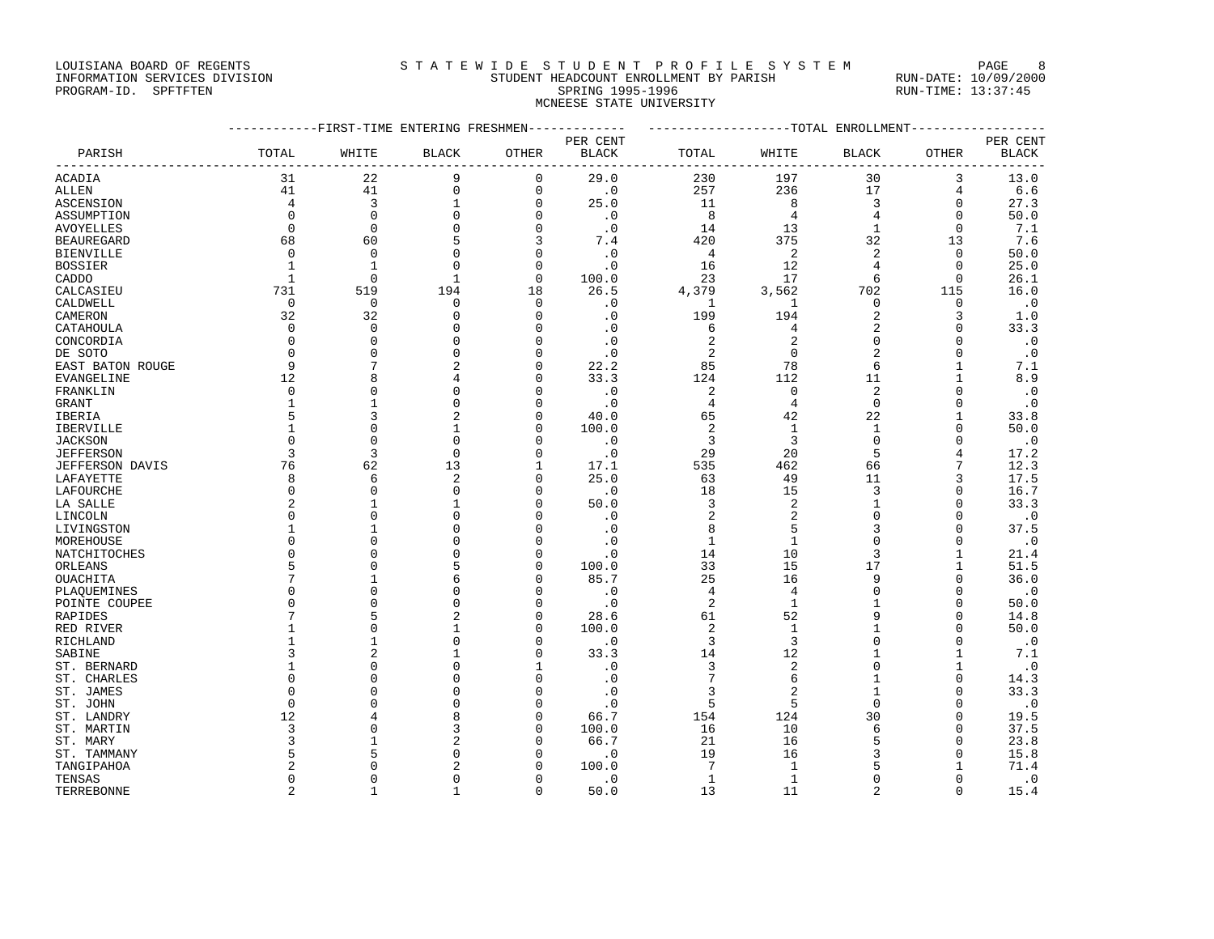LOUISIANA BOARD OF REGENTS
INFORMATION SERVICES DIVISION
PROGRAM-ID. SPFTFTEN

STATEWIDE STUDENT PROFILE SYSTEM
STUDENT HEADCOUNT ENROLLMENT BY PARISH
SPRING 1995-1996
MCNEESE STATE UNIVERSITY

RUN-DATE: 10/09/2000
RUN-TIME: 13:37:45

| PARISH | FIRST-TIME ENTERING FRESHMEN | | | | | TOTAL ENROLLMENT | | | | |
|---|---|---|---|---|---|---|---|---|---|---|
| | TOTAL | WHITE | BLACK | OTHER | PER CENT BLACK | TOTAL | WHITE | BLACK | OTHER | PER CENT BLACK |
| ACADIA | 31 | 22 | 9 | 0 | 29.0 | 230 | 197 | 30 | 3 | 13.0 |
| ALLEN | 41 | 41 | 0 | 0 | .0 | 257 | 236 | 17 | 4 | 6.6 |
| ASCENSION | 4 | 3 | 1 | 0 | 25.0 | 11 | 8 | 3 | 0 | 27.3 |
| ASSUMPTION | 0 | 0 | 0 | 0 | .0 | 8 | 4 | 4 | 0 | 50.0 |
| AVOYELLES | 0 | 0 | 0 | 0 | .0 | 14 | 13 | 1 | 0 | 7.1 |
| BEAUREGARD | 68 | 60 | 5 | 3 | 7.4 | 420 | 375 | 32 | 13 | 7.6 |
| BIENVILLE | 0 | 0 | 0 | 0 | .0 | 4 | 2 | 2 | 0 | 50.0 |
| BOSSIER | 1 | 1 | 0 | 0 | .0 | 16 | 12 | 4 | 0 | 25.0 |
| CADDO | 1 | 0 | 1 | 0 | 100.0 | 23 | 17 | 6 | 0 | 26.1 |
| CALCASIEU | 731 | 519 | 194 | 18 | 26.5 | 4,379 | 3,562 | 702 | 115 | 16.0 |
| CALDWELL | 0 | 0 | 0 | 0 | .0 | 1 | 1 | 0 | 0 | .0 |
| CAMERON | 32 | 32 | 0 | 0 | .0 | 199 | 194 | 2 | 3 | 1.0 |
| CATAHOULA | 0 | 0 | 0 | 0 | .0 | 6 | 4 | 2 | 0 | 33.3 |
| CONCORDIA | 0 | 0 | 0 | 0 | .0 | 2 | 2 | 0 | 0 | .0 |
| DE SOTO | 0 | 0 | 0 | 0 | .0 | 2 | 0 | 2 | 0 | .0 |
| EAST BATON ROUGE | 9 | 7 | 2 | 0 | 22.2 | 85 | 78 | 6 | 1 | 7.1 |
| EVANGELINE | 12 | 8 | 4 | 0 | 33.3 | 124 | 112 | 11 | 1 | 8.9 |
| FRANKLIN | 0 | 0 | 0 | 0 | .0 | 2 | 0 | 2 | 0 | .0 |
| GRANT | 1 | 1 | 0 | 0 | .0 | 4 | 4 | 0 | 0 | .0 |
| IBERIA | 5 | 3 | 2 | 0 | 40.0 | 65 | 42 | 22 | 1 | 33.8 |
| IBERVILLE | 1 | 0 | 1 | 0 | 100.0 | 2 | 1 | 1 | 0 | 50.0 |
| JACKSON | 0 | 0 | 0 | 0 | .0 | 3 | 3 | 0 | 0 | .0 |
| JEFFERSON | 3 | 3 | 0 | 0 | .0 | 29 | 20 | 5 | 4 | 17.2 |
| JEFFERSON DAVIS | 76 | 62 | 13 | 1 | 17.1 | 535 | 462 | 66 | 7 | 12.3 |
| LAFAYETTE | 8 | 6 | 2 | 0 | 25.0 | 63 | 49 | 11 | 3 | 17.5 |
| LAFOURCHE | 0 | 0 | 0 | 0 | .0 | 18 | 15 | 3 | 0 | 16.7 |
| LA SALLE | 2 | 1 | 1 | 0 | 50.0 | 3 | 2 | 1 | 0 | 33.3 |
| LINCOLN | 0 | 0 | 0 | 0 | .0 | 2 | 2 | 0 | 0 | .0 |
| LIVINGSTON | 1 | 1 | 0 | 0 | .0 | 8 | 5 | 3 | 0 | 37.5 |
| MOREHOUSE | 0 | 0 | 0 | 0 | .0 | 1 | 1 | 0 | 0 | .0 |
| NATCHITOCHES | 0 | 0 | 0 | 0 | .0 | 14 | 10 | 3 | 1 | 21.4 |
| ORLEANS | 5 | 0 | 5 | 0 | 100.0 | 33 | 15 | 17 | 1 | 51.5 |
| OUACHITA | 7 | 1 | 6 | 0 | 85.7 | 25 | 16 | 9 | 0 | 36.0 |
| PLAQUEMINES | 0 | 0 | 0 | 0 | .0 | 4 | 4 | 0 | 0 | .0 |
| POINTE COUPEE | 0 | 0 | 0 | 0 | .0 | 2 | 1 | 1 | 0 | 50.0 |
| RAPIDES | 7 | 5 | 2 | 0 | 28.6 | 61 | 52 | 9 | 0 | 14.8 |
| RED RIVER | 1 | 0 | 1 | 0 | 100.0 | 2 | 1 | 1 | 0 | 50.0 |
| RICHLAND | 1 | 1 | 0 | 0 | .0 | 3 | 3 | 0 | 0 | .0 |
| SABINE | 3 | 2 | 1 | 0 | 33.3 | 14 | 12 | 1 | 1 | 7.1 |
| ST. BERNARD | 1 | 0 | 0 | 1 | .0 | 3 | 2 | 0 | 1 | .0 |
| ST. CHARLES | 0 | 0 | 0 | 0 | .0 | 7 | 6 | 1 | 0 | 14.3 |
| ST. JAMES | 0 | 0 | 0 | 0 | .0 | 3 | 2 | 1 | 0 | 33.3 |
| ST. JOHN | 0 | 0 | 0 | 0 | .0 | 5 | 5 | 0 | 0 | .0 |
| ST. LANDRY | 12 | 4 | 8 | 0 | 66.7 | 154 | 124 | 30 | 0 | 19.5 |
| ST. MARTIN | 3 | 0 | 3 | 0 | 100.0 | 16 | 10 | 6 | 0 | 37.5 |
| ST. MARY | 3 | 1 | 2 | 0 | 66.7 | 21 | 16 | 5 | 0 | 23.8 |
| ST. TAMMANY | 5 | 5 | 0 | 0 | .0 | 19 | 16 | 3 | 0 | 15.8 |
| TANGIPAHOA | 2 | 0 | 2 | 0 | 100.0 | 7 | 1 | 5 | 1 | 71.4 |
| TENSAS | 0 | 0 | 0 | 0 | .0 | 1 | 1 | 0 | 0 | .0 |
| TERREBONNE | 2 | 1 | 1 | 0 | 50.0 | 13 | 11 | 2 | 0 | 15.4 |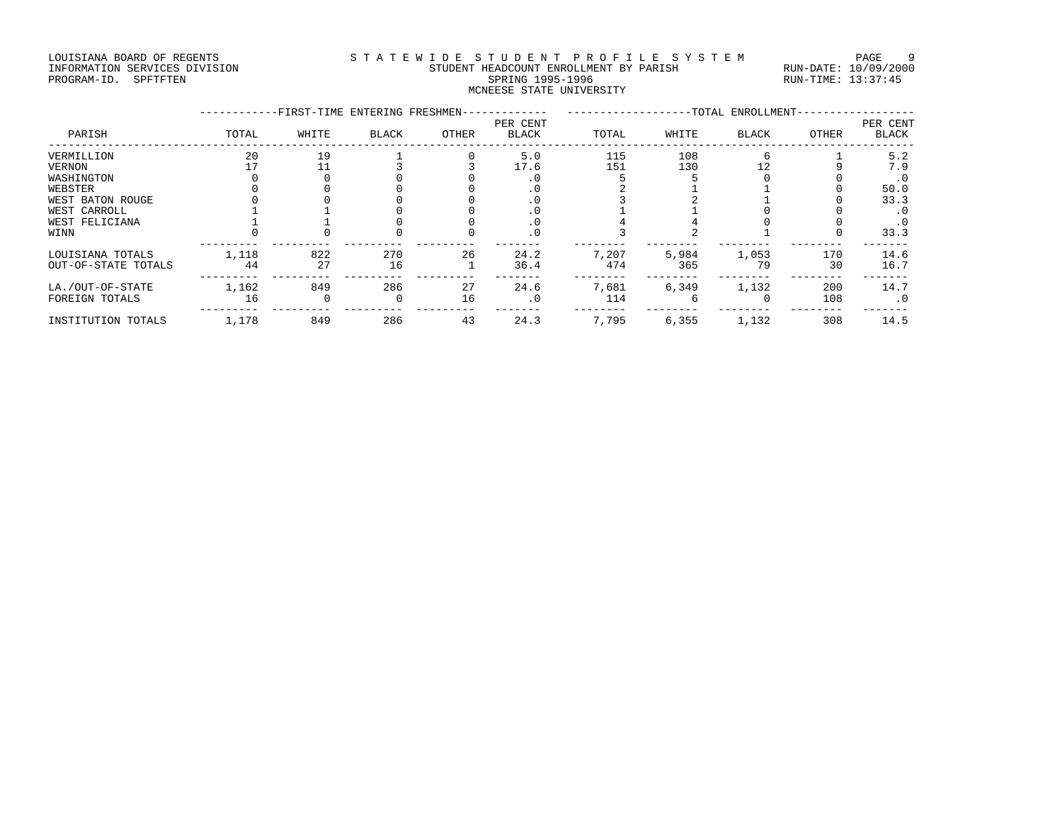LOUISIANA BOARD OF REGENTS
INFORMATION SERVICES DIVISION
PROGRAM-ID. SPFTFTEN

STATEWIDE STUDENT PROFILE SYSTEM
STUDENT HEADCOUNT ENROLLMENT BY PARISH
SPRING 1995-1996
MCNEESE STATE UNIVERSITY

RUN-DATE: 10/09/2000
RUN-TIME: 13:37:45

| | FIRST-TIME ENTERING FRESHMEN | | | | | TOTAL ENROLLMENT | | | | |
|---|---|---|---|---|---|---|---|---|---|---|
| PARISH | TOTAL | WHITE | BLACK | OTHER | PER CENT BLACK | TOTAL | WHITE | BLACK | OTHER | PER CENT BLACK |
| VERMILLION | 20 | 19 | 1 | 0 | 5.0 | 115 | 108 | 6 | 1 | 5.2 |
| VERNON | 17 | 11 | 3 | 3 | 17.6 | 151 | 130 | 12 | 9 | 7.9 |
| WASHINGTON | 0 | 0 | 0 | 0 | .0 | 5 | 5 | 0 | 0 | .0 |
| WEBSTER | 0 | 0 | 0 | 0 | .0 | 2 | 1 | 1 | 0 | 50.0 |
| WEST BATON ROUGE | 0 | 0 | 0 | 0 | .0 | 3 | 2 | 1 | 0 | 33.3 |
| WEST CARROLL | 1 | 1 | 0 | 0 | .0 | 1 | 1 | 0 | 0 | .0 |
| WEST FELICIANA | 1 | 1 | 0 | 0 | .0 | 4 | 4 | 0 | 0 | .0 |
| WINN | 0 | 0 | 0 | 0 | .0 | 3 | 2 | 1 | 0 | 33.3 |
| LOUISIANA TOTALS | 1,118 | 822 | 270 | 26 | 24.2 | 7,207 | 5,984 | 1,053 | 170 | 14.6 |
| OUT-OF-STATE TOTALS | 44 | 27 | 16 | 1 | 36.4 | 474 | 365 | 79 | 30 | 16.7 |
| LA./OUT-OF-STATE | 1,162 | 849 | 286 | 27 | 24.6 | 7,681 | 6,349 | 1,132 | 200 | 14.7 |
| FOREIGN TOTALS | 16 | 0 | 0 | 16 | .0 | 114 | 6 | 0 | 108 | .0 |
| INSTITUTION TOTALS | 1,178 | 849 | 286 | 43 | 24.3 | 7,795 | 6,355 | 1,132 | 308 | 14.5 |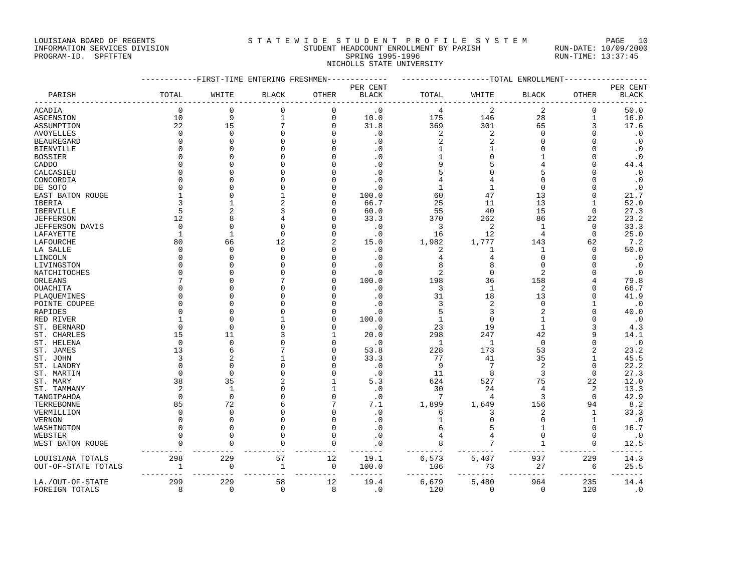LOUISIANA BOARD OF REGENTS — INFORMATION SERVICES DIVISION — PROGRAM-ID. SPFTFTEN

STATEWIDE STUDENT PROFILE SYSTEM

STUDENT HEADCOUNT ENROLLMENT BY PARISH

SPRING 1995-1996

NICHOLLS STATE UNIVERSITY

RUN-DATE: 10/09/2000 RUN-TIME: 13:37:45

| | FIRST-TIME ENTERING FRESHMEN | | | | | TOTAL ENROLLMENT | | | | |
|---|---|---|---|---|---|---|---|---|---|---|
| PARISH | TOTAL | WHITE | BLACK | OTHER | PER CENT BLACK | TOTAL | WHITE | BLACK | OTHER | PER CENT BLACK |
| ACADIA | 0 | 0 | 0 | 0 | .0 | 4 | 2 | 2 | 0 | 50.0 |
| ASCENSION | 10 | 9 | 1 | 0 | 10.0 | 175 | 146 | 28 | 1 | 16.0 |
| ASSUMPTION | 22 | 15 | 7 | 0 | 31.8 | 369 | 301 | 65 | 3 | 17.6 |
| AVOYELLES | 0 | 0 | 0 | 0 | .0 | 2 | 2 | 0 | 0 | .0 |
| BEAUREGARD | 0 | 0 | 0 | 0 | .0 | 2 | 2 | 0 | 0 | .0 |
| BIENVILLE | 0 | 0 | 0 | 0 | .0 | 1 | 1 | 0 | 0 | .0 |
| BOSSIER | 0 | 0 | 0 | 0 | .0 | 1 | 0 | 1 | 0 | .0 |
| CADDO | 0 | 0 | 0 | 0 | .0 | 9 | 5 | 4 | 0 | 44.4 |
| CALCASIEU | 0 | 0 | 0 | 0 | .0 | 5 | 0 | 5 | 0 | .0 |
| CONCORDIA | 0 | 0 | 0 | 0 | .0 | 4 | 4 | 0 | 0 | .0 |
| DE SOTO | 0 | 0 | 0 | 0 | .0 | 1 | 1 | 0 | 0 | .0 |
| EAST BATON ROUGE | 1 | 0 | 1 | 0 | 100.0 | 60 | 47 | 13 | 0 | 21.7 |
| IBERIA | 3 | 1 | 2 | 0 | 66.7 | 25 | 11 | 13 | 1 | 52.0 |
| IBERVILLE | 5 | 2 | 3 | 0 | 60.0 | 55 | 40 | 15 | 0 | 27.3 |
| JEFFERSON | 12 | 8 | 4 | 0 | 33.3 | 370 | 262 | 86 | 22 | 23.2 |
| JEFFERSON DAVIS | 0 | 0 | 0 | 0 | .0 | 3 | 2 | 1 | 0 | 33.3 |
| LAFAYETTE | 1 | 1 | 0 | 0 | .0 | 16 | 12 | 4 | 0 | 25.0 |
| LAFOURCHE | 80 | 66 | 12 | 2 | 15.0 | 1,982 | 1,777 | 143 | 62 | 7.2 |
| LA SALLE | 0 | 0 | 0 | 0 | .0 | 2 | 1 | 1 | 0 | 50.0 |
| LINCOLN | 0 | 0 | 0 | 0 | .0 | 4 | 4 | 0 | 0 | .0 |
| LIVINGSTON | 0 | 0 | 0 | 0 | .0 | 8 | 8 | 0 | 0 | .0 |
| NATCHITOCHES | 0 | 0 | 0 | 0 | .0 | 2 | 0 | 2 | 0 | .0 |
| ORLEANS | 7 | 0 | 7 | 0 | 100.0 | 198 | 36 | 158 | 4 | 79.8 |
| OUACHITA | 0 | 0 | 0 | 0 | .0 | 3 | 1 | 2 | 0 | 66.7 |
| PLAQUEMINES | 0 | 0 | 0 | 0 | .0 | 31 | 18 | 13 | 0 | 41.9 |
| POINTE COUPEE | 0 | 0 | 0 | 0 | .0 | 3 | 2 | 0 | 1 | .0 |
| RAPIDES | 0 | 0 | 0 | 0 | .0 | 5 | 3 | 2 | 0 | 40.0 |
| RED RIVER | 1 | 0 | 1 | 0 | 100.0 | 1 | 0 | 1 | 0 | .0 |
| ST. BERNARD | 0 | 0 | 0 | 0 | .0 | 23 | 19 | 1 | 3 | 4.3 |
| ST. CHARLES | 15 | 11 | 3 | 1 | 20.0 | 298 | 247 | 42 | 9 | 14.1 |
| ST. HELENA | 0 | 0 | 0 | 0 | .0 | 1 | 1 | 0 | 0 | .0 |
| ST. JAMES | 13 | 6 | 7 | 0 | 53.8 | 228 | 173 | 53 | 2 | 23.2 |
| ST. JOHN | 3 | 2 | 1 | 0 | 33.3 | 77 | 41 | 35 | 1 | 45.5 |
| ST. LANDRY | 0 | 0 | 0 | 0 | .0 | 9 | 7 | 2 | 0 | 22.2 |
| ST. MARTIN | 0 | 0 | 0 | 0 | .0 | 11 | 8 | 3 | 0 | 27.3 |
| ST. MARY | 38 | 35 | 2 | 1 | 5.3 | 624 | 527 | 75 | 22 | 12.0 |
| ST. TAMMANY | 2 | 1 | 0 | 1 | .0 | 30 | 24 | 4 | 2 | 13.3 |
| TANGIPAHOA | 0 | 0 | 0 | 0 | .0 | 7 | 4 | 3 | 0 | 42.9 |
| TERREBONNE | 85 | 72 | 6 | 7 | 7.1 | 1,899 | 1,649 | 156 | 94 | 8.2 |
| VERMILLION | 0 | 0 | 0 | 0 | .0 | 6 | 3 | 2 | 1 | 33.3 |
| VERNON | 0 | 0 | 0 | 0 | .0 | 1 | 0 | 0 | 1 | .0 |
| WASHINGTON | 0 | 0 | 0 | 0 | .0 | 6 | 5 | 1 | 0 | 16.7 |
| WEBSTER | 0 | 0 | 0 | 0 | .0 | 4 | 4 | 0 | 0 | .0 |
| WEST BATON ROUGE | 0 | 0 | 0 | 0 | .0 | 8 | 7 | 1 | 0 | 12.5 |
| LOUISIANA TOTALS | 298 | 229 | 57 | 12 | 19.1 | 6,573 | 5,407 | 937 | 229 | 14.3 |
| OUT-OF-STATE TOTALS | 1 | 0 | 1 | 0 | 100.0 | 106 | 73 | 27 | 6 | 25.5 |
| LA./OUT-OF-STATE | 299 | 229 | 58 | 12 | 19.4 | 6,679 | 5,480 | 964 | 235 | 14.4 |
| FOREIGN TOTALS | 8 | 0 | 0 | 8 | .0 | 120 | 0 | 0 | 120 | .0 |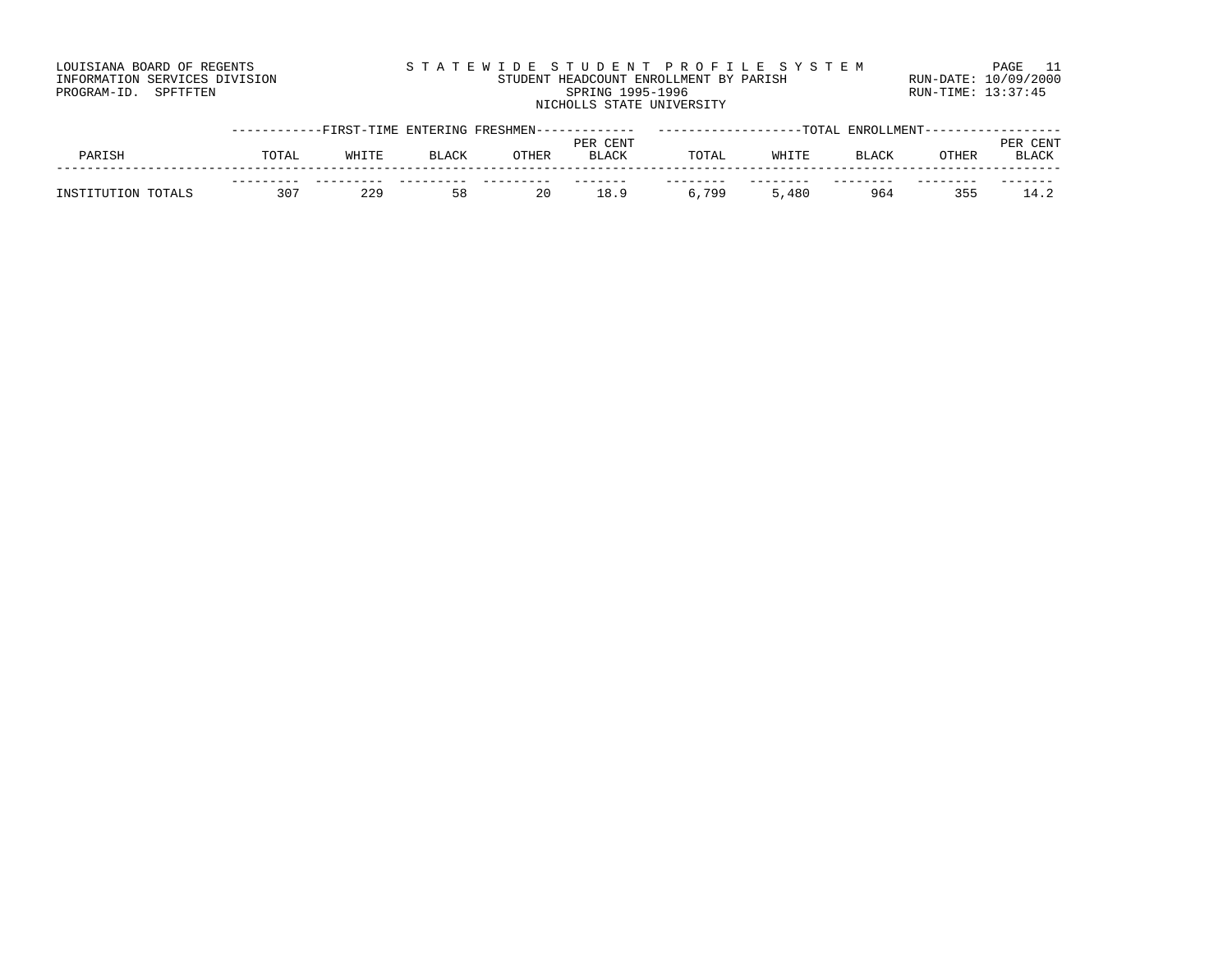LOUISIANA BOARD OF REGENTS
INFORMATION SERVICES DIVISION
PROGRAM-ID. SPFTFTEN

STATEWIDE STUDENT PROFILE SYSTEM
STUDENT HEADCOUNT ENROLLMENT BY PARISH
SPRING 1995-1996
NICHOLLS STATE UNIVERSITY

RUN-DATE: 10/09/2000
RUN-TIME: 13:37:45

| PARISH | FIRST-TIME ENTERING FRESHMEN | | | | | TOTAL ENROLLMENT | | | | |
|---|---|---|---|---|---|---|---|---|---|---|
| | TOTAL | WHITE | BLACK | OTHER | PER CENT BLACK | TOTAL | WHITE | BLACK | OTHER | PER CENT BLACK |
| INSTITUTION TOTALS | 307 | 229 | 58 | 20 | 18.9 | 6,799 | 5,480 | 964 | 355 | 14.2 |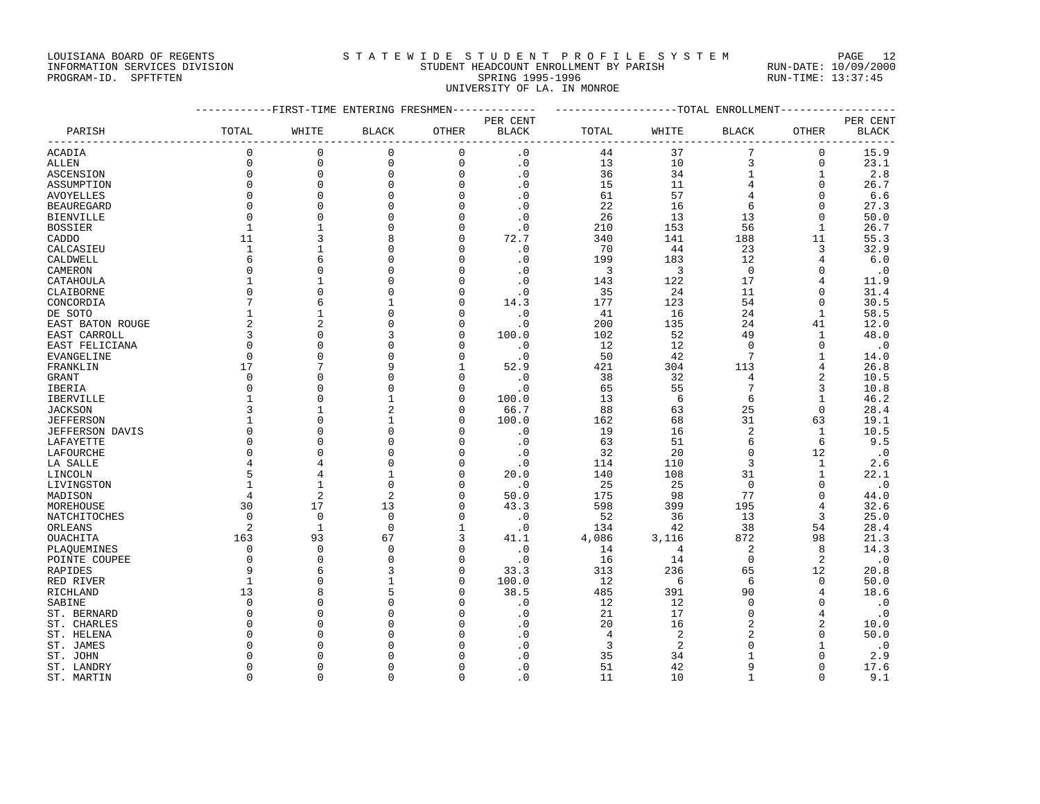LOUISIANA BOARD OF REGENTS
INFORMATION SERVICES DIVISION
PROGRAM-ID. SPFTFTEN

STATEWIDE STUDENT PROFILE SYSTEM
STUDENT HEADCOUNT ENROLLMENT BY PARISH
SPRING 1995-1996
UNIVERSITY OF LA. IN MONROE

RUN-DATE: 10/09/2000
RUN-TIME: 13:37:45

| PARISH | FIRST-TIME ENTERING FRESHMEN TOTAL | WHITE | BLACK | OTHER | PER CENT BLACK | TOTAL ENROLLMENT TOTAL | WHITE | BLACK | OTHER | PER CENT BLACK |
|---|---|---|---|---|---|---|---|---|---|---|
| ACADIA | 0 | 0 | 0 | 0 | .0 | 44 | 37 | 7 | 0 | 15.9 |
| ALLEN | 0 | 0 | 0 | 0 | .0 | 13 | 10 | 3 | 0 | 23.1 |
| ASCENSION | 0 | 0 | 0 | 0 | .0 | 36 | 34 | 1 | 1 | 2.8 |
| ASSUMPTION | 0 | 0 | 0 | 0 | .0 | 15 | 11 | 4 | 0 | 26.7 |
| AVOYELLES | 0 | 0 | 0 | 0 | .0 | 61 | 57 | 4 | 0 | 6.6 |
| BEAUREGARD | 0 | 0 | 0 | 0 | .0 | 22 | 16 | 6 | 0 | 27.3 |
| BIENVILLE | 0 | 0 | 0 | 0 | .0 | 26 | 13 | 13 | 0 | 50.0 |
| BOSSIER | 1 | 1 | 0 | 0 | .0 | 210 | 153 | 56 | 1 | 26.7 |
| CADDO | 11 | 3 | 8 | 0 | 72.7 | 340 | 141 | 188 | 11 | 55.3 |
| CALCASIEU | 1 | 1 | 0 | 0 | .0 | 70 | 44 | 23 | 3 | 32.9 |
| CALDWELL | 6 | 6 | 0 | 0 | .0 | 199 | 183 | 12 | 4 | 6.0 |
| CAMERON | 0 | 0 | 0 | 0 | .0 | 3 | 3 | 0 | 0 | .0 |
| CATAHOULA | 1 | 1 | 0 | 0 | .0 | 143 | 122 | 17 | 4 | 11.9 |
| CLAIBORNE | 0 | 0 | 0 | 0 | .0 | 35 | 24 | 11 | 0 | 31.4 |
| CONCORDIA | 7 | 6 | 1 | 0 | 14.3 | 177 | 123 | 54 | 0 | 30.5 |
| DE SOTO | 1 | 1 | 0 | 0 | .0 | 41 | 16 | 24 | 1 | 58.5 |
| EAST BATON ROUGE | 2 | 2 | 0 | 0 | .0 | 200 | 135 | 24 | 41 | 12.0 |
| EAST CARROLL | 3 | 0 | 3 | 0 | 100.0 | 102 | 52 | 49 | 1 | 48.0 |
| EAST FELICIANA | 0 | 0 | 0 | 0 | .0 | 12 | 12 | 0 | 0 | .0 |
| EVANGELINE | 0 | 0 | 0 | 0 | .0 | 50 | 42 | 7 | 1 | 14.0 |
| FRANKLIN | 17 | 7 | 9 | 1 | 52.9 | 421 | 304 | 113 | 4 | 26.8 |
| GRANT | 0 | 0 | 0 | 0 | .0 | 38 | 32 | 4 | 2 | 10.5 |
| IBERIA | 0 | 0 | 0 | 0 | .0 | 65 | 55 | 7 | 3 | 10.8 |
| IBERVILLE | 1 | 0 | 1 | 0 | 100.0 | 13 | 6 | 6 | 1 | 46.2 |
| JACKSON | 3 | 1 | 2 | 0 | 66.7 | 88 | 63 | 25 | 0 | 28.4 |
| JEFFERSON | 1 | 0 | 1 | 0 | 100.0 | 162 | 68 | 31 | 63 | 19.1 |
| JEFFERSON DAVIS | 0 | 0 | 0 | 0 | .0 | 19 | 16 | 2 | 1 | 10.5 |
| LAFAYETTE | 0 | 0 | 0 | 0 | .0 | 63 | 51 | 6 | 6 | 9.5 |
| LAFOURCHE | 0 | 0 | 0 | 0 | .0 | 32 | 20 | 0 | 12 | .0 |
| LA SALLE | 4 | 4 | 0 | 0 | .0 | 114 | 110 | 3 | 1 | 2.6 |
| LINCOLN | 5 | 4 | 1 | 0 | 20.0 | 140 | 108 | 31 | 1 | 22.1 |
| LIVINGSTON | 1 | 1 | 0 | 0 | .0 | 25 | 25 | 0 | 0 | .0 |
| MADISON | 4 | 2 | 2 | 0 | 50.0 | 175 | 98 | 77 | 0 | 44.0 |
| MOREHOUSE | 30 | 17 | 13 | 0 | 43.3 | 598 | 399 | 195 | 4 | 32.6 |
| NATCHITOCHES | 0 | 0 | 0 | 0 | .0 | 52 | 36 | 13 | 3 | 25.0 |
| ORLEANS | 2 | 1 | 0 | 1 | .0 | 134 | 42 | 38 | 54 | 28.4 |
| OUACHITA | 163 | 93 | 67 | 3 | 41.1 | 4,086 | 3,116 | 872 | 98 | 21.3 |
| PLAQUEMINES | 0 | 0 | 0 | 0 | .0 | 14 | 4 | 2 | 8 | 14.3 |
| POINTE COUPEE | 0 | 0 | 0 | 0 | .0 | 16 | 14 | 0 | 2 | .0 |
| RAPIDES | 9 | 6 | 3 | 0 | 33.3 | 313 | 236 | 65 | 12 | 20.8 |
| RED RIVER | 1 | 0 | 1 | 0 | 100.0 | 12 | 6 | 6 | 0 | 50.0 |
| RICHLAND | 13 | 8 | 5 | 0 | 38.5 | 485 | 391 | 90 | 4 | 18.6 |
| SABINE | 0 | 0 | 0 | 0 | .0 | 12 | 12 | 0 | 0 | .0 |
| ST. BERNARD | 0 | 0 | 0 | 0 | .0 | 21 | 17 | 0 | 4 | .0 |
| ST. CHARLES | 0 | 0 | 0 | 0 | .0 | 20 | 16 | 2 | 2 | 10.0 |
| ST. HELENA | 0 | 0 | 0 | 0 | .0 | 4 | 2 | 2 | 0 | 50.0 |
| ST. JAMES | 0 | 0 | 0 | 0 | .0 | 3 | 2 | 0 | 1 | .0 |
| ST. JOHN | 0 | 0 | 0 | 0 | .0 | 35 | 34 | 1 | 0 | 2.9 |
| ST. LANDRY | 0 | 0 | 0 | 0 | .0 | 51 | 42 | 9 | 0 | 17.6 |
| ST. MARTIN | 0 | 0 | 0 | 0 | .0 | 11 | 10 | 1 | 0 | 9.1 |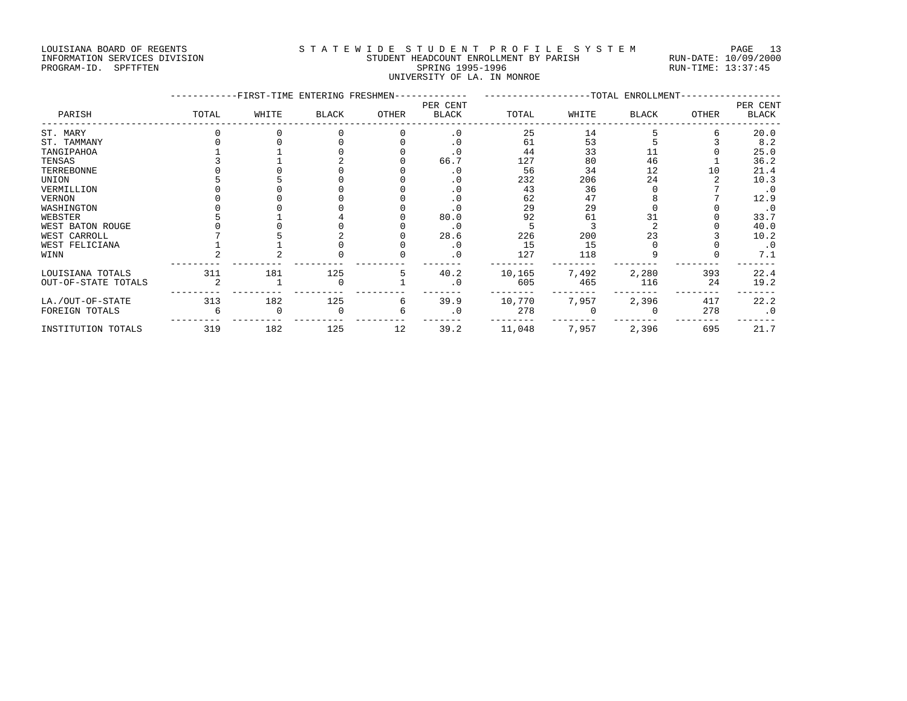LOUISIANA BOARD OF REGENTS
INFORMATION SERVICES DIVISION
PROGRAM-ID. SPFTFTEN

STATEWIDE STUDENT PROFILE SYSTEM
STUDENT HEADCOUNT ENROLLMENT BY PARISH
SPRING 1995-1996
UNIVERSITY OF LA. IN MONROE

RUN-DATE: 10/09/2000
RUN-TIME: 13:37:45

| PARISH | FIRST-TIME ENTERING FRESHMEN | | | | | TOTAL ENROLLMENT | | | | |
|---|---|---|---|---|---|---|---|---|---|---|
| | TOTAL | WHITE | BLACK | OTHER | PER CENT BLACK | TOTAL | WHITE | BLACK | OTHER | PER CENT BLACK |
| ST. MARY | 0 | 0 | 0 | 0 | .0 | 25 | 14 | 5 | 6 | 20.0 |
| ST. TAMMANY | 0 | 0 | 0 | 0 | .0 | 61 | 53 | 5 | 3 | 8.2 |
| TANGIPAHOA | 1 | 1 | 0 | 0 | .0 | 44 | 33 | 11 | 0 | 25.0 |
| TENSAS | 3 | 1 | 2 | 0 | 66.7 | 127 | 80 | 46 | 1 | 36.2 |
| TERREBONNE | 0 | 0 | 0 | 0 | .0 | 56 | 34 | 12 | 10 | 21.4 |
| UNION | 5 | 5 | 0 | 0 | .0 | 232 | 206 | 24 | 2 | 10.3 |
| VERMILLION | 0 | 0 | 0 | 0 | .0 | 43 | 36 | 0 | 7 | .0 |
| VERNON | 0 | 0 | 0 | 0 | .0 | 62 | 47 | 8 | 7 | 12.9 |
| WASHINGTON | 0 | 0 | 0 | 0 | .0 | 29 | 29 | 0 | 0 | .0 |
| WEBSTER | 5 | 1 | 4 | 0 | 80.0 | 92 | 61 | 31 | 0 | 33.7 |
| WEST BATON ROUGE | 0 | 0 | 0 | 0 | .0 | 5 | 3 | 2 | 0 | 40.0 |
| WEST CARROLL | 7 | 5 | 2 | 0 | 28.6 | 226 | 200 | 23 | 3 | 10.2 |
| WEST FELICIANA | 1 | 1 | 0 | 0 | .0 | 15 | 15 | 0 | 0 | .0 |
| WINN | 2 | 2 | 0 | 0 | .0 | 127 | 118 | 9 | 0 | 7.1 |
| LOUISIANA TOTALS | 311 | 181 | 125 | 5 | 40.2 | 10,165 | 7,492 | 2,280 | 393 | 22.4 |
| OUT-OF-STATE TOTALS | 2 | 1 | 0 | 1 | .0 | 605 | 465 | 116 | 24 | 19.2 |
| LA./OUT-OF-STATE | 313 | 182 | 125 | 6 | 39.9 | 10,770 | 7,957 | 2,396 | 417 | 22.2 |
| FOREIGN TOTALS | 6 | 0 | 0 | 6 | .0 | 278 | 0 | 0 | 278 | .0 |
| INSTITUTION TOTALS | 319 | 182 | 125 | 12 | 39.2 | 11,048 | 7,957 | 2,396 | 695 | 21.7 |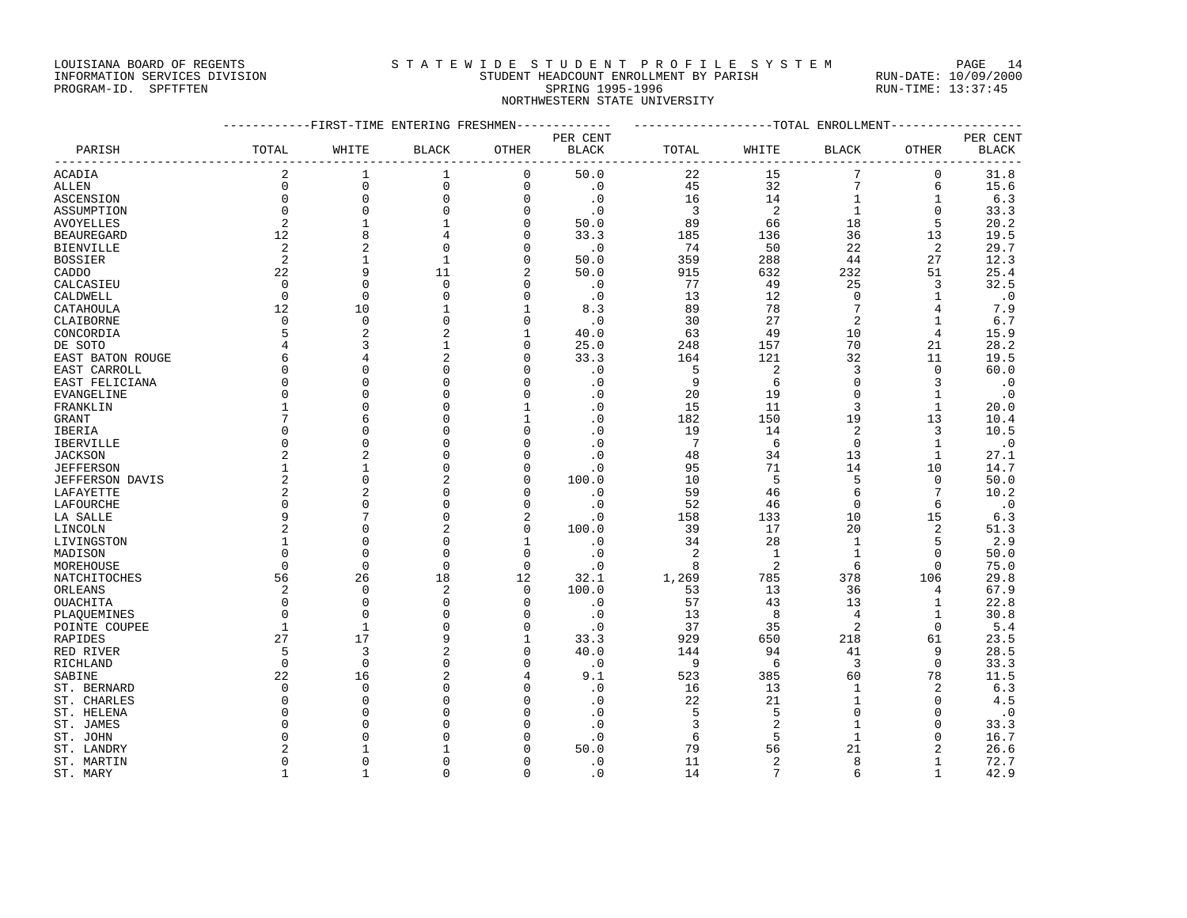LOUISIANA BOARD OF REGENTS
INFORMATION SERVICES DIVISION
PROGRAM-ID. SPFTFTEN

STATEWIDE STUDENT PROFILE SYSTEM
STUDENT HEADCOUNT ENROLLMENT BY PARISH
SPRING 1995-1996
NORTHWESTERN STATE UNIVERSITY

RUN-DATE: 10/09/2000
RUN-TIME: 13:37:45

| PARISH | FIRST-TIME ENTERING FRESHMEN | | | | | TOTAL ENROLLMENT | | | | |
|---|---|---|---|---|---|---|---|---|---|---|
| | TOTAL | WHITE | BLACK | OTHER | PER CENT BLACK | TOTAL | WHITE | BLACK | OTHER | PER CENT BLACK |
| ACADIA | 2 | 1 | 1 | 0 | 50.0 | 22 | 15 | 7 | 0 | 31.8 |
| ALLEN | 0 | 0 | 0 | 0 | .0 | 45 | 32 | 7 | 6 | 15.6 |
| ASCENSION | 0 | 0 | 0 | 0 | .0 | 16 | 14 | 1 | 1 | 6.3 |
| ASSUMPTION | 0 | 0 | 0 | 0 | .0 | 3 | 2 | 1 | 0 | 33.3 |
| AVOYELLES | 2 | 1 | 1 | 0 | 50.0 | 89 | 66 | 18 | 5 | 20.2 |
| BEAUREGARD | 12 | 8 | 4 | 0 | 33.3 | 185 | 136 | 36 | 13 | 19.5 |
| BIENVILLE | 2 | 2 | 0 | 0 | .0 | 74 | 50 | 22 | 2 | 29.7 |
| BOSSIER | 2 | 1 | 1 | 0 | 50.0 | 359 | 288 | 44 | 27 | 12.3 |
| CADDO | 22 | 9 | 11 | 2 | 50.0 | 915 | 632 | 232 | 51 | 25.4 |
| CALCASIEU | 0 | 0 | 0 | 0 | .0 | 77 | 49 | 25 | 3 | 32.5 |
| CALDWELL | 0 | 0 | 0 | 0 | .0 | 13 | 12 | 0 | 1 | .0 |
| CATAHOULA | 12 | 10 | 1 | 1 | 8.3 | 89 | 78 | 7 | 4 | 7.9 |
| CLAIBORNE | 0 | 0 | 0 | 0 | .0 | 30 | 27 | 2 | 1 | 6.7 |
| CONCORDIA | 5 | 2 | 2 | 1 | 40.0 | 63 | 49 | 10 | 4 | 15.9 |
| DE SOTO | 4 | 3 | 1 | 0 | 25.0 | 248 | 157 | 70 | 21 | 28.2 |
| EAST BATON ROUGE | 6 | 4 | 2 | 0 | 33.3 | 164 | 121 | 32 | 11 | 19.5 |
| EAST CARROLL | 0 | 0 | 0 | 0 | .0 | 5 | 2 | 3 | 0 | 60.0 |
| EAST FELICIANA | 0 | 0 | 0 | 0 | .0 | 9 | 6 | 0 | 3 | .0 |
| EVANGELINE | 0 | 0 | 0 | 0 | .0 | 20 | 19 | 0 | 1 | .0 |
| FRANKLIN | 1 | 0 | 0 | 1 | .0 | 15 | 11 | 3 | 1 | 20.0 |
| GRANT | 7 | 6 | 0 | 1 | .0 | 182 | 150 | 19 | 13 | 10.4 |
| IBERIA | 0 | 0 | 0 | 0 | .0 | 19 | 14 | 2 | 3 | 10.5 |
| IBERVILLE | 0 | 0 | 0 | 0 | .0 | 7 | 6 | 0 | 1 | .0 |
| JACKSON | 2 | 2 | 0 | 0 | .0 | 48 | 34 | 13 | 1 | 27.1 |
| JEFFERSON | 1 | 1 | 0 | 0 | .0 | 95 | 71 | 14 | 10 | 14.7 |
| JEFFERSON DAVIS | 2 | 0 | 2 | 0 | 100.0 | 10 | 5 | 5 | 0 | 50.0 |
| LAFAYETTE | 2 | 2 | 0 | 0 | .0 | 59 | 46 | 6 | 7 | 10.2 |
| LAFOURCHE | 0 | 0 | 0 | 0 | .0 | 52 | 46 | 0 | 6 | .0 |
| LA SALLE | 9 | 7 | 0 | 2 | .0 | 158 | 133 | 10 | 15 | 6.3 |
| LINCOLN | 2 | 0 | 2 | 0 | 100.0 | 39 | 17 | 20 | 2 | 51.3 |
| LIVINGSTON | 1 | 0 | 0 | 1 | .0 | 34 | 28 | 1 | 5 | 2.9 |
| MADISON | 0 | 0 | 0 | 0 | .0 | 2 | 1 | 1 | 0 | 50.0 |
| MOREHOUSE | 0 | 0 | 0 | 0 | .0 | 8 | 2 | 6 | 0 | 75.0 |
| NATCHITOCHES | 56 | 26 | 18 | 12 | 32.1 | 1,269 | 785 | 378 | 106 | 29.8 |
| ORLEANS | 2 | 0 | 2 | 0 | 100.0 | 53 | 13 | 36 | 4 | 67.9 |
| OUACHITA | 0 | 0 | 0 | 0 | .0 | 57 | 43 | 13 | 1 | 22.8 |
| PLAQUEMINES | 0 | 0 | 0 | 0 | .0 | 13 | 8 | 4 | 1 | 30.8 |
| POINTE COUPEE | 1 | 1 | 0 | 0 | .0 | 37 | 35 | 2 | 0 | 5.4 |
| RAPIDES | 27 | 17 | 9 | 1 | 33.3 | 929 | 650 | 218 | 61 | 23.5 |
| RED RIVER | 5 | 3 | 2 | 0 | 40.0 | 144 | 94 | 41 | 9 | 28.5 |
| RICHLAND | 0 | 0 | 0 | 0 | .0 | 9 | 6 | 3 | 0 | 33.3 |
| SABINE | 22 | 16 | 2 | 4 | 9.1 | 523 | 385 | 60 | 78 | 11.5 |
| ST. BERNARD | 0 | 0 | 0 | 0 | .0 | 16 | 13 | 1 | 2 | 6.3 |
| ST. CHARLES | 0 | 0 | 0 | 0 | .0 | 22 | 21 | 1 | 0 | 4.5 |
| ST. HELENA | 0 | 0 | 0 | 0 | .0 | 5 | 5 | 0 | 0 | .0 |
| ST. JAMES | 0 | 0 | 0 | 0 | .0 | 3 | 2 | 1 | 0 | 33.3 |
| ST. JOHN | 0 | 0 | 0 | 0 | .0 | 6 | 5 | 1 | 0 | 16.7 |
| ST. LANDRY | 2 | 1 | 1 | 0 | 50.0 | 79 | 56 | 21 | 2 | 26.6 |
| ST. MARTIN | 0 | 0 | 0 | 0 | .0 | 11 | 2 | 8 | 1 | 72.7 |
| ST. MARY | 1 | 1 | 0 | 0 | .0 | 14 | 7 | 6 | 1 | 42.9 |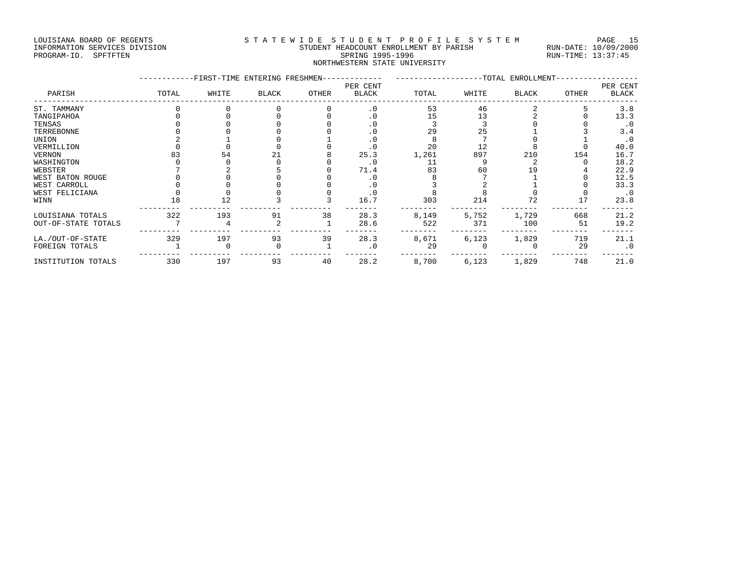LOUISIANA BOARD OF REGENTS
INFORMATION SERVICES DIVISION
PROGRAM-ID. SPFTFTEN

STATEWIDE STUDENT PROFILE SYSTEM
STUDENT HEADCOUNT ENROLLMENT BY PARISH
SPRING 1995-1996
NORTHWESTERN STATE UNIVERSITY

RUN-DATE: 10/09/2000
RUN-TIME: 13:37:45

| PARISH | FIRST-TIME ENTERING FRESHMEN | | | | | TOTAL ENROLLMENT | | | | |
|---|---|---|---|---|---|---|---|---|---|---|
| | TOTAL | WHITE | BLACK | OTHER | PER CENT BLACK | TOTAL | WHITE | BLACK | OTHER | PER CENT BLACK |
| ST. TAMMANY | 0 | 0 | 0 | 0 | .0 | 53 | 46 | 2 | 5 | 3.8 |
| TANGIPAHOA | 0 | 0 | 0 | 0 | .0 | 15 | 13 | 2 | 0 | 13.3 |
| TENSAS | 0 | 0 | 0 | 0 | .0 | 3 | 3 | 0 | 0 | .0 |
| TERREBONNE | 0 | 0 | 0 | 0 | .0 | 29 | 25 | 1 | 3 | 3.4 |
| UNION | 2 | 1 | 0 | 1 | .0 | 8 | 7 | 0 | 1 | .0 |
| VERMILLION | 0 | 0 | 0 | 0 | .0 | 20 | 12 | 8 | 0 | 40.0 |
| VERNON | 83 | 54 | 21 | 8 | 25.3 | 1,261 | 897 | 210 | 154 | 16.7 |
| WASHINGTON | 0 | 0 | 0 | 0 | .0 | 11 | 9 | 2 | 0 | 18.2 |
| WEBSTER | 7 | 2 | 5 | 0 | 71.4 | 83 | 60 | 19 | 4 | 22.9 |
| WEST BATON ROUGE | 0 | 0 | 0 | 0 | .0 | 8 | 7 | 1 | 0 | 12.5 |
| WEST CARROLL | 0 | 0 | 0 | 0 | .0 | 3 | 2 | 1 | 0 | 33.3 |
| WEST FELICIANA | 0 | 0 | 0 | 0 | .0 | 8 | 8 | 0 | 0 | .0 |
| WINN | 18 | 12 | 3 | 3 | 16.7 | 303 | 214 | 72 | 17 | 23.8 |
| LOUISIANA TOTALS | 322 | 193 | 91 | 38 | 28.3 | 8,149 | 5,752 | 1,729 | 668 | 21.2 |
| OUT-OF-STATE TOTALS | 7 | 4 | 2 | 1 | 28.6 | 522 | 371 | 100 | 51 | 19.2 |
| LA./OUT-OF-STATE | 329 | 197 | 93 | 39 | 28.3 | 8,671 | 6,123 | 1,829 | 719 | 21.1 |
| FOREIGN TOTALS | 1 | 0 | 0 | 1 | .0 | 29 | 0 | 0 | 29 | .0 |
| INSTITUTION TOTALS | 330 | 197 | 93 | 40 | 28.2 | 8,700 | 6,123 | 1,829 | 748 | 21.0 |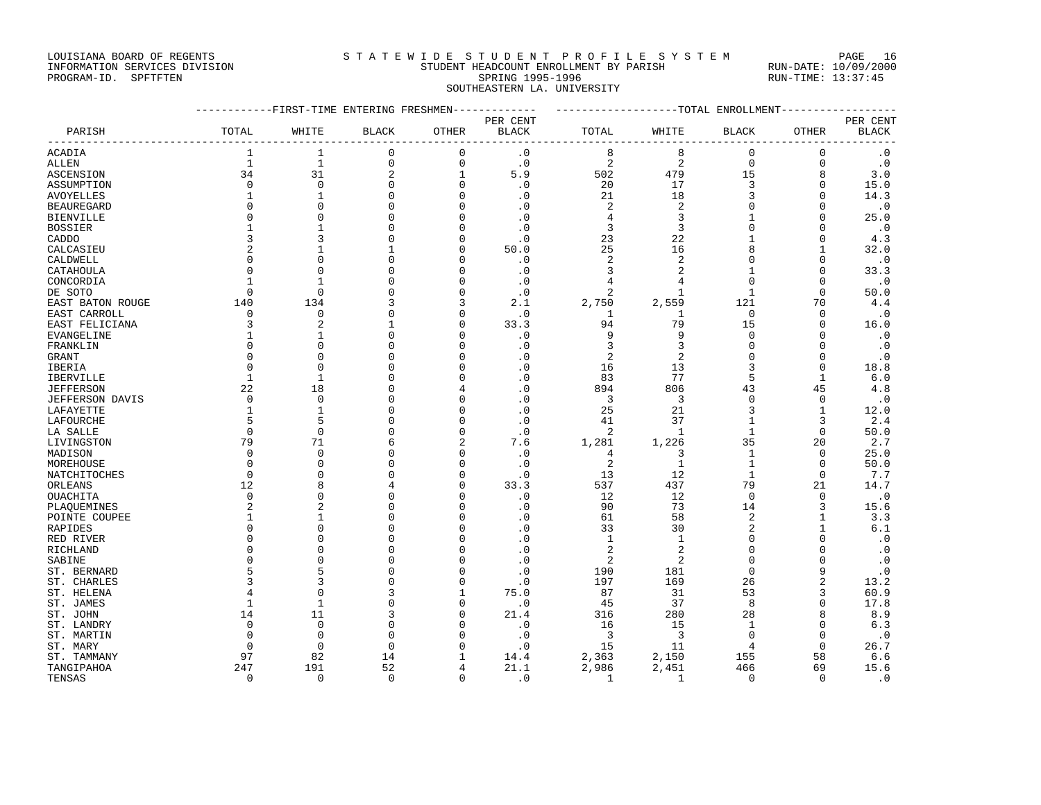LOUISIANA BOARD OF REGENTS
INFORMATION SERVICES DIVISION
PROGRAM-ID. SPFTFTEN

# STATEWIDE STUDENT PROFILE SYSTEM

## STUDENT HEADCOUNT ENROLLMENT BY PARISH

### SPRING 1995-1996

### SOUTHEASTERN LA. UNIVERSITY

RUN-DATE: 10/09/2000
RUN-TIME: 13:37:45

| | FIRST-TIME ENTERING FRESHMEN | | | | | TOTAL ENROLLMENT | | | | |
|---|---|---|---|---|---|---|---|---|---|---|
| PARISH | TOTAL | WHITE | BLACK | OTHER | PER CENT BLACK | TOTAL | WHITE | BLACK | OTHER | PER CENT BLACK |
| ACADIA | 1 | 1 | 0 | 0 | .0 | 8 | 8 | 0 | 0 | .0 |
| ALLEN | 1 | 1 | 0 | 0 | .0 | 2 | 2 | 0 | 0 | .0 |
| ASCENSION | 34 | 31 | 2 | 1 | 5.9 | 502 | 479 | 15 | 8 | 3.0 |
| ASSUMPTION | 0 | 0 | 0 | 0 | .0 | 20 | 17 | 3 | 0 | 15.0 |
| AVOYELLES | 1 | 1 | 0 | 0 | .0 | 21 | 18 | 3 | 0 | 14.3 |
| BEAUREGARD | 0 | 0 | 0 | 0 | .0 | 2 | 2 | 0 | 0 | .0 |
| BIENVILLE | 0 | 0 | 0 | 0 | .0 | 4 | 3 | 1 | 0 | 25.0 |
| BOSSIER | 1 | 1 | 0 | 0 | .0 | 3 | 3 | 0 | 0 | .0 |
| CADDO | 3 | 3 | 0 | 0 | .0 | 23 | 22 | 1 | 0 | 4.3 |
| CALCASIEU | 2 | 1 | 1 | 0 | 50.0 | 25 | 16 | 8 | 1 | 32.0 |
| CALDWELL | 0 | 0 | 0 | 0 | .0 | 2 | 2 | 0 | 0 | .0 |
| CATAHOULA | 0 | 0 | 0 | 0 | .0 | 3 | 2 | 1 | 0 | 33.3 |
| CONCORDIA | 1 | 1 | 0 | 0 | .0 | 4 | 4 | 0 | 0 | .0 |
| DE SOTO | 0 | 0 | 0 | 0 | .0 | 2 | 1 | 1 | 0 | 50.0 |
| EAST BATON ROUGE | 140 | 134 | 3 | 3 | 2.1 | 2,750 | 2,559 | 121 | 70 | 4.4 |
| EAST CARROLL | 0 | 0 | 0 | 0 | .0 | 1 | 1 | 0 | 0 | .0 |
| EAST FELICIANA | 3 | 2 | 1 | 0 | 33.3 | 94 | 79 | 15 | 0 | 16.0 |
| EVANGELINE | 1 | 1 | 0 | 0 | .0 | 9 | 9 | 0 | 0 | .0 |
| FRANKLIN | 0 | 0 | 0 | 0 | .0 | 3 | 3 | 0 | 0 | .0 |
| GRANT | 0 | 0 | 0 | 0 | .0 | 2 | 2 | 0 | 0 | .0 |
| IBERIA | 0 | 0 | 0 | 0 | .0 | 16 | 13 | 3 | 0 | 18.8 |
| IBERVILLE | 1 | 1 | 0 | 0 | .0 | 83 | 77 | 5 | 1 | 6.0 |
| JEFFERSON | 22 | 18 | 0 | 4 | .0 | 894 | 806 | 43 | 45 | 4.8 |
| JEFFERSON DAVIS | 0 | 0 | 0 | 0 | .0 | 3 | 3 | 0 | 0 | .0 |
| LAFAYETTE | 1 | 1 | 0 | 0 | .0 | 25 | 21 | 3 | 1 | 12.0 |
| LAFOURCHE | 5 | 5 | 0 | 0 | .0 | 41 | 37 | 1 | 3 | 2.4 |
| LA SALLE | 0 | 0 | 0 | 0 | .0 | 2 | 1 | 1 | 0 | 50.0 |
| LIVINGSTON | 79 | 71 | 6 | 2 | 7.6 | 1,281 | 1,226 | 35 | 20 | 2.7 |
| MADISON | 0 | 0 | 0 | 0 | .0 | 4 | 3 | 1 | 0 | 25.0 |
| MOREHOUSE | 0 | 0 | 0 | 0 | .0 | 2 | 1 | 1 | 0 | 50.0 |
| NATCHITOCHES | 0 | 0 | 0 | 0 | .0 | 13 | 12 | 1 | 0 | 7.7 |
| ORLEANS | 12 | 8 | 4 | 0 | 33.3 | 537 | 437 | 79 | 21 | 14.7 |
| OUACHITA | 0 | 0 | 0 | 0 | .0 | 12 | 12 | 0 | 0 | .0 |
| PLAQUEMINES | 2 | 2 | 0 | 0 | .0 | 90 | 73 | 14 | 3 | 15.6 |
| POINTE COUPEE | 1 | 1 | 0 | 0 | .0 | 61 | 58 | 2 | 1 | 3.3 |
| RAPIDES | 0 | 0 | 0 | 0 | .0 | 33 | 30 | 2 | 1 | 6.1 |
| RED RIVER | 0 | 0 | 0 | 0 | .0 | 1 | 1 | 0 | 0 | .0 |
| RICHLAND | 0 | 0 | 0 | 0 | .0 | 2 | 2 | 0 | 0 | .0 |
| SABINE | 0 | 0 | 0 | 0 | .0 | 2 | 2 | 0 | 0 | .0 |
| ST. BERNARD | 5 | 5 | 0 | 0 | .0 | 190 | 181 | 0 | 9 | .0 |
| ST. CHARLES | 3 | 3 | 0 | 0 | .0 | 197 | 169 | 26 | 2 | 13.2 |
| ST. HELENA | 4 | 0 | 3 | 1 | 75.0 | 87 | 31 | 53 | 3 | 60.9 |
| ST. JAMES | 1 | 1 | 0 | 0 | .0 | 45 | 37 | 8 | 0 | 17.8 |
| ST. JOHN | 14 | 11 | 3 | 0 | 21.4 | 316 | 280 | 28 | 8 | 8.9 |
| ST. LANDRY | 0 | 0 | 0 | 0 | .0 | 16 | 15 | 1 | 0 | 6.3 |
| ST. MARTIN | 0 | 0 | 0 | 0 | .0 | 3 | 3 | 0 | 0 | .0 |
| ST. MARY | 0 | 0 | 0 | 0 | .0 | 15 | 11 | 4 | 0 | 26.7 |
| ST. TAMMANY | 97 | 82 | 14 | 1 | 14.4 | 2,363 | 2,150 | 155 | 58 | 6.6 |
| TANGIPAHOA | 247 | 191 | 52 | 4 | 21.1 | 2,986 | 2,451 | 466 | 69 | 15.6 |
| TENSAS | 0 | 0 | 0 | 0 | .0 | 1 | 1 | 0 | 0 | .0 |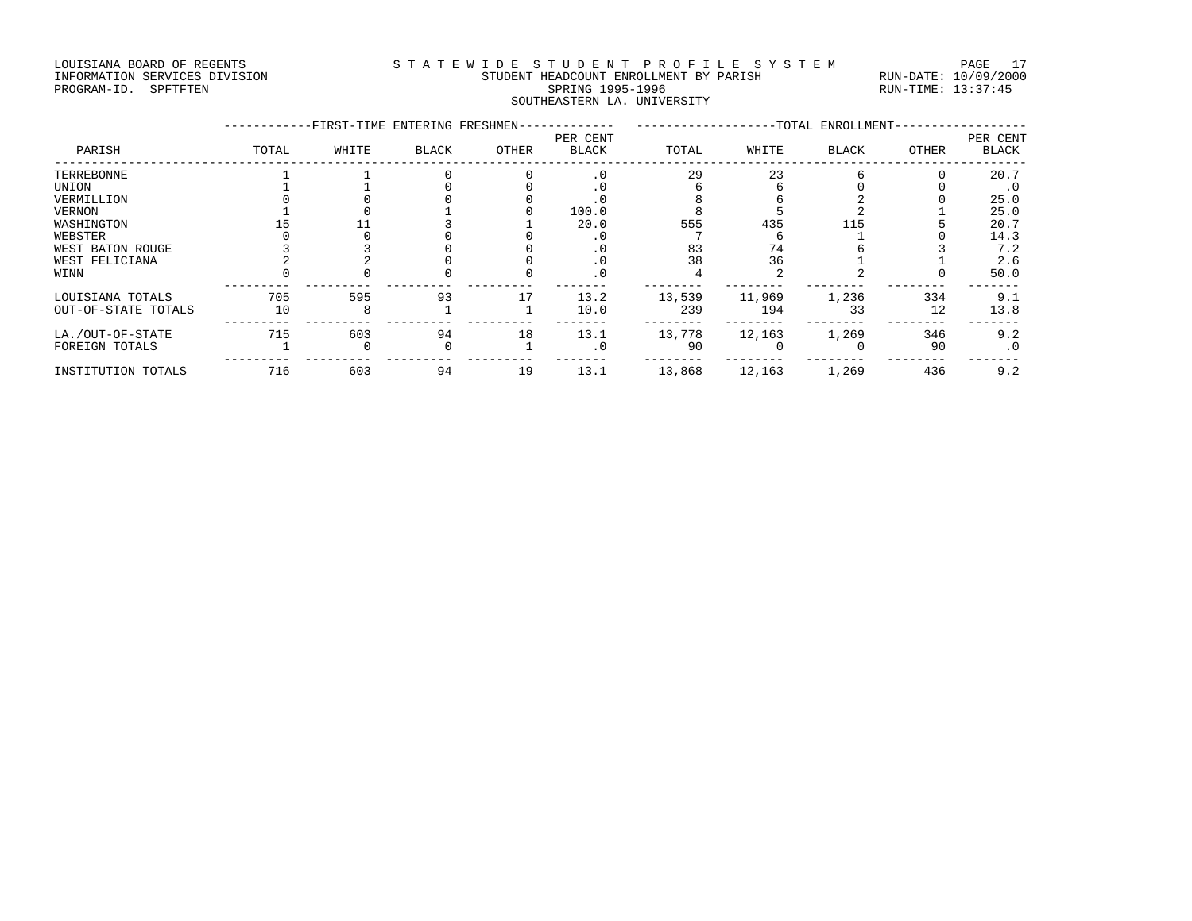LOUISIANA BOARD OF REGENTS
INFORMATION SERVICES DIVISION
PROGRAM-ID. SPFTFTEN

# STATEWIDE STUDENT PROFILE SYSTEM

STUDENT HEADCOUNT ENROLLMENT BY PARISH
SPRING 1995-1996
SOUTHEASTERN LA. UNIVERSITY

RUN-DATE: 10/09/2000
RUN-TIME: 13:37:45

| PARISH | FIRST-TIME ENTERING FRESHMEN | | | | | TOTAL ENROLLMENT | | | | |
|---|---|---|---|---|---|---|---|---|---|---|
| | TOTAL | WHITE | BLACK | OTHER | PER CENT BLACK | TOTAL | WHITE | BLACK | OTHER | PER CENT BLACK |
| TERREBONNE | 1 | 1 | 0 | 0 | .0 | 29 | 23 | 6 | 0 | 20.7 |
| UNION | 1 | 1 | 0 | 0 | .0 | 6 | 6 | 0 | 0 | .0 |
| VERMILLION | 0 | 0 | 0 | 0 | .0 | 8 | 6 | 2 | 0 | 25.0 |
| VERNON | 1 | 0 | 1 | 0 | 100.0 | 8 | 5 | 2 | 1 | 25.0 |
| WASHINGTON | 15 | 11 | 3 | 1 | 20.0 | 555 | 435 | 115 | 5 | 20.7 |
| WEBSTER | 0 | 0 | 0 | 0 | .0 | 7 | 6 | 1 | 0 | 14.3 |
| WEST BATON ROUGE | 3 | 3 | 0 | 0 | .0 | 83 | 74 | 6 | 3 | 7.2 |
| WEST FELICIANA | 2 | 2 | 0 | 0 | .0 | 38 | 36 | 1 | 1 | 2.6 |
| WINN | 0 | 0 | 0 | 0 | .0 | 4 | 2 | 2 | 0 | 50.0 |
| LOUISIANA TOTALS | 705 | 595 | 93 | 17 | 13.2 | 13,539 | 11,969 | 1,236 | 334 | 9.1 |
| OUT-OF-STATE TOTALS | 10 | 8 | 1 | 1 | 10.0 | 239 | 194 | 33 | 12 | 13.8 |
| LA./OUT-OF-STATE | 715 | 603 | 94 | 18 | 13.1 | 13,778 | 12,163 | 1,269 | 346 | 9.2 |
| FOREIGN TOTALS | 1 | 0 | 0 | 1 | .0 | 90 | 0 | 0 | 90 | .0 |
| INSTITUTION TOTALS | 716 | 603 | 94 | 19 | 13.1 | 13,868 | 12,163 | 1,269 | 436 | 9.2 |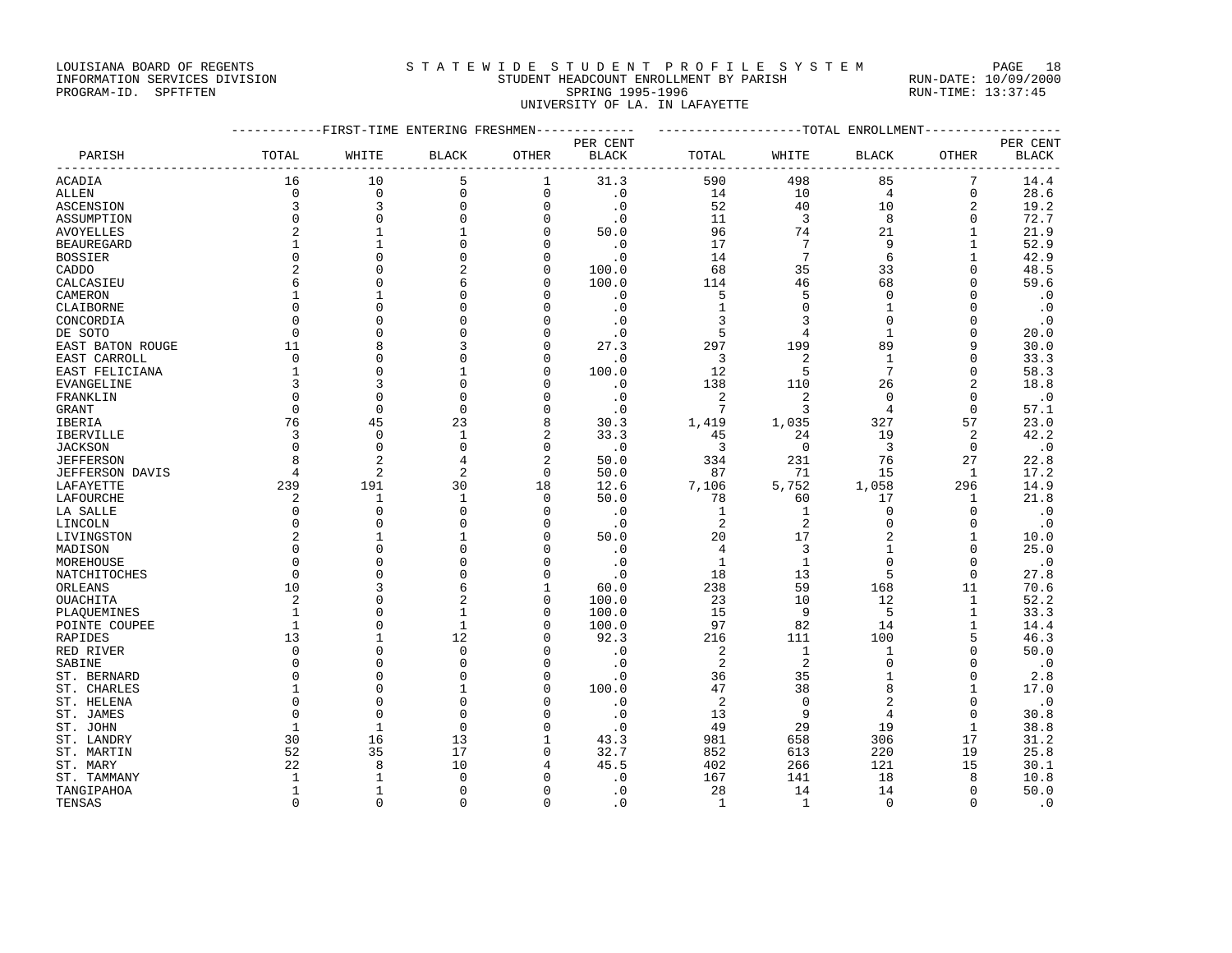LOUISIANA BOARD OF REGENTS
INFORMATION SERVICES DIVISION
PROGRAM-ID. SPFTFTEN

STATEWIDE STUDENT PROFILE SYSTEM
STUDENT HEADCOUNT ENROLLMENT BY PARISH
SPRING 1995-1996
UNIVERSITY OF LA. IN LAFAYETTE

RUN-DATE: 10/09/2000
RUN-TIME: 13:37:45

| PARISH | FIRST-TIME ENTERING FRESHMEN TOTAL | WHITE | BLACK | OTHER | PER CENT BLACK | TOTAL ENROLLMENT TOTAL | WHITE | BLACK | OTHER | PER CENT BLACK |
|---|---|---|---|---|---|---|---|---|---|---|
| ACADIA | 16 | 10 | 5 | 1 | 31.3 | 590 | 498 | 85 | 7 | 14.4 |
| ALLEN | 0 | 0 | 0 | 0 | .0 | 14 | 10 | 4 | 0 | 28.6 |
| ASCENSION | 3 | 3 | 0 | 0 | .0 | 52 | 40 | 10 | 2 | 19.2 |
| ASSUMPTION | 0 | 0 | 0 | 0 | .0 | 11 | 3 | 8 | 0 | 72.7 |
| AVOYELLES | 2 | 1 | 1 | 0 | 50.0 | 96 | 74 | 21 | 1 | 21.9 |
| BEAUREGARD | 1 | 1 | 0 | 0 | .0 | 17 | 7 | 9 | 1 | 52.9 |
| BOSSIER | 0 | 0 | 0 | 0 | .0 | 14 | 7 | 6 | 1 | 42.9 |
| CADDO | 2 | 0 | 2 | 0 | 100.0 | 68 | 35 | 33 | 0 | 48.5 |
| CALCASIEU | 6 | 0 | 6 | 0 | 100.0 | 114 | 46 | 68 | 0 | 59.6 |
| CAMERON | 1 | 1 | 0 | 0 | .0 | 5 | 5 | 0 | 0 | .0 |
| CLAIBORNE | 0 | 0 | 0 | 0 | .0 | 1 | 0 | 1 | 0 | .0 |
| CONCORDIA | 0 | 0 | 0 | 0 | .0 | 3 | 3 | 0 | 0 | .0 |
| DE SOTO | 0 | 0 | 0 | 0 | .0 | 5 | 4 | 1 | 0 | 20.0 |
| EAST BATON ROUGE | 11 | 8 | 3 | 0 | 27.3 | 297 | 199 | 89 | 9 | 30.0 |
| EAST CARROLL | 0 | 0 | 0 | 0 | .0 | 3 | 2 | 1 | 0 | 33.3 |
| EAST FELICIANA | 1 | 0 | 1 | 0 | 100.0 | 12 | 5 | 7 | 0 | 58.3 |
| EVANGELINE | 3 | 3 | 0 | 0 | .0 | 138 | 110 | 26 | 2 | 18.8 |
| FRANKLIN | 0 | 0 | 0 | 0 | .0 | 2 | 2 | 0 | 0 | .0 |
| GRANT | 0 | 0 | 0 | 0 | .0 | 7 | 3 | 4 | 0 | 57.1 |
| IBERIA | 76 | 45 | 23 | 8 | 30.3 | 1,419 | 1,035 | 327 | 57 | 23.0 |
| IBERVILLE | 3 | 0 | 1 | 2 | 33.3 | 45 | 24 | 19 | 2 | 42.2 |
| JACKSON | 0 | 0 | 0 | 0 | .0 | 3 | 0 | 3 | 0 | .0 |
| JEFFERSON | 8 | 2 | 4 | 2 | 50.0 | 334 | 231 | 76 | 27 | 22.8 |
| JEFFERSON DAVIS | 4 | 2 | 2 | 0 | 50.0 | 87 | 71 | 15 | 1 | 17.2 |
| LAFAYETTE | 239 | 191 | 30 | 18 | 12.6 | 7,106 | 5,752 | 1,058 | 296 | 14.9 |
| LAFOURCHE | 2 | 1 | 1 | 0 | 50.0 | 78 | 60 | 17 | 1 | 21.8 |
| LA SALLE | 0 | 0 | 0 | 0 | .0 | 1 | 1 | 0 | 0 | .0 |
| LINCOLN | 0 | 0 | 0 | 0 | .0 | 2 | 2 | 0 | 0 | .0 |
| LIVINGSTON | 2 | 1 | 1 | 0 | 50.0 | 20 | 17 | 2 | 1 | 10.0 |
| MADISON | 0 | 0 | 0 | 0 | .0 | 4 | 3 | 1 | 0 | 25.0 |
| MOREHOUSE | 0 | 0 | 0 | 0 | .0 | 1 | 1 | 0 | 0 | .0 |
| NATCHITOCHES | 0 | 0 | 0 | 0 | .0 | 18 | 13 | 5 | 0 | 27.8 |
| ORLEANS | 10 | 3 | 6 | 1 | 60.0 | 238 | 59 | 168 | 11 | 70.6 |
| OUACHITA | 2 | 0 | 2 | 0 | 100.0 | 23 | 10 | 12 | 1 | 52.2 |
| PLAQUEMINES | 1 | 0 | 1 | 0 | 100.0 | 15 | 9 | 5 | 1 | 33.3 |
| POINTE COUPEE | 1 | 0 | 1 | 0 | 100.0 | 97 | 82 | 14 | 1 | 14.4 |
| RAPIDES | 13 | 1 | 12 | 0 | 92.3 | 216 | 111 | 100 | 5 | 46.3 |
| RED RIVER | 0 | 0 | 0 | 0 | .0 | 2 | 1 | 1 | 0 | 50.0 |
| SABINE | 0 | 0 | 0 | 0 | .0 | 2 | 2 | 0 | 0 | .0 |
| ST. BERNARD | 0 | 0 | 0 | 0 | .0 | 36 | 35 | 1 | 0 | 2.8 |
| ST. CHARLES | 1 | 0 | 1 | 0 | 100.0 | 47 | 38 | 8 | 1 | 17.0 |
| ST. HELENA | 0 | 0 | 0 | 0 | .0 | 2 | 0 | 2 | 0 | .0 |
| ST. JAMES | 0 | 0 | 0 | 0 | .0 | 13 | 9 | 4 | 0 | 30.8 |
| ST. JOHN | 1 | 1 | 0 | 0 | .0 | 49 | 29 | 19 | 1 | 38.8 |
| ST. LANDRY | 30 | 16 | 13 | 1 | 43.3 | 981 | 658 | 306 | 17 | 31.2 |
| ST. MARTIN | 52 | 35 | 17 | 0 | 32.7 | 852 | 613 | 220 | 19 | 25.8 |
| ST. MARY | 22 | 8 | 10 | 4 | 45.5 | 402 | 266 | 121 | 15 | 30.1 |
| ST. TAMMANY | 1 | 1 | 0 | 0 | .0 | 167 | 141 | 18 | 8 | 10.8 |
| TANGIPAHOA | 1 | 1 | 0 | 0 | .0 | 28 | 14 | 14 | 0 | 50.0 |
| TENSAS | 0 | 0 | 0 | 0 | .0 | 1 | 1 | 0 | 0 | .0 |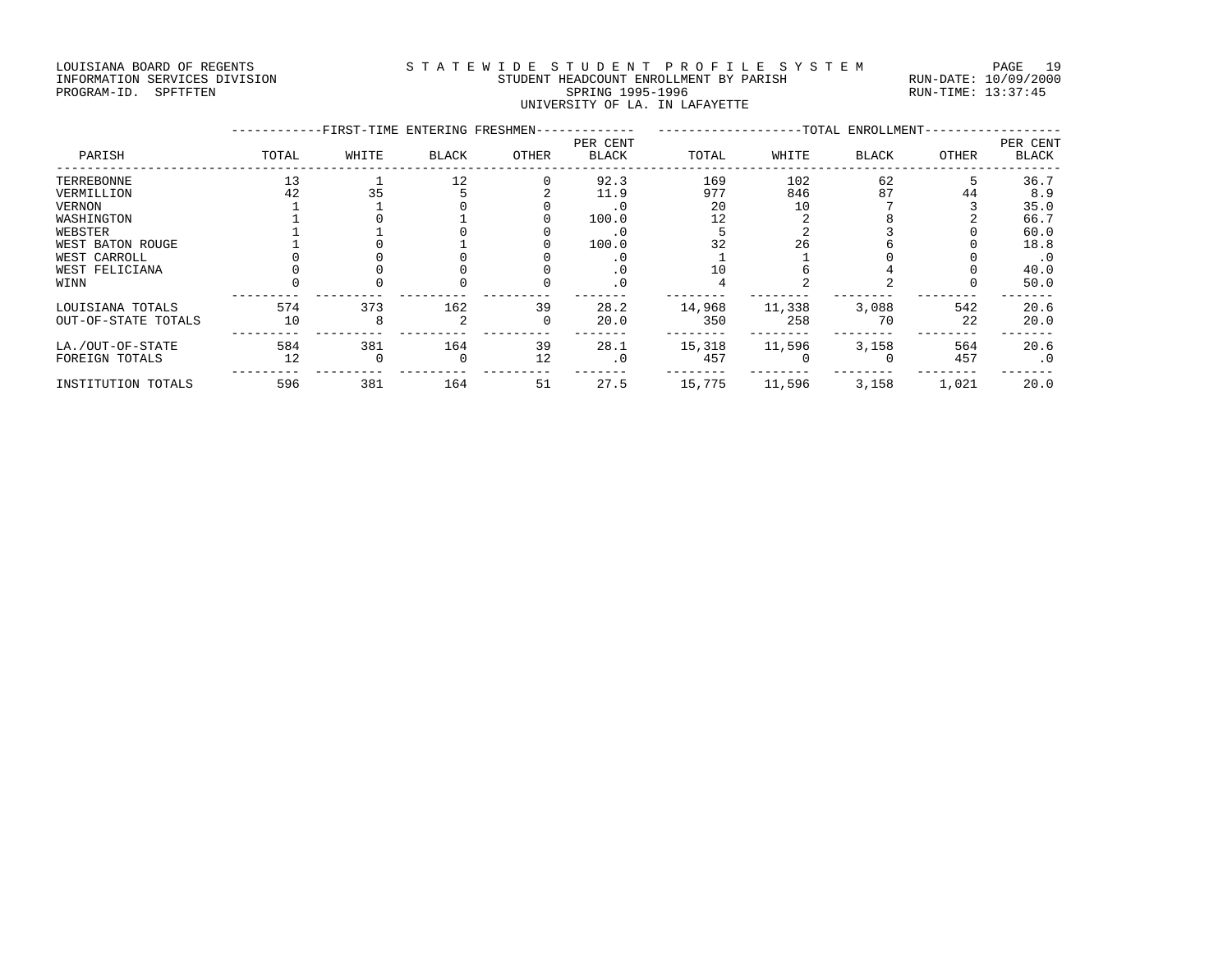LOUISIANA BOARD OF REGENTS
INFORMATION SERVICES DIVISION
PROGRAM-ID. SPFTFTEN

STATEWIDE STUDENT PROFILE SYSTEM
STUDENT HEADCOUNT ENROLLMENT BY PARISH
SPRING 1995-1996
UNIVERSITY OF LA. IN LAFAYETTE

RUN-DATE: 10/09/2000
RUN-TIME: 13:37:45

| PARISH | FIRST-TIME ENTERING FRESHMEN TOTAL | WHITE | BLACK | OTHER | PER CENT BLACK | TOTAL ENROLLMENT TOTAL | WHITE | BLACK | OTHER | PER CENT BLACK |
|---|---|---|---|---|---|---|---|---|---|---|
| TERREBONNE | 13 | 1 | 12 | 0 | 92.3 | 169 | 102 | 62 | 5 | 36.7 |
| VERMILLION | 42 | 35 | 5 | 2 | 11.9 | 977 | 846 | 87 | 44 | 8.9 |
| VERNON | 1 | 1 | 0 | 0 | .0 | 20 | 10 | 7 | 3 | 35.0 |
| WASHINGTON | 1 | 0 | 1 | 0 | 100.0 | 12 | 2 | 8 | 2 | 66.7 |
| WEBSTER | 1 | 1 | 0 | 0 | .0 | 5 | 2 | 3 | 0 | 60.0 |
| WEST BATON ROUGE | 1 | 0 | 1 | 0 | 100.0 | 32 | 26 | 6 | 0 | 18.8 |
| WEST CARROLL | 0 | 0 | 0 | 0 | .0 | 1 | 1 | 0 | 0 | .0 |
| WEST FELICIANA | 0 | 0 | 0 | 0 | .0 | 10 | 6 | 4 | 0 | 40.0 |
| WINN | 0 | 0 | 0 | 0 | .0 | 4 | 2 | 2 | 0 | 50.0 |
| LOUISIANA TOTALS | 574 | 373 | 162 | 39 | 28.2 | 14,968 | 11,338 | 3,088 | 542 | 20.6 |
| OUT-OF-STATE TOTALS | 10 | 8 | 2 | 0 | 20.0 | 350 | 258 | 70 | 22 | 20.0 |
| LA./OUT-OF-STATE | 584 | 381 | 164 | 39 | 28.1 | 15,318 | 11,596 | 3,158 | 564 | 20.6 |
| FOREIGN TOTALS | 12 | 0 | 0 | 12 | .0 | 457 | 0 | 0 | 457 | .0 |
| INSTITUTION TOTALS | 596 | 381 | 164 | 51 | 27.5 | 15,775 | 11,596 | 3,158 | 1,021 | 20.0 |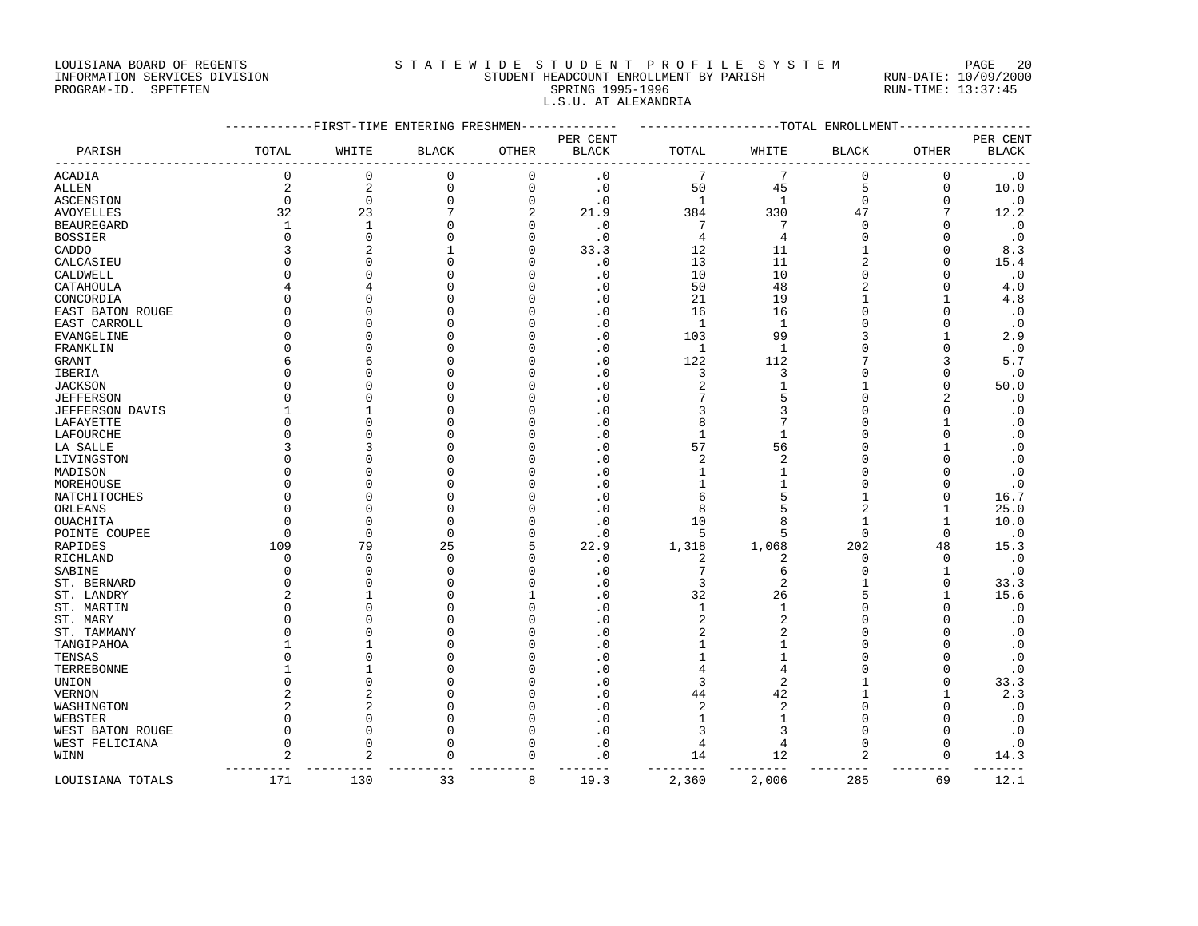LOUISIANA BOARD OF REGENTS
INFORMATION SERVICES DIVISION
PROGRAM-ID. SPFTFTEN

STATEWIDE STUDENT PROFILE SYSTEM
STUDENT HEADCOUNT ENROLLMENT BY PARISH
SPRING 1995-1996
L.S.U. AT ALEXANDRIA

RUN-DATE: 10/09/2000
RUN-TIME: 13:37:45

| PARISH | FIRST-TIME ENTERING FRESHMEN | | | | | TOTAL ENROLLMENT | | | | |
|---|---|---|---|---|---|---|---|---|---|---|
| | TOTAL | WHITE | BLACK | OTHER | PER CENT BLACK | TOTAL | WHITE | BLACK | OTHER | PER CENT BLACK |
| ACADIA | 0 | 0 | 0 | 0 | .0 | 7 | 7 | 0 | 0 | .0 |
| ALLEN | 2 | 2 | 0 | 0 | .0 | 50 | 45 | 5 | 0 | 10.0 |
| ASCENSION | 0 | 0 | 0 | 0 | .0 | 1 | 1 | 0 | 0 | .0 |
| AVOYELLES | 32 | 23 | 7 | 2 | 21.9 | 384 | 330 | 47 | 7 | 12.2 |
| BEAUREGARD | 1 | 1 | 0 | 0 | .0 | 7 | 7 | 0 | 0 | .0 |
| BOSSIER | 0 | 0 | 0 | 0 | .0 | 4 | 4 | 0 | 0 | .0 |
| CADDO | 3 | 2 | 1 | 0 | 33.3 | 12 | 11 | 1 | 0 | 8.3 |
| CALCASIEU | 0 | 0 | 0 | 0 | .0 | 13 | 11 | 2 | 0 | 15.4 |
| CALDWELL | 0 | 0 | 0 | 0 | .0 | 10 | 10 | 0 | 0 | .0 |
| CATAHOULA | 4 | 4 | 0 | 0 | .0 | 50 | 48 | 2 | 0 | 4.0 |
| CONCORDIA | 0 | 0 | 0 | 0 | .0 | 21 | 19 | 1 | 1 | 4.8 |
| EAST BATON ROUGE | 0 | 0 | 0 | 0 | .0 | 16 | 16 | 0 | 0 | .0 |
| EAST CARROLL | 0 | 0 | 0 | 0 | .0 | 1 | 1 | 0 | 0 | .0 |
| EVANGELINE | 0 | 0 | 0 | 0 | .0 | 103 | 99 | 3 | 1 | 2.9 |
| FRANKLIN | 0 | 0 | 0 | 0 | .0 | 1 | 1 | 0 | 0 | .0 |
| GRANT | 6 | 6 | 0 | 0 | .0 | 122 | 112 | 7 | 3 | 5.7 |
| IBERIA | 0 | 0 | 0 | 0 | .0 | 3 | 3 | 0 | 0 | .0 |
| JACKSON | 0 | 0 | 0 | 0 | .0 | 2 | 1 | 1 | 0 | 50.0 |
| JEFFERSON | 0 | 0 | 0 | 0 | .0 | 7 | 5 | 0 | 2 | .0 |
| JEFFERSON DAVIS | 1 | 1 | 0 | 0 | .0 | 3 | 3 | 0 | 0 | .0 |
| LAFAYETTE | 0 | 0 | 0 | 0 | .0 | 8 | 7 | 0 | 1 | .0 |
| LAFOURCHE | 0 | 0 | 0 | 0 | .0 | 1 | 1 | 0 | 0 | .0 |
| LA SALLE | 3 | 3 | 0 | 0 | .0 | 57 | 56 | 0 | 1 | .0 |
| LIVINGSTON | 0 | 0 | 0 | 0 | .0 | 2 | 2 | 0 | 0 | .0 |
| MADISON | 0 | 0 | 0 | 0 | .0 | 1 | 1 | 0 | 0 | .0 |
| MOREHOUSE | 0 | 0 | 0 | 0 | .0 | 1 | 1 | 0 | 0 | .0 |
| NATCHITOCHES | 0 | 0 | 0 | 0 | .0 | 6 | 5 | 1 | 0 | 16.7 |
| ORLEANS | 0 | 0 | 0 | 0 | .0 | 8 | 5 | 2 | 1 | 25.0 |
| OUACHITA | 0 | 0 | 0 | 0 | .0 | 10 | 8 | 1 | 1 | 10.0 |
| POINTE COUPEE | 0 | 0 | 0 | 0 | .0 | 5 | 5 | 0 | 0 | .0 |
| RAPIDES | 109 | 79 | 25 | 5 | 22.9 | 1,318 | 1,068 | 202 | 48 | 15.3 |
| RICHLAND | 0 | 0 | 0 | 0 | .0 | 2 | 2 | 0 | 0 | .0 |
| SABINE | 0 | 0 | 0 | 0 | .0 | 7 | 6 | 0 | 1 | .0 |
| ST. BERNARD | 0 | 0 | 0 | 0 | .0 | 3 | 2 | 1 | 0 | 33.3 |
| ST. LANDRY | 2 | 1 | 0 | 1 | .0 | 32 | 26 | 5 | 1 | 15.6 |
| ST. MARTIN | 0 | 0 | 0 | 0 | .0 | 1 | 1 | 0 | 0 | .0 |
| ST. MARY | 0 | 0 | 0 | 0 | .0 | 2 | 2 | 0 | 0 | .0 |
| ST. TAMMANY | 0 | 0 | 0 | 0 | .0 | 2 | 2 | 0 | 0 | .0 |
| TANGIPAHOA | 1 | 1 | 0 | 0 | .0 | 1 | 1 | 0 | 0 | .0 |
| TENSAS | 0 | 0 | 0 | 0 | .0 | 1 | 1 | 0 | 0 | .0 |
| TERREBONNE | 1 | 1 | 0 | 0 | .0 | 4 | 4 | 0 | 0 | .0 |
| UNION | 0 | 0 | 0 | 0 | .0 | 3 | 2 | 1 | 0 | 33.3 |
| VERNON | 2 | 2 | 0 | 0 | .0 | 44 | 42 | 1 | 1 | 2.3 |
| WASHINGTON | 2 | 2 | 0 | 0 | .0 | 2 | 2 | 0 | 0 | .0 |
| WEBSTER | 0 | 0 | 0 | 0 | .0 | 1 | 1 | 0 | 0 | .0 |
| WEST BATON ROUGE | 0 | 0 | 0 | 0 | .0 | 3 | 3 | 0 | 0 | .0 |
| WEST FELICIANA | 0 | 0 | 0 | 0 | .0 | 4 | 4 | 0 | 0 | .0 |
| WINN | 2 | 2 | 0 | 0 | .0 | 14 | 12 | 2 | 0 | 14.3 |
| LOUISIANA TOTALS | 171 | 130 | 33 | 8 | 19.3 | 2,360 | 2,006 | 285 | 69 | 12.1 |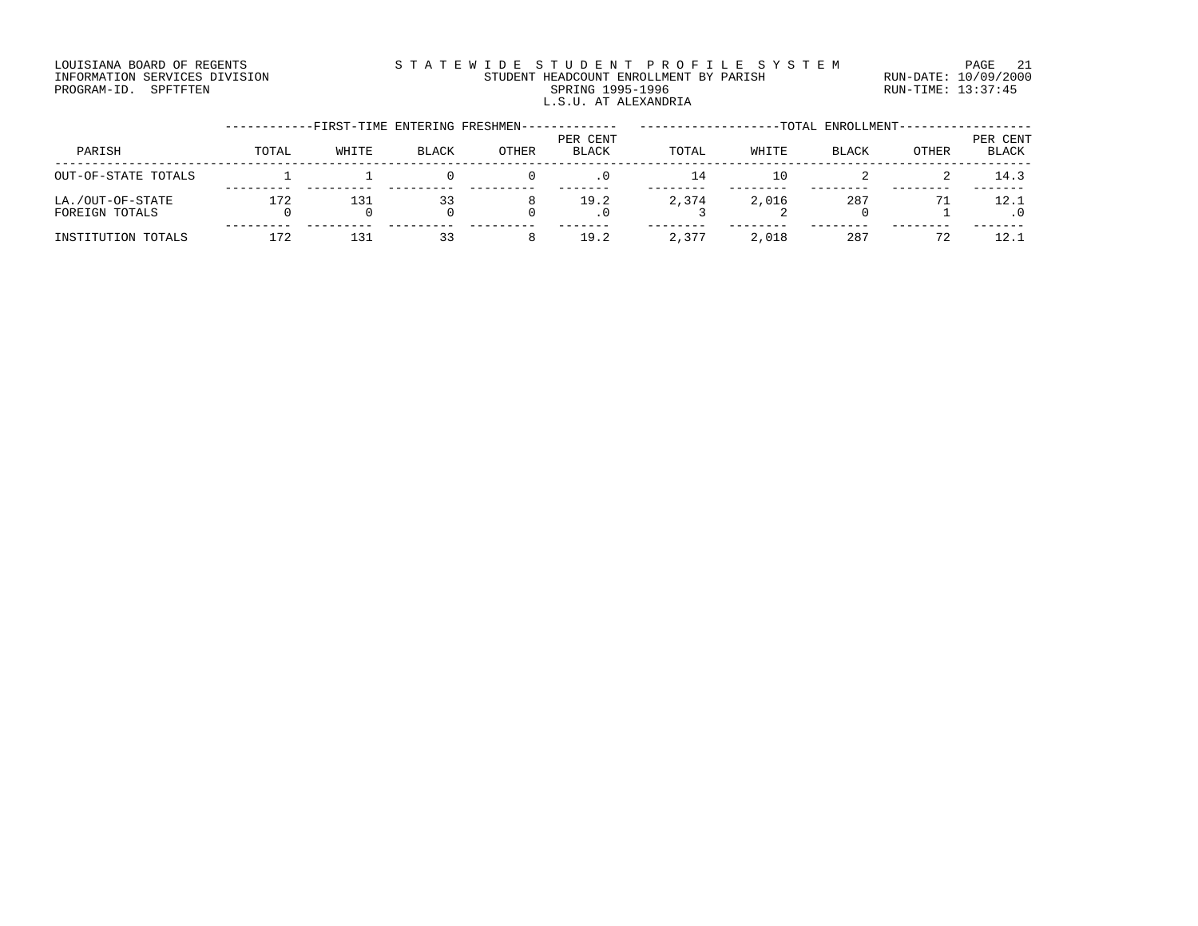LOUISIANA BOARD OF REGENTS
INFORMATION SERVICES DIVISION
PROGRAM-ID. SPFTFTEN

STATEWIDE STUDENT PROFILE SYSTEM
STUDENT HEADCOUNT ENROLLMENT BY PARISH
SPRING 1995-1996
L.S.U. AT ALEXANDRIA

RUN-DATE: 10/09/2000
RUN-TIME: 13:37:45

| PARISH | FIRST-TIME ENTERING FRESHMEN | | | | | TOTAL ENROLLMENT | | | | |
|---|---|---|---|---|---|---|---|---|---|---|
| | TOTAL | WHITE | BLACK | OTHER | PER CENT BLACK | TOTAL | WHITE | BLACK | OTHER | PER CENT BLACK |
| OUT-OF-STATE TOTALS | 1 | 1 | 0 | 0 | .0 | 14 | 10 | 2 | 2 | 14.3 |
| LA./OUT-OF-STATE | 172 | 131 | 33 | 8 | 19.2 | 2,374 | 2,016 | 287 | 71 | 12.1 |
| FOREIGN TOTALS | 0 | 0 | 0 | 0 | .0 | 3 | 2 | 0 | 1 | .0 |
| INSTITUTION TOTALS | 172 | 131 | 33 | 8 | 19.2 | 2,377 | 2,018 | 287 | 72 | 12.1 |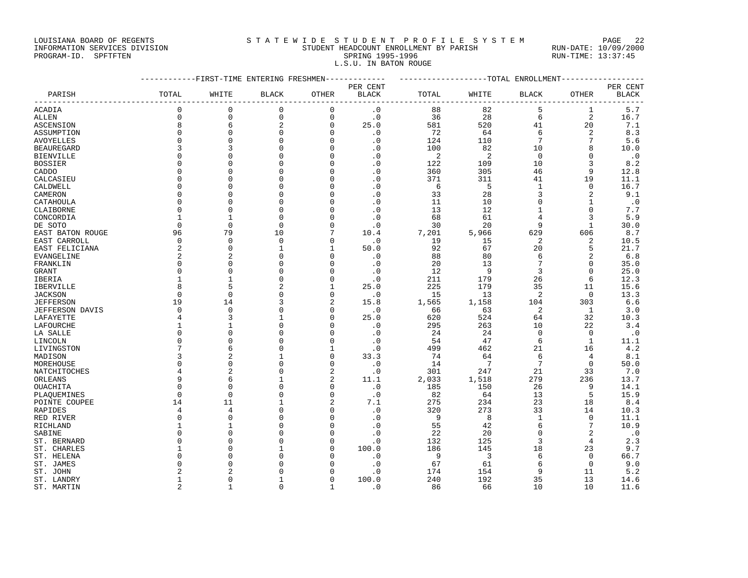LOUISIANA BOARD OF REGENTS
INFORMATION SERVICES DIVISION
PROGRAM-ID. SPFTFTEN

S T A T E W I D E   S T U D E N T   P R O F I L E   S Y S T E M
STUDENT HEADCOUNT ENROLLMENT BY PARISH
SPRING 1995-1996
L.S.U. IN BATON ROUGE

RUN-DATE: 10/09/2000
RUN-TIME: 13:37:45

| PARISH | FIRST-TIME ENTERING FRESHMEN TOTAL | WHITE | BLACK | OTHER | PER CENT BLACK | TOTAL ENROLLMENT TOTAL | WHITE | BLACK | OTHER | PER CENT BLACK |
|---|---|---|---|---|---|---|---|---|---|---|
| ACADIA | 0 | 0 | 0 | 0 | .0 | 88 | 82 | 5 | 1 | 5.7 |
| ALLEN | 0 | 0 | 0 | 0 | .0 | 36 | 28 | 6 | 2 | 16.7 |
| ASCENSION | 8 | 6 | 2 | 0 | 25.0 | 581 | 520 | 41 | 20 | 7.1 |
| ASSUMPTION | 0 | 0 | 0 | 0 | .0 | 72 | 64 | 6 | 2 | 8.3 |
| AVOYELLES | 0 | 0 | 0 | 0 | .0 | 124 | 110 | 7 | 7 | 5.6 |
| BEAUREGARD | 3 | 3 | 0 | 0 | .0 | 100 | 82 | 10 | 8 | 10.0 |
| BIENVILLE | 0 | 0 | 0 | 0 | .0 | 2 | 2 | 0 | 0 | .0 |
| BOSSIER | 0 | 0 | 0 | 0 | .0 | 122 | 109 | 10 | 3 | 8.2 |
| CADDO | 0 | 0 | 0 | 0 | .0 | 360 | 305 | 46 | 9 | 12.8 |
| CALCASIEU | 0 | 0 | 0 | 0 | .0 | 371 | 311 | 41 | 19 | 11.1 |
| CALDWELL | 0 | 0 | 0 | 0 | .0 | 6 | 5 | 1 | 0 | 16.7 |
| CAMERON | 0 | 0 | 0 | 0 | .0 | 33 | 28 | 3 | 2 | 9.1 |
| CATAHOULA | 0 | 0 | 0 | 0 | .0 | 11 | 10 | 0 | 1 | .0 |
| CLAIBORNE | 0 | 0 | 0 | 0 | .0 | 13 | 12 | 1 | 0 | 7.7 |
| CONCORDIA | 1 | 1 | 0 | 0 | .0 | 68 | 61 | 4 | 3 | 5.9 |
| DE SOTO | 0 | 0 | 0 | 0 | .0 | 30 | 20 | 9 | 1 | 30.0 |
| EAST BATON ROUGE | 96 | 79 | 10 | 7 | 10.4 | 7,201 | 5,966 | 629 | 606 | 8.7 |
| EAST CARROLL | 0 | 0 | 0 | 0 | .0 | 19 | 15 | 2 | 2 | 10.5 |
| EAST FELICIANA | 2 | 0 | 1 | 1 | 50.0 | 92 | 67 | 20 | 5 | 21.7 |
| EVANGELINE | 2 | 2 | 0 | 0 | .0 | 88 | 80 | 6 | 2 | 6.8 |
| FRANKLIN | 0 | 0 | 0 | 0 | .0 | 20 | 13 | 7 | 0 | 35.0 |
| GRANT | 0 | 0 | 0 | 0 | .0 | 12 | 9 | 3 | 0 | 25.0 |
| IBERIA | 1 | 1 | 0 | 0 | .0 | 211 | 179 | 26 | 6 | 12.3 |
| IBERVILLE | 8 | 5 | 2 | 1 | 25.0 | 225 | 179 | 35 | 11 | 15.6 |
| JACKSON | 0 | 0 | 0 | 0 | .0 | 15 | 13 | 2 | 0 | 13.3 |
| JEFFERSON | 19 | 14 | 3 | 2 | 15.8 | 1,565 | 1,158 | 104 | 303 | 6.6 |
| JEFFERSON DAVIS | 0 | 0 | 0 | 0 | .0 | 66 | 63 | 2 | 1 | 3.0 |
| LAFAYETTE | 4 | 3 | 1 | 0 | 25.0 | 620 | 524 | 64 | 32 | 10.3 |
| LAFOURCHE | 1 | 1 | 0 | 0 | .0 | 295 | 263 | 10 | 22 | 3.4 |
| LA SALLE | 0 | 0 | 0 | 0 | .0 | 24 | 24 | 0 | 0 | .0 |
| LINCOLN | 0 | 0 | 0 | 0 | .0 | 54 | 47 | 6 | 1 | 11.1 |
| LIVINGSTON | 7 | 6 | 0 | 1 | .0 | 499 | 462 | 21 | 16 | 4.2 |
| MADISON | 3 | 2 | 1 | 0 | 33.3 | 74 | 64 | 6 | 4 | 8.1 |
| MOREHOUSE | 0 | 0 | 0 | 0 | .0 | 14 | 7 | 7 | 0 | 50.0 |
| NATCHITOCHES | 4 | 2 | 0 | 2 | .0 | 301 | 247 | 21 | 33 | 7.0 |
| ORLEANS | 9 | 6 | 1 | 2 | 11.1 | 2,033 | 1,518 | 279 | 236 | 13.7 |
| OUACHITA | 0 | 0 | 0 | 0 | .0 | 185 | 150 | 26 | 9 | 14.1 |
| PLAQUEMINES | 0 | 0 | 0 | 0 | .0 | 82 | 64 | 13 | 5 | 15.9 |
| POINTE COUPEE | 14 | 11 | 1 | 2 | 7.1 | 275 | 234 | 23 | 18 | 8.4 |
| RAPIDES | 4 | 4 | 0 | 0 | .0 | 320 | 273 | 33 | 14 | 10.3 |
| RED RIVER | 0 | 0 | 0 | 0 | .0 | 9 | 8 | 1 | 0 | 11.1 |
| RICHLAND | 1 | 1 | 0 | 0 | .0 | 55 | 42 | 6 | 7 | 10.9 |
| SABINE | 0 | 0 | 0 | 0 | .0 | 22 | 20 | 0 | 2 | .0 |
| ST. BERNARD | 0 | 0 | 0 | 0 | .0 | 132 | 125 | 3 | 4 | 2.3 |
| ST. CHARLES | 1 | 0 | 1 | 0 | 100.0 | 186 | 145 | 18 | 23 | 9.7 |
| ST. HELENA | 0 | 0 | 0 | 0 | .0 | 9 | 3 | 6 | 0 | 66.7 |
| ST. JAMES | 0 | 0 | 0 | 0 | .0 | 67 | 61 | 6 | 0 | 9.0 |
| ST. JOHN | 2 | 2 | 0 | 0 | .0 | 174 | 154 | 9 | 11 | 5.2 |
| ST. LANDRY | 1 | 0 | 1 | 0 | 100.0 | 240 | 192 | 35 | 13 | 14.6 |
| ST. MARTIN | 2 | 1 | 0 | 1 | .0 | 86 | 66 | 10 | 10 | 11.6 |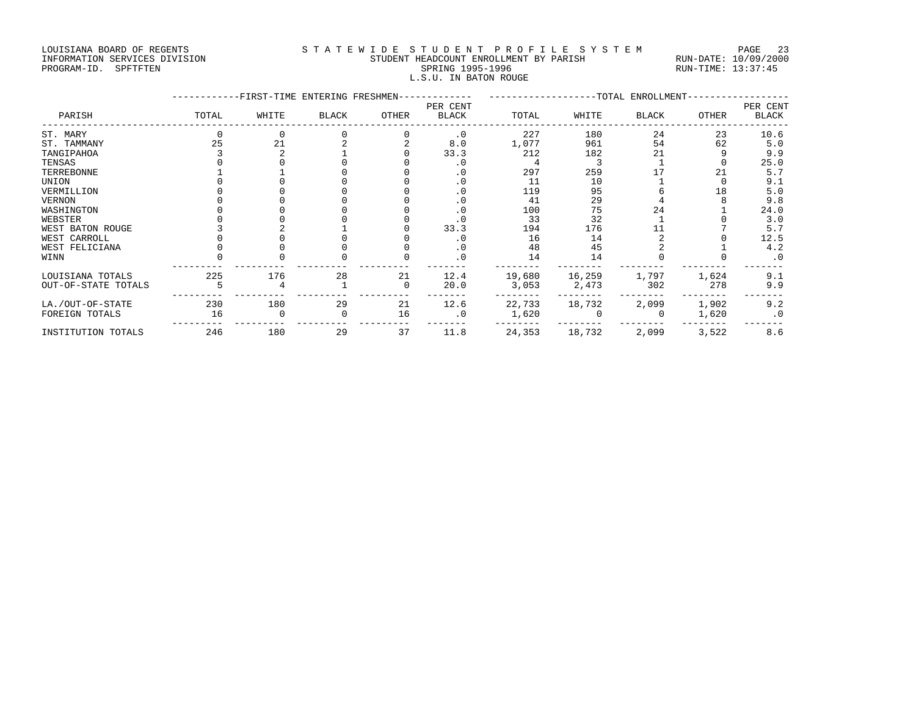LOUISIANA BOARD OF REGENTS
INFORMATION SERVICES DIVISION
PROGRAM-ID. SPFTFTEN

# STATEWIDE STUDENT PROFILE SYSTEM

## STUDENT HEADCOUNT ENROLLMENT BY PARISH
SPRING 1995-1996
L.S.U. IN BATON ROUGE

RUN-DATE: 10/09/2000
RUN-TIME: 13:37:45

| PARISH | FIRST-TIME ENTERING FRESHMEN TOTAL | WHITE | BLACK | OTHER | PER CENT BLACK | TOTAL ENROLLMENT TOTAL | WHITE | BLACK | OTHER | PER CENT BLACK |
|---|---|---|---|---|---|---|---|---|---|---|
| ST. MARY | 0 | 0 | 0 | 0 | .0 | 227 | 180 | 24 | 23 | 10.6 |
| ST. TAMMANY | 25 | 21 | 2 | 2 | 8.0 | 1,077 | 961 | 54 | 62 | 5.0 |
| TANGIPAHOA | 3 | 2 | 1 | 0 | 33.3 | 212 | 182 | 21 | 9 | 9.9 |
| TENSAS | 0 | 0 | 0 | 0 | .0 | 4 | 3 | 1 | 0 | 25.0 |
| TERREBONNE | 1 | 1 | 0 | 0 | .0 | 297 | 259 | 17 | 21 | 5.7 |
| UNION | 0 | 0 | 0 | 0 | .0 | 11 | 10 | 1 | 0 | 9.1 |
| VERMILLION | 0 | 0 | 0 | 0 | .0 | 119 | 95 | 6 | 18 | 5.0 |
| VERNON | 0 | 0 | 0 | 0 | .0 | 41 | 29 | 4 | 8 | 9.8 |
| WASHINGTON | 0 | 0 | 0 | 0 | .0 | 100 | 75 | 24 | 1 | 24.0 |
| WEBSTER | 0 | 0 | 0 | 0 | .0 | 33 | 32 | 1 | 0 | 3.0 |
| WEST BATON ROUGE | 3 | 2 | 1 | 0 | 33.3 | 194 | 176 | 11 | 7 | 5.7 |
| WEST CARROLL | 0 | 0 | 0 | 0 | .0 | 16 | 14 | 2 | 0 | 12.5 |
| WEST FELICIANA | 0 | 0 | 0 | 0 | .0 | 48 | 45 | 2 | 1 | 4.2 |
| WINN | 0 | 0 | 0 | 0 | .0 | 14 | 14 | 0 | 0 | .0 |
| LOUISIANA TOTALS | 225 | 176 | 28 | 21 | 12.4 | 19,680 | 16,259 | 1,797 | 1,624 | 9.1 |
| OUT-OF-STATE TOTALS | 5 | 4 | 1 | 0 | 20.0 | 3,053 | 2,473 | 302 | 278 | 9.9 |
| LA./OUT-OF-STATE | 230 | 180 | 29 | 21 | 12.6 | 22,733 | 18,732 | 2,099 | 1,902 | 9.2 |
| FOREIGN TOTALS | 16 | 0 | 0 | 16 | .0 | 1,620 | 0 | 0 | 1,620 | .0 |
| INSTITUTION TOTALS | 246 | 180 | 29 | 37 | 11.8 | 24,353 | 18,732 | 2,099 | 3,522 | 8.6 |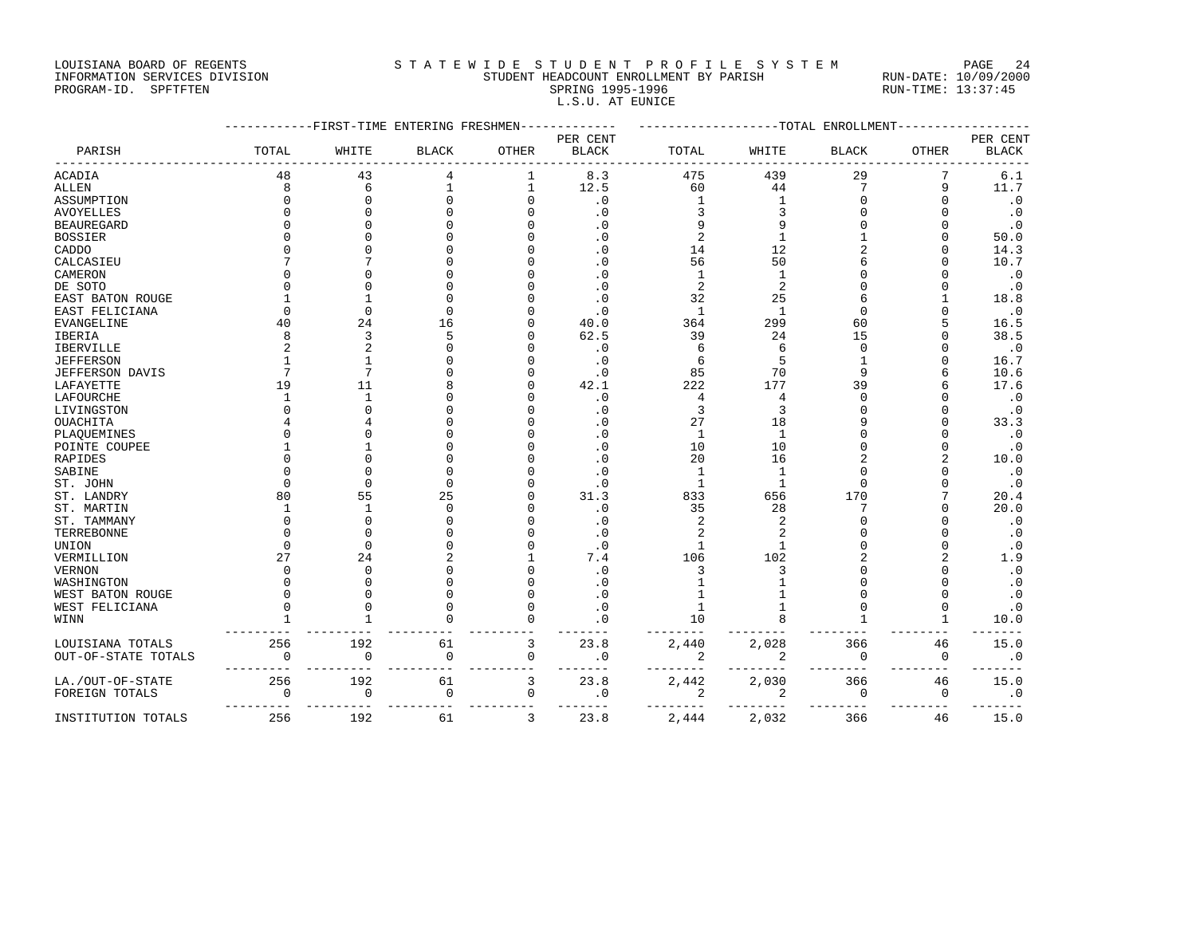LOUISIANA BOARD OF REGENTS
INFORMATION SERVICES DIVISION
PROGRAM-ID. SPFTFTEN

S T A T E W I D E S T U D E N T P R O F I L E S Y S T E M
STUDENT HEADCOUNT ENROLLMENT BY PARISH
SPRING 1995-1996
L.S.U. AT EUNICE

RUN-DATE: 10/09/2000
RUN-TIME: 13:37:45

| PARISH | FIRST-TIME ENTERING FRESHMEN TOTAL | WHITE | BLACK | OTHER | PER CENT BLACK | TOTAL ENROLLMENT TOTAL | WHITE | BLACK | OTHER | PER CENT BLACK |
|---|---|---|---|---|---|---|---|---|---|---|
| ACADIA | 48 | 43 | 4 | 1 | 8.3 | 475 | 439 | 29 | 7 | 6.1 |
| ALLEN | 8 | 6 | 1 | 1 | 12.5 | 60 | 44 | 7 | 9 | 11.7 |
| ASSUMPTION | 0 | 0 | 0 | 0 | .0 | 1 | 1 | 0 | 0 | .0 |
| AVOYELLES | 0 | 0 | 0 | 0 | .0 | 3 | 3 | 0 | 0 | .0 |
| BEAUREGARD | 0 | 0 | 0 | 0 | .0 | 9 | 9 | 0 | 0 | .0 |
| BOSSIER | 0 | 0 | 0 | 0 | .0 | 2 | 1 | 1 | 0 | 50.0 |
| CADDO | 0 | 0 | 0 | 0 | .0 | 14 | 12 | 2 | 0 | 14.3 |
| CALCASIEU | 7 | 7 | 0 | 0 | .0 | 56 | 50 | 6 | 0 | 10.7 |
| CAMERON | 0 | 0 | 0 | 0 | .0 | 1 | 1 | 0 | 0 | .0 |
| DE SOTO | 0 | 0 | 0 | 0 | .0 | 2 | 2 | 0 | 0 | .0 |
| EAST BATON ROUGE | 1 | 1 | 0 | 0 | .0 | 32 | 25 | 6 | 1 | 18.8 |
| EAST FELICIANA | 0 | 0 | 0 | 0 | .0 | 1 | 1 | 0 | 0 | .0 |
| EVANGELINE | 40 | 24 | 16 | 0 | 40.0 | 364 | 299 | 60 | 5 | 16.5 |
| IBERIA | 8 | 3 | 5 | 0 | 62.5 | 39 | 24 | 15 | 0 | 38.5 |
| IBERVILLE | 2 | 2 | 0 | 0 | .0 | 6 | 6 | 0 | 0 | .0 |
| JEFFERSON | 1 | 1 | 0 | 0 | .0 | 6 | 5 | 1 | 0 | 16.7 |
| JEFFERSON DAVIS | 7 | 7 | 0 | 0 | .0 | 85 | 70 | 9 | 6 | 10.6 |
| LAFAYETTE | 19 | 11 | 8 | 0 | 42.1 | 222 | 177 | 39 | 6 | 17.6 |
| LAFOURCHE | 1 | 1 | 0 | 0 | .0 | 4 | 4 | 0 | 0 | .0 |
| LIVINGSTON | 0 | 0 | 0 | 0 | .0 | 3 | 3 | 0 | 0 | .0 |
| OUACHITA | 4 | 4 | 0 | 0 | .0 | 27 | 18 | 9 | 0 | 33.3 |
| PLAQUEMINES | 0 | 0 | 0 | 0 | .0 | 1 | 1 | 0 | 0 | .0 |
| POINTE COUPEE | 1 | 1 | 0 | 0 | .0 | 10 | 10 | 0 | 0 | .0 |
| RAPIDES | 0 | 0 | 0 | 0 | .0 | 20 | 16 | 2 | 2 | 10.0 |
| SABINE | 0 | 0 | 0 | 0 | .0 | 1 | 1 | 0 | 0 | .0 |
| ST. JOHN | 0 | 0 | 0 | 0 | .0 | 1 | 1 | 0 | 0 | .0 |
| ST. LANDRY | 80 | 55 | 25 | 0 | 31.3 | 833 | 656 | 170 | 7 | 20.4 |
| ST. MARTIN | 1 | 1 | 0 | 0 | .0 | 35 | 28 | 7 | 0 | 20.0 |
| ST. TAMMANY | 0 | 0 | 0 | 0 | .0 | 2 | 2 | 0 | 0 | .0 |
| TERREBONNE | 0 | 0 | 0 | 0 | .0 | 2 | 2 | 0 | 0 | .0 |
| UNION | 0 | 0 | 0 | 0 | .0 | 1 | 1 | 0 | 0 | .0 |
| VERMILLION | 27 | 24 | 2 | 1 | 7.4 | 106 | 102 | 2 | 2 | 1.9 |
| VERNON | 0 | 0 | 0 | 0 | .0 | 3 | 3 | 0 | 0 | .0 |
| WASHINGTON | 0 | 0 | 0 | 0 | .0 | 1 | 1 | 0 | 0 | .0 |
| WEST BATON ROUGE | 0 | 0 | 0 | 0 | .0 | 1 | 1 | 0 | 0 | .0 |
| WEST FELICIANA | 0 | 0 | 0 | 0 | .0 | 1 | 1 | 0 | 0 | .0 |
| WINN | 1 | 1 | 0 | 0 | .0 | 10 | 8 | 1 | 1 | 10.0 |
| LOUISIANA TOTALS | 256 | 192 | 61 | 3 | 23.8 | 2,440 | 2,028 | 366 | 46 | 15.0 |
| OUT-OF-STATE TOTALS | 0 | 0 | 0 | 0 | .0 | 2 | 2 | 0 | 0 | .0 |
| LA./OUT-OF-STATE | 256 | 192 | 61 | 3 | 23.8 | 2,442 | 2,030 | 366 | 46 | 15.0 |
| FOREIGN TOTALS | 0 | 0 | 0 | 0 | .0 | 2 | 2 | 0 | 0 | .0 |
| INSTITUTION TOTALS | 256 | 192 | 61 | 3 | 23.8 | 2,444 | 2,032 | 366 | 46 | 15.0 |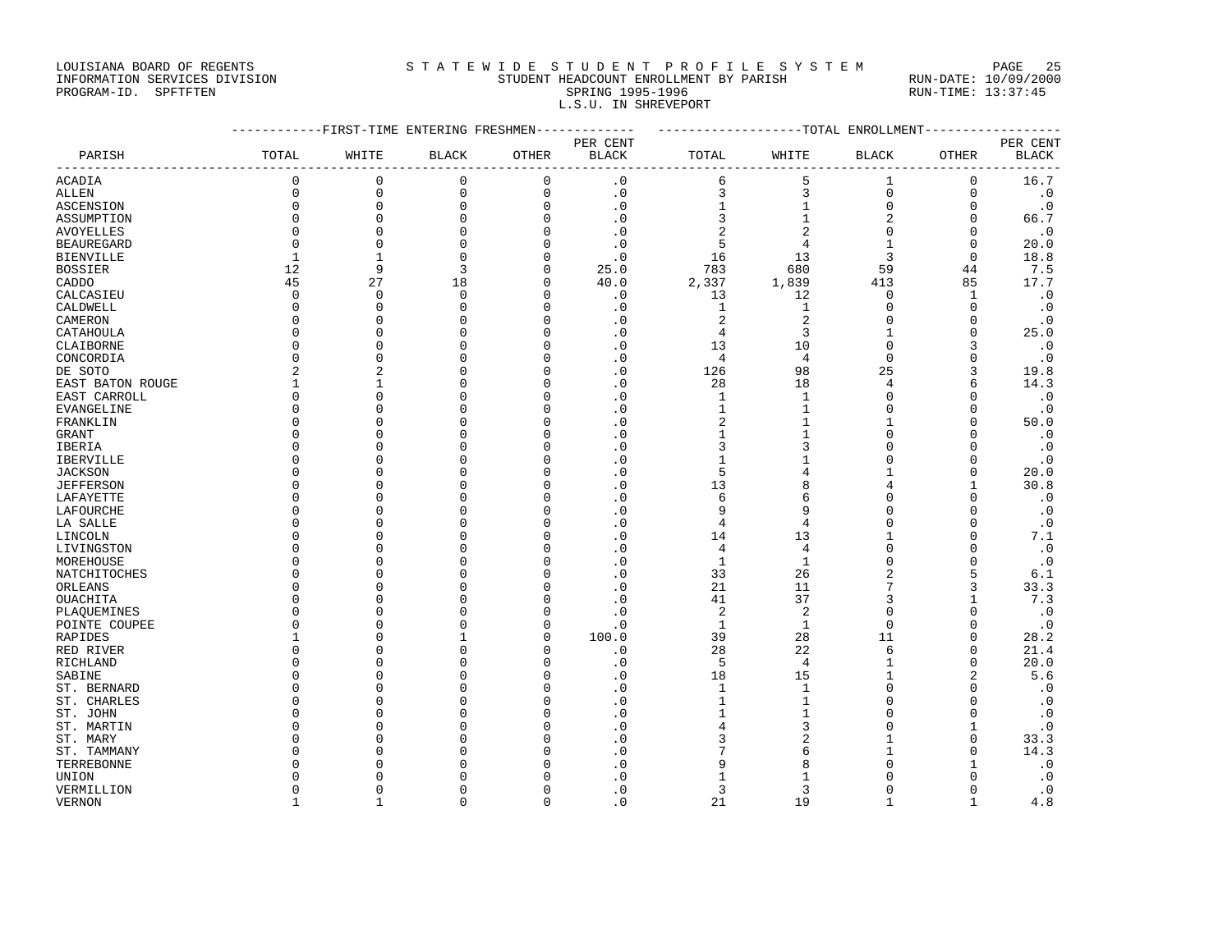LOUISIANA BOARD OF REGENTS
INFORMATION SERVICES DIVISION
PROGRAM-ID. SPFTFTEN

STATEWIDE STUDENT PROFILE SYSTEM
STUDENT HEADCOUNT ENROLLMENT BY PARISH
SPRING 1995-1996
L.S.U. IN SHREVEPORT

RUN-DATE: 10/09/2000
RUN-TIME: 13:37:45

| PARISH | FIRST-TIME ENTERING FRESHMEN | | | | | TOTAL ENROLLMENT | | | | |
|---|---|---|---|---|---|---|---|---|---|---|
| | TOTAL | WHITE | BLACK | OTHER | PER CENT BLACK | TOTAL | WHITE | BLACK | OTHER | PER CENT BLACK |
| ACADIA | 0 | 0 | 0 | 0 | .0 | 6 | 5 | 1 | 0 | 16.7 |
| ALLEN | 0 | 0 | 0 | 0 | .0 | 3 | 3 | 0 | 0 | .0 |
| ASCENSION | 0 | 0 | 0 | 0 | .0 | 1 | 1 | 0 | 0 | .0 |
| ASSUMPTION | 0 | 0 | 0 | 0 | .0 | 3 | 1 | 2 | 0 | 66.7 |
| AVOYELLES | 0 | 0 | 0 | 0 | .0 | 2 | 2 | 0 | 0 | .0 |
| BEAUREGARD | 0 | 0 | 0 | 0 | .0 | 5 | 4 | 1 | 0 | 20.0 |
| BIENVILLE | 1 | 1 | 0 | 0 | .0 | 16 | 13 | 3 | 0 | 18.8 |
| BOSSIER | 12 | 9 | 3 | 0 | 25.0 | 783 | 680 | 59 | 44 | 7.5 |
| CADDO | 45 | 27 | 18 | 0 | 40.0 | 2,337 | 1,839 | 413 | 85 | 17.7 |
| CALCASIEU | 0 | 0 | 0 | 0 | .0 | 13 | 12 | 0 | 1 | .0 |
| CALDWELL | 0 | 0 | 0 | 0 | .0 | 1 | 1 | 0 | 0 | .0 |
| CAMERON | 0 | 0 | 0 | 0 | .0 | 2 | 2 | 0 | 0 | .0 |
| CATAHOULA | 0 | 0 | 0 | 0 | .0 | 4 | 3 | 1 | 0 | 25.0 |
| CLAIBORNE | 0 | 0 | 0 | 0 | .0 | 13 | 10 | 0 | 3 | .0 |
| CONCORDIA | 0 | 0 | 0 | 0 | .0 | 4 | 4 | 0 | 0 | .0 |
| DE SOTO | 2 | 2 | 0 | 0 | .0 | 126 | 98 | 25 | 3 | 19.8 |
| EAST BATON ROUGE | 1 | 1 | 0 | 0 | .0 | 28 | 18 | 4 | 6 | 14.3 |
| EAST CARROLL | 0 | 0 | 0 | 0 | .0 | 1 | 1 | 0 | 0 | .0 |
| EVANGELINE | 0 | 0 | 0 | 0 | .0 | 1 | 1 | 0 | 0 | .0 |
| FRANKLIN | 0 | 0 | 0 | 0 | .0 | 2 | 1 | 1 | 0 | 50.0 |
| GRANT | 0 | 0 | 0 | 0 | .0 | 1 | 1 | 0 | 0 | .0 |
| IBERIA | 0 | 0 | 0 | 0 | .0 | 3 | 3 | 0 | 0 | .0 |
| IBERVILLE | 0 | 0 | 0 | 0 | .0 | 1 | 1 | 0 | 0 | .0 |
| JACKSON | 0 | 0 | 0 | 0 | .0 | 5 | 4 | 1 | 0 | 20.0 |
| JEFFERSON | 0 | 0 | 0 | 0 | .0 | 13 | 8 | 4 | 1 | 30.8 |
| LAFAYETTE | 0 | 0 | 0 | 0 | .0 | 6 | 6 | 0 | 0 | .0 |
| LAFOURCHE | 0 | 0 | 0 | 0 | .0 | 9 | 9 | 0 | 0 | .0 |
| LA SALLE | 0 | 0 | 0 | 0 | .0 | 4 | 4 | 0 | 0 | .0 |
| LINCOLN | 0 | 0 | 0 | 0 | .0 | 14 | 13 | 1 | 0 | 7.1 |
| LIVINGSTON | 0 | 0 | 0 | 0 | .0 | 4 | 4 | 0 | 0 | .0 |
| MOREHOUSE | 0 | 0 | 0 | 0 | .0 | 1 | 1 | 0 | 0 | .0 |
| NATCHITOCHES | 0 | 0 | 0 | 0 | .0 | 33 | 26 | 2 | 5 | 6.1 |
| ORLEANS | 0 | 0 | 0 | 0 | .0 | 21 | 11 | 7 | 3 | 33.3 |
| OUACHITA | 0 | 0 | 0 | 0 | .0 | 41 | 37 | 3 | 1 | 7.3 |
| PLAQUEMINES | 0 | 0 | 0 | 0 | .0 | 2 | 2 | 0 | 0 | .0 |
| POINTE COUPEE | 0 | 0 | 0 | 0 | .0 | 1 | 1 | 0 | 0 | .0 |
| RAPIDES | 1 | 0 | 1 | 0 | 100.0 | 39 | 28 | 11 | 0 | 28.2 |
| RED RIVER | 0 | 0 | 0 | 0 | .0 | 28 | 22 | 6 | 0 | 21.4 |
| RICHLAND | 0 | 0 | 0 | 0 | .0 | 5 | 4 | 1 | 0 | 20.0 |
| SABINE | 0 | 0 | 0 | 0 | .0 | 18 | 15 | 1 | 2 | 5.6 |
| ST. BERNARD | 0 | 0 | 0 | 0 | .0 | 1 | 1 | 0 | 0 | .0 |
| ST. CHARLES | 0 | 0 | 0 | 0 | .0 | 1 | 1 | 0 | 0 | .0 |
| ST. JOHN | 0 | 0 | 0 | 0 | .0 | 1 | 1 | 0 | 0 | .0 |
| ST. MARTIN | 0 | 0 | 0 | 0 | .0 | 4 | 3 | 0 | 1 | .0 |
| ST. MARY | 0 | 0 | 0 | 0 | .0 | 3 | 2 | 1 | 0 | 33.3 |
| ST. TAMMANY | 0 | 0 | 0 | 0 | .0 | 7 | 6 | 1 | 0 | 14.3 |
| TERREBONNE | 0 | 0 | 0 | 0 | .0 | 9 | 8 | 0 | 1 | .0 |
| UNION | 0 | 0 | 0 | 0 | .0 | 1 | 1 | 0 | 0 | .0 |
| VERMILLION | 0 | 0 | 0 | 0 | .0 | 3 | 3 | 0 | 0 | .0 |
| VERNON | 1 | 1 | 0 | 0 | .0 | 21 | 19 | 1 | 1 | 4.8 |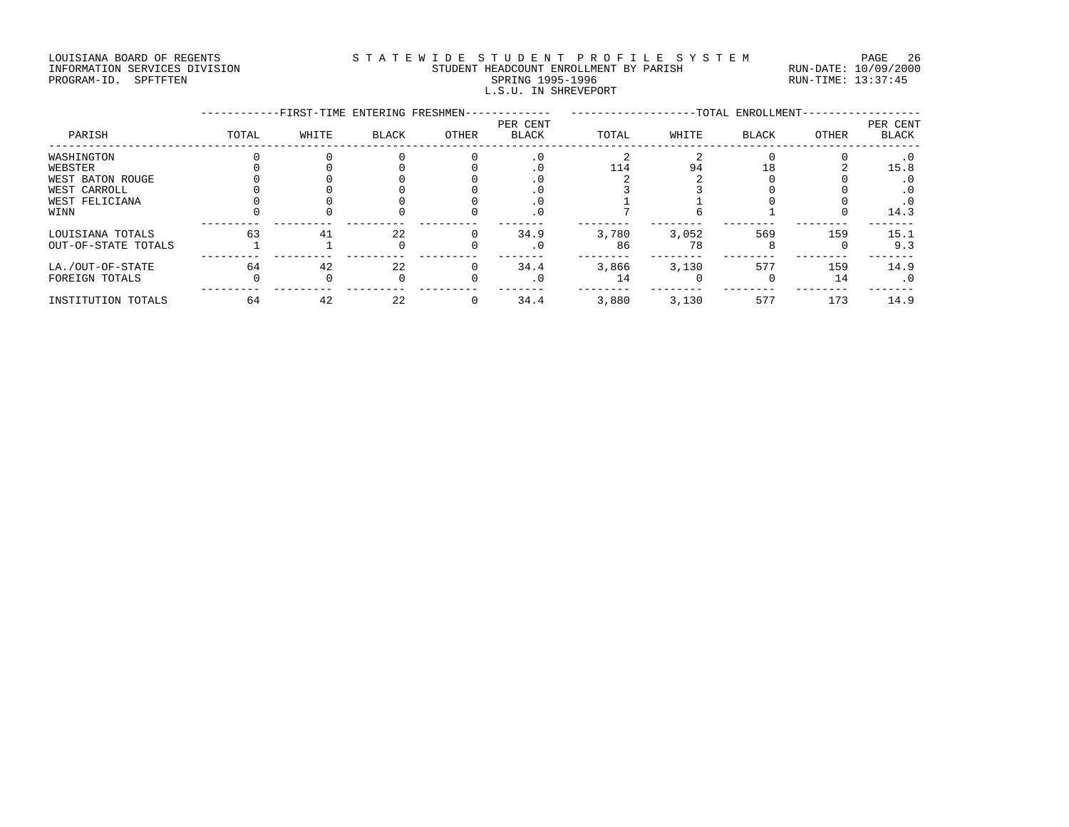LOUISIANA BOARD OF REGENTS
INFORMATION SERVICES DIVISION
PROGRAM-ID. SPFTFTEN

STATEWIDE STUDENT PROFILE SYSTEM
STUDENT HEADCOUNT ENROLLMENT BY PARISH
SPRING 1995-1996
L.S.U. IN SHREVEPORT

RUN-DATE: 10/09/2000
RUN-TIME: 13:37:45

| | FIRST-TIME ENTERING FRESHMEN | | | | | TOTAL ENROLLMENT | | | | |
|---|---|---|---|---|---|---|---|---|---|---|
| PARISH | TOTAL | WHITE | BLACK | OTHER | PER CENT BLACK | TOTAL | WHITE | BLACK | OTHER | PER CENT BLACK |
| WASHINGTON | 0 | 0 | 0 | 0 | .0 | 2 | 2 | 0 | 0 | .0 |
| WEBSTER | 0 | 0 | 0 | 0 | .0 | 114 | 94 | 18 | 2 | 15.8 |
| WEST BATON ROUGE | 0 | 0 | 0 | 0 | .0 | 2 | 2 | 0 | 0 | .0 |
| WEST CARROLL | 0 | 0 | 0 | 0 | .0 | 3 | 3 | 0 | 0 | .0 |
| WEST FELICIANA | 0 | 0 | 0 | 0 | .0 | 1 | 1 | 0 | 0 | .0 |
| WINN | 0 | 0 | 0 | 0 | .0 | 7 | 6 | 1 | 0 | 14.3 |
| LOUISIANA TOTALS | 63 | 41 | 22 | 0 | 34.9 | 3,780 | 3,052 | 569 | 159 | 15.1 |
| OUT-OF-STATE TOTALS | 1 | 1 | 0 | 0 | .0 | 86 | 78 | 8 | 0 | 9.3 |
| LA./OUT-OF-STATE | 64 | 42 | 22 | 0 | 34.4 | 3,866 | 3,130 | 577 | 159 | 14.9 |
| FOREIGN TOTALS | 0 | 0 | 0 | 0 | .0 | 14 | 0 | 0 | 14 | .0 |
| INSTITUTION TOTALS | 64 | 42 | 22 | 0 | 34.4 | 3,880 | 3,130 | 577 | 173 | 14.9 |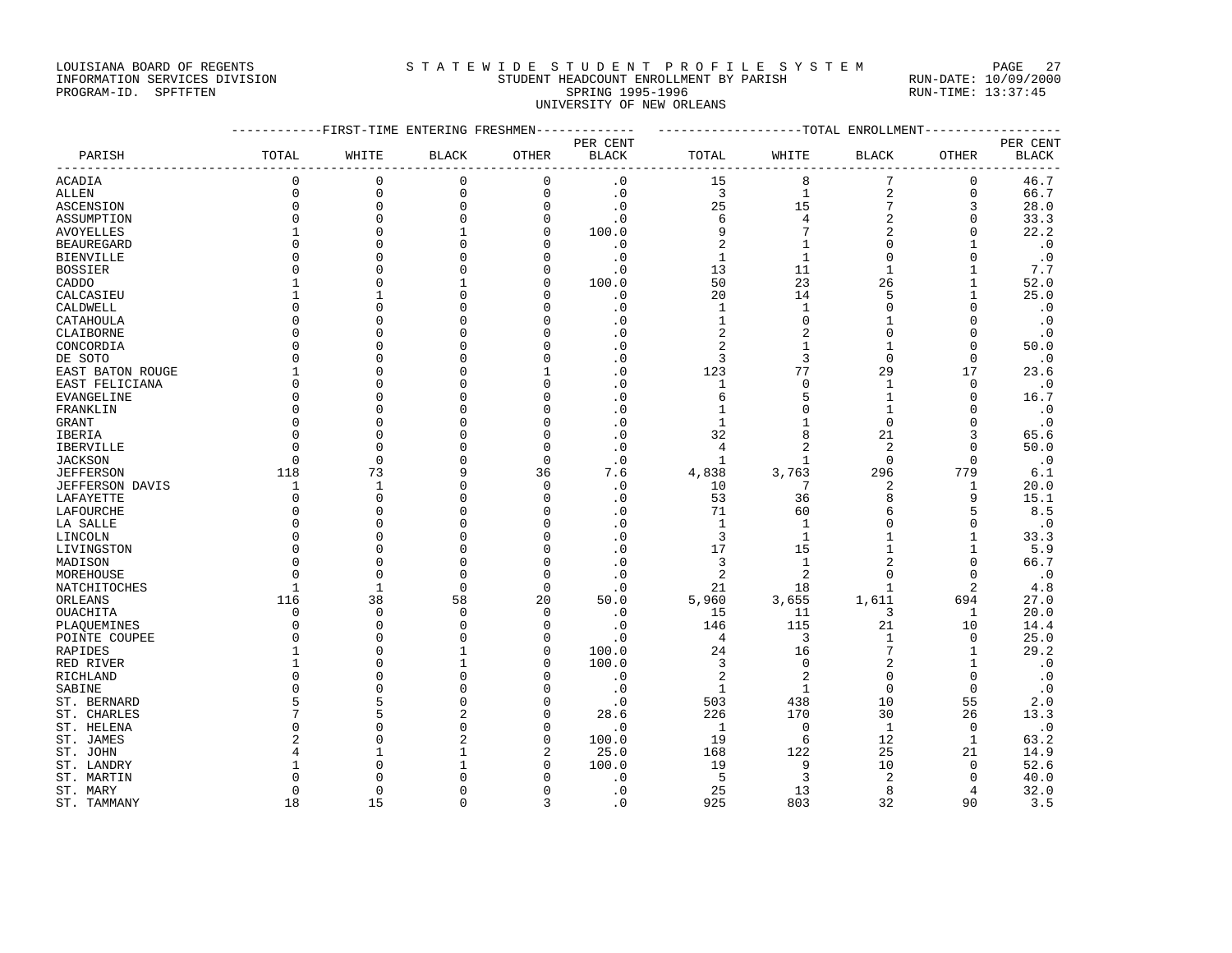LOUISIANA BOARD OF REGENTS
INFORMATION SERVICES DIVISION
PROGRAM-ID. SPFTFTEN

STATEWIDE STUDENT PROFILE SYSTEM
STUDENT HEADCOUNT ENROLLMENT BY PARISH
SPRING 1995-1996
UNIVERSITY OF NEW ORLEANS

RUN-DATE: 10/09/2000
RUN-TIME: 13:37:45

| | FIRST-TIME ENTERING FRESHMEN | | | | | TOTAL ENROLLMENT | | | | |
|---|---|---|---|---|---|---|---|---|---|---|
| PARISH | TOTAL | WHITE | BLACK | OTHER | PER CENT BLACK | TOTAL | WHITE | BLACK | OTHER | PER CENT BLACK |
| ACADIA | 0 | 0 | 0 | 0 | .0 | 15 | 8 | 7 | 0 | 46.7 |
| ALLEN | 0 | 0 | 0 | 0 | .0 | 3 | 1 | 2 | 0 | 66.7 |
| ASCENSION | 0 | 0 | 0 | 0 | .0 | 25 | 15 | 7 | 3 | 28.0 |
| ASSUMPTION | 0 | 0 | 0 | 0 | .0 | 6 | 4 | 2 | 0 | 33.3 |
| AVOYELLES | 1 | 0 | 1 | 0 | 100.0 | 9 | 7 | 2 | 0 | 22.2 |
| BEAUREGARD | 0 | 0 | 0 | 0 | .0 | 2 | 1 | 0 | 1 | .0 |
| BIENVILLE | 0 | 0 | 0 | 0 | .0 | 1 | 1 | 0 | 0 | .0 |
| BOSSIER | 0 | 0 | 0 | 0 | .0 | 13 | 11 | 1 | 1 | 7.7 |
| CADDO | 1 | 0 | 1 | 0 | 100.0 | 50 | 23 | 26 | 1 | 52.0 |
| CALCASIEU | 1 | 1 | 0 | 0 | .0 | 20 | 14 | 5 | 1 | 25.0 |
| CALDWELL | 0 | 0 | 0 | 0 | .0 | 1 | 1 | 0 | 0 | .0 |
| CATAHOULA | 0 | 0 | 0 | 0 | .0 | 1 | 0 | 1 | 0 | .0 |
| CLAIBORNE | 0 | 0 | 0 | 0 | .0 | 2 | 2 | 0 | 0 | .0 |
| CONCORDIA | 0 | 0 | 0 | 0 | .0 | 2 | 1 | 1 | 0 | 50.0 |
| DE SOTO | 0 | 0 | 0 | 0 | .0 | 3 | 3 | 0 | 0 | .0 |
| EAST BATON ROUGE | 1 | 0 | 0 | 1 | .0 | 123 | 77 | 29 | 17 | 23.6 |
| EAST FELICIANA | 0 | 0 | 0 | 0 | .0 | 1 | 0 | 1 | 0 | .0 |
| EVANGELINE | 0 | 0 | 0 | 0 | .0 | 6 | 5 | 1 | 0 | 16.7 |
| FRANKLIN | 0 | 0 | 0 | 0 | .0 | 1 | 0 | 1 | 0 | .0 |
| GRANT | 0 | 0 | 0 | 0 | .0 | 1 | 1 | 0 | 0 | .0 |
| IBERIA | 0 | 0 | 0 | 0 | .0 | 32 | 8 | 21 | 3 | 65.6 |
| IBERVILLE | 0 | 0 | 0 | 0 | .0 | 4 | 2 | 2 | 0 | 50.0 |
| JACKSON | 0 | 0 | 0 | 0 | .0 | 1 | 1 | 0 | 0 | .0 |
| JEFFERSON | 118 | 73 | 9 | 36 | 7.6 | 4,838 | 3,763 | 296 | 779 | 6.1 |
| JEFFERSON DAVIS | 1 | 1 | 0 | 0 | .0 | 10 | 7 | 2 | 1 | 20.0 |
| LAFAYETTE | 0 | 0 | 0 | 0 | .0 | 53 | 36 | 8 | 9 | 15.1 |
| LAFOURCHE | 0 | 0 | 0 | 0 | .0 | 71 | 60 | 6 | 5 | 8.5 |
| LA SALLE | 0 | 0 | 0 | 0 | .0 | 1 | 1 | 0 | 0 | .0 |
| LINCOLN | 0 | 0 | 0 | 0 | .0 | 3 | 1 | 1 | 1 | 33.3 |
| LIVINGSTON | 0 | 0 | 0 | 0 | .0 | 17 | 15 | 1 | 1 | 5.9 |
| MADISON | 0 | 0 | 0 | 0 | .0 | 3 | 1 | 2 | 0 | 66.7 |
| MOREHOUSE | 0 | 0 | 0 | 0 | .0 | 2 | 2 | 0 | 0 | .0 |
| NATCHITOCHES | 1 | 1 | 0 | 0 | .0 | 21 | 18 | 1 | 2 | 4.8 |
| ORLEANS | 116 | 38 | 58 | 20 | 50.0 | 5,960 | 3,655 | 1,611 | 694 | 27.0 |
| OUACHITA | 0 | 0 | 0 | 0 | .0 | 15 | 11 | 3 | 1 | 20.0 |
| PLAQUEMINES | 0 | 0 | 0 | 0 | .0 | 146 | 115 | 21 | 10 | 14.4 |
| POINTE COUPEE | 0 | 0 | 0 | 0 | .0 | 4 | 3 | 1 | 0 | 25.0 |
| RAPIDES | 1 | 0 | 1 | 0 | 100.0 | 24 | 16 | 7 | 1 | 29.2 |
| RED RIVER | 1 | 0 | 1 | 0 | 100.0 | 3 | 0 | 2 | 1 | .0 |
| RICHLAND | 0 | 0 | 0 | 0 | .0 | 2 | 2 | 0 | 0 | .0 |
| SABINE | 0 | 0 | 0 | 0 | .0 | 1 | 1 | 0 | 0 | .0 |
| ST. BERNARD | 5 | 5 | 0 | 0 | .0 | 503 | 438 | 10 | 55 | 2.0 |
| ST. CHARLES | 7 | 5 | 2 | 0 | 28.6 | 226 | 170 | 30 | 26 | 13.3 |
| ST. HELENA | 0 | 0 | 0 | 0 | .0 | 1 | 0 | 1 | 0 | .0 |
| ST. JAMES | 2 | 0 | 2 | 0 | 100.0 | 19 | 6 | 12 | 1 | 63.2 |
| ST. JOHN | 4 | 1 | 1 | 2 | 25.0 | 168 | 122 | 25 | 21 | 14.9 |
| ST. LANDRY | 1 | 0 | 1 | 0 | 100.0 | 19 | 9 | 10 | 0 | 52.6 |
| ST. MARTIN | 0 | 0 | 0 | 0 | .0 | 5 | 3 | 2 | 0 | 40.0 |
| ST. MARY | 0 | 0 | 0 | 0 | .0 | 25 | 13 | 8 | 4 | 32.0 |
| ST. TAMMANY | 18 | 15 | 0 | 3 | .0 | 925 | 803 | 32 | 90 | 3.5 |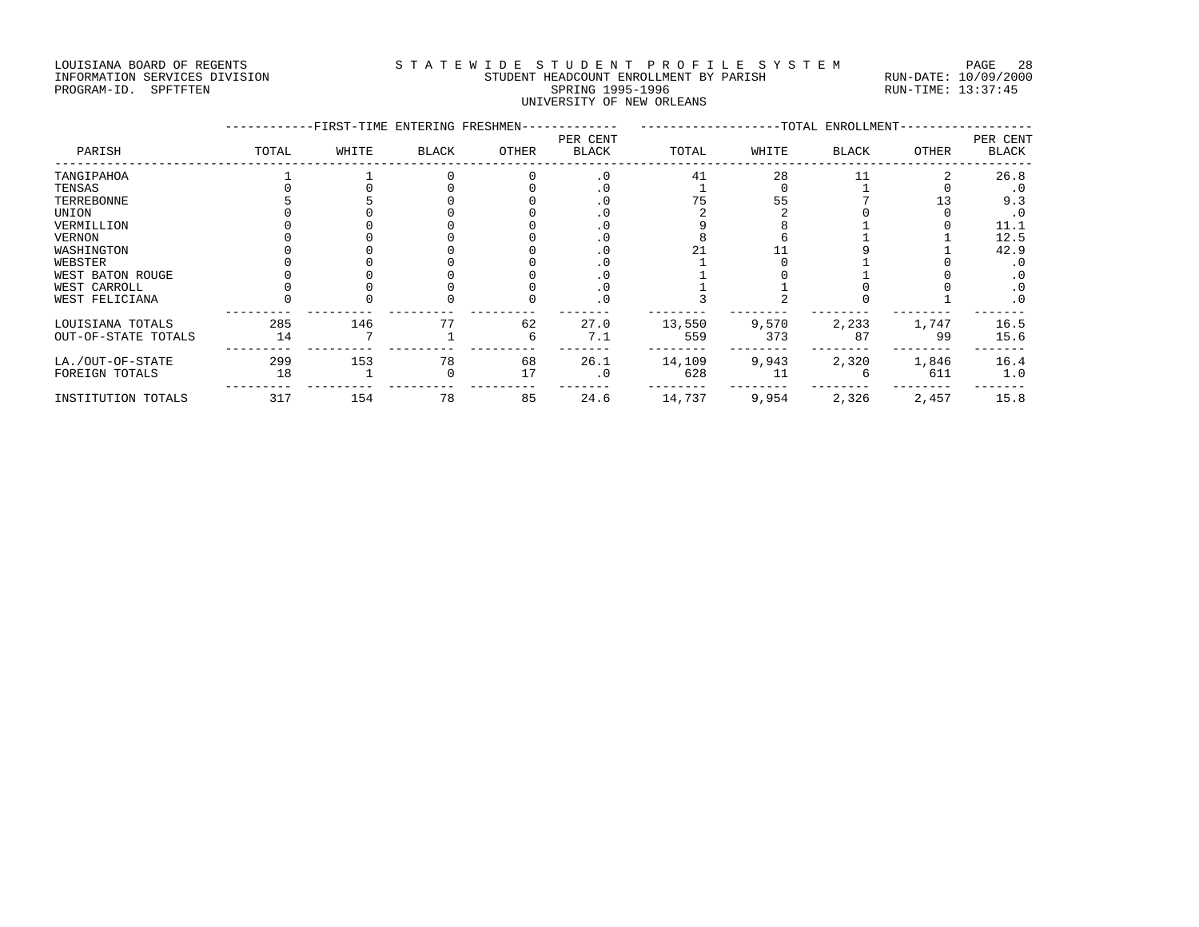LOUISIANA BOARD OF REGENTS
INFORMATION SERVICES DIVISION
PROGRAM-ID. SPFTFTEN

STATEWIDE STUDENT PROFILE SYSTEM
STUDENT HEADCOUNT ENROLLMENT BY PARISH
SPRING 1995-1996
UNIVERSITY OF NEW ORLEANS

RUN-DATE: 10/09/2000
RUN-TIME: 13:37:45

| PARISH | FIRST-TIME ENTERING FRESHMEN TOTAL | WHITE | BLACK | OTHER | PER CENT BLACK | TOTAL ENROLLMENT TOTAL | WHITE | BLACK | OTHER | PER CENT BLACK |
|---|---|---|---|---|---|---|---|---|---|---|
| TANGIPAHOA | 1 | 1 | 0 | 0 | .0 | 41 | 28 | 11 | 2 | 26.8 |
| TENSAS | 0 | 0 | 0 | 0 | .0 | 1 | 0 | 1 | 0 | .0 |
| TERREBONNE | 5 | 5 | 0 | 0 | .0 | 75 | 55 | 7 | 13 | 9.3 |
| UNION | 0 | 0 | 0 | 0 | .0 | 2 | 2 | 0 | 0 | .0 |
| VERMILLION | 0 | 0 | 0 | 0 | .0 | 9 | 8 | 1 | 0 | 11.1 |
| VERNON | 0 | 0 | 0 | 0 | .0 | 8 | 6 | 1 | 1 | 12.5 |
| WASHINGTON | 0 | 0 | 0 | 0 | .0 | 21 | 11 | 9 | 1 | 42.9 |
| WEBSTER | 0 | 0 | 0 | 0 | .0 | 1 | 0 | 1 | 0 | .0 |
| WEST BATON ROUGE | 0 | 0 | 0 | 0 | .0 | 1 | 0 | 1 | 0 | .0 |
| WEST CARROLL | 0 | 0 | 0 | 0 | .0 | 1 | 1 | 0 | 0 | .0 |
| WEST FELICIANA | 0 | 0 | 0 | 0 | .0 | 3 | 2 | 0 | 1 | .0 |
| LOUISIANA TOTALS | 285 | 146 | 77 | 62 | 27.0 | 13,550 | 9,570 | 2,233 | 1,747 | 16.5 |
| OUT-OF-STATE TOTALS | 14 | 7 | 1 | 6 | 7.1 | 559 | 373 | 87 | 99 | 15.6 |
| LA./OUT-OF-STATE | 299 | 153 | 78 | 68 | 26.1 | 14,109 | 9,943 | 2,320 | 1,846 | 16.4 |
| FOREIGN TOTALS | 18 | 1 | 0 | 17 | .0 | 628 | 11 | 6 | 611 | 1.0 |
| INSTITUTION TOTALS | 317 | 154 | 78 | 85 | 24.6 | 14,737 | 9,954 | 2,326 | 2,457 | 15.8 |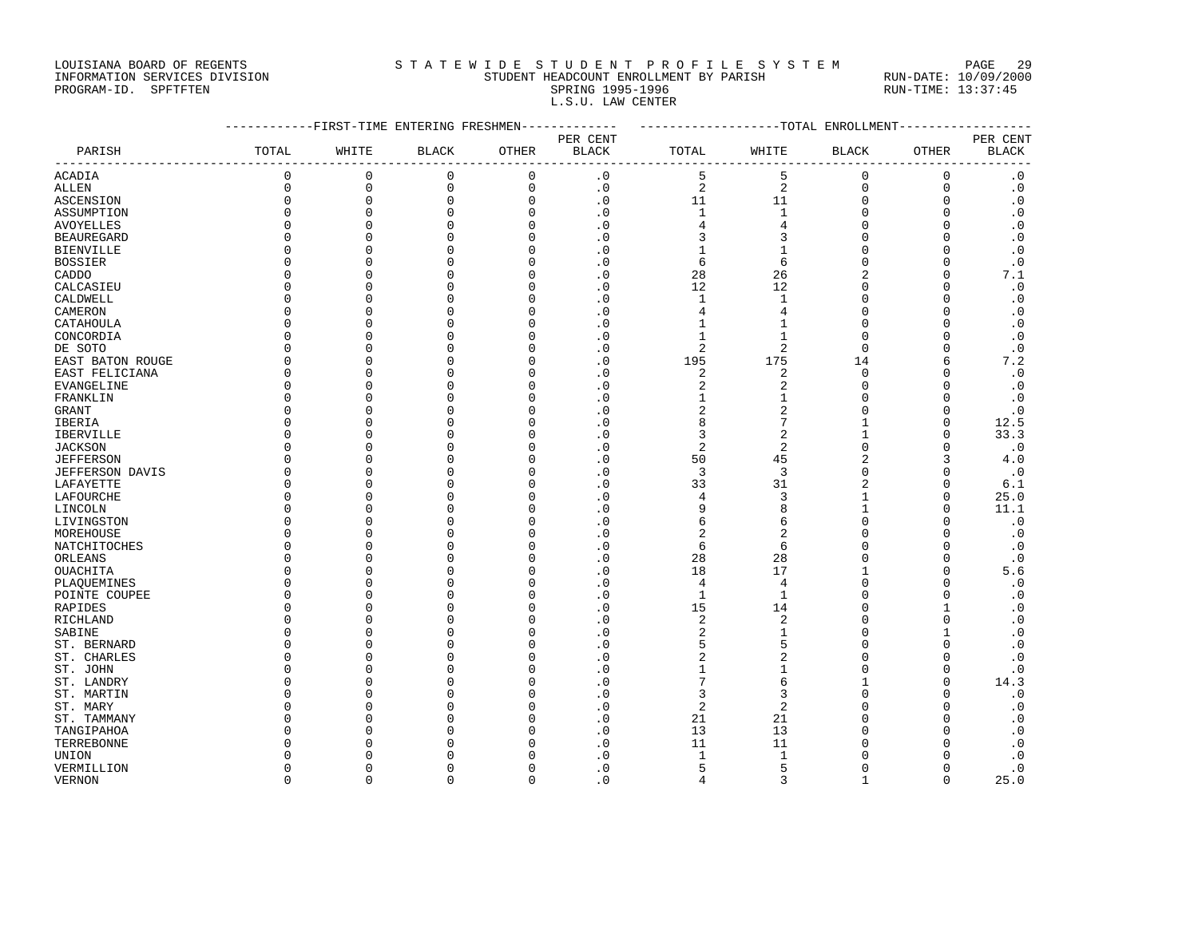LOUISIANA BOARD OF REGENTS
INFORMATION SERVICES DIVISION
PROGRAM-ID. SPFTFTEN

STATEWIDE STUDENT PROFILE SYSTEM
STUDENT HEADCOUNT ENROLLMENT BY PARISH
SPRING 1995-1996
L.S.U. LAW CENTER

RUN-DATE: 10/09/2000
RUN-TIME: 13:37:45

| PARISH | FIRST-TIME ENTERING FRESHMEN TOTAL | WHITE | BLACK | OTHER | PER CENT BLACK | TOTAL ENROLLMENT TOTAL | WHITE | BLACK | OTHER | PER CENT BLACK |
|---|---|---|---|---|---|---|---|---|---|---|
| ACADIA | 0 | 0 | 0 | 0 | .0 | 5 | 5 | 0 | 0 | .0 |
| ALLEN | 0 | 0 | 0 | 0 | .0 | 2 | 2 | 0 | 0 | .0 |
| ASCENSION | 0 | 0 | 0 | 0 | .0 | 11 | 11 | 0 | 0 | .0 |
| ASSUMPTION | 0 | 0 | 0 | 0 | .0 | 1 | 1 | 0 | 0 | .0 |
| AVOYELLES | 0 | 0 | 0 | 0 | .0 | 4 | 4 | 0 | 0 | .0 |
| BEAUREGARD | 0 | 0 | 0 | 0 | .0 | 3 | 3 | 0 | 0 | .0 |
| BIENVILLE | 0 | 0 | 0 | 0 | .0 | 1 | 1 | 0 | 0 | .0 |
| BOSSIER | 0 | 0 | 0 | 0 | .0 | 6 | 6 | 0 | 0 | .0 |
| CADDO | 0 | 0 | 0 | 0 | .0 | 28 | 26 | 2 | 0 | 7.1 |
| CALCASIEU | 0 | 0 | 0 | 0 | .0 | 12 | 12 | 0 | 0 | .0 |
| CALDWELL | 0 | 0 | 0 | 0 | .0 | 1 | 1 | 0 | 0 | .0 |
| CAMERON | 0 | 0 | 0 | 0 | .0 | 4 | 4 | 0 | 0 | .0 |
| CATAHOULA | 0 | 0 | 0 | 0 | .0 | 1 | 1 | 0 | 0 | .0 |
| CONCORDIA | 0 | 0 | 0 | 0 | .0 | 1 | 1 | 0 | 0 | .0 |
| DE SOTO | 0 | 0 | 0 | 0 | .0 | 2 | 2 | 0 | 0 | .0 |
| EAST BATON ROUGE | 0 | 0 | 0 | 0 | .0 | 195 | 175 | 14 | 6 | 7.2 |
| EAST FELICIANA | 0 | 0 | 0 | 0 | .0 | 2 | 2 | 0 | 0 | .0 |
| EVANGELINE | 0 | 0 | 0 | 0 | .0 | 2 | 2 | 0 | 0 | .0 |
| FRANKLIN | 0 | 0 | 0 | 0 | .0 | 1 | 1 | 0 | 0 | .0 |
| GRANT | 0 | 0 | 0 | 0 | .0 | 2 | 2 | 0 | 0 | .0 |
| IBERIA | 0 | 0 | 0 | 0 | .0 | 8 | 7 | 1 | 0 | 12.5 |
| IBERVILLE | 0 | 0 | 0 | 0 | .0 | 3 | 2 | 1 | 0 | 33.3 |
| JACKSON | 0 | 0 | 0 | 0 | .0 | 2 | 2 | 0 | 0 | .0 |
| JEFFERSON | 0 | 0 | 0 | 0 | .0 | 50 | 45 | 2 | 3 | 4.0 |
| JEFFERSON DAVIS | 0 | 0 | 0 | 0 | .0 | 3 | 3 | 0 | 0 | .0 |
| LAFAYETTE | 0 | 0 | 0 | 0 | .0 | 33 | 31 | 2 | 0 | 6.1 |
| LAFOURCHE | 0 | 0 | 0 | 0 | .0 | 4 | 3 | 1 | 0 | 25.0 |
| LINCOLN | 0 | 0 | 0 | 0 | .0 | 9 | 8 | 1 | 0 | 11.1 |
| LIVINGSTON | 0 | 0 | 0 | 0 | .0 | 6 | 6 | 0 | 0 | .0 |
| MOREHOUSE | 0 | 0 | 0 | 0 | .0 | 2 | 2 | 0 | 0 | .0 |
| NATCHITOCHES | 0 | 0 | 0 | 0 | .0 | 6 | 6 | 0 | 0 | .0 |
| ORLEANS | 0 | 0 | 0 | 0 | .0 | 28 | 28 | 0 | 0 | .0 |
| OUACHITA | 0 | 0 | 0 | 0 | .0 | 18 | 17 | 1 | 0 | 5.6 |
| PLAQUEMINES | 0 | 0 | 0 | 0 | .0 | 4 | 4 | 0 | 0 | .0 |
| POINTE COUPEE | 0 | 0 | 0 | 0 | .0 | 1 | 1 | 0 | 0 | .0 |
| RAPIDES | 0 | 0 | 0 | 0 | .0 | 15 | 14 | 0 | 1 | .0 |
| RICHLAND | 0 | 0 | 0 | 0 | .0 | 2 | 2 | 0 | 0 | .0 |
| SABINE | 0 | 0 | 0 | 0 | .0 | 2 | 1 | 0 | 1 | .0 |
| ST. BERNARD | 0 | 0 | 0 | 0 | .0 | 5 | 5 | 0 | 0 | .0 |
| ST. CHARLES | 0 | 0 | 0 | 0 | .0 | 2 | 2 | 0 | 0 | .0 |
| ST. JOHN | 0 | 0 | 0 | 0 | .0 | 1 | 1 | 0 | 0 | .0 |
| ST. LANDRY | 0 | 0 | 0 | 0 | .0 | 7 | 6 | 1 | 0 | 14.3 |
| ST. MARTIN | 0 | 0 | 0 | 0 | .0 | 3 | 3 | 0 | 0 | .0 |
| ST. MARY | 0 | 0 | 0 | 0 | .0 | 2 | 2 | 0 | 0 | .0 |
| ST. TAMMANY | 0 | 0 | 0 | 0 | .0 | 21 | 21 | 0 | 0 | .0 |
| TANGIPAHOA | 0 | 0 | 0 | 0 | .0 | 13 | 13 | 0 | 0 | .0 |
| TERREBONNE | 0 | 0 | 0 | 0 | .0 | 11 | 11 | 0 | 0 | .0 |
| UNION | 0 | 0 | 0 | 0 | .0 | 1 | 1 | 0 | 0 | .0 |
| VERMILLION | 0 | 0 | 0 | 0 | .0 | 5 | 5 | 0 | 0 | .0 |
| VERNON | 0 | 0 | 0 | 0 | .0 | 4 | 3 | 1 | 0 | 25.0 |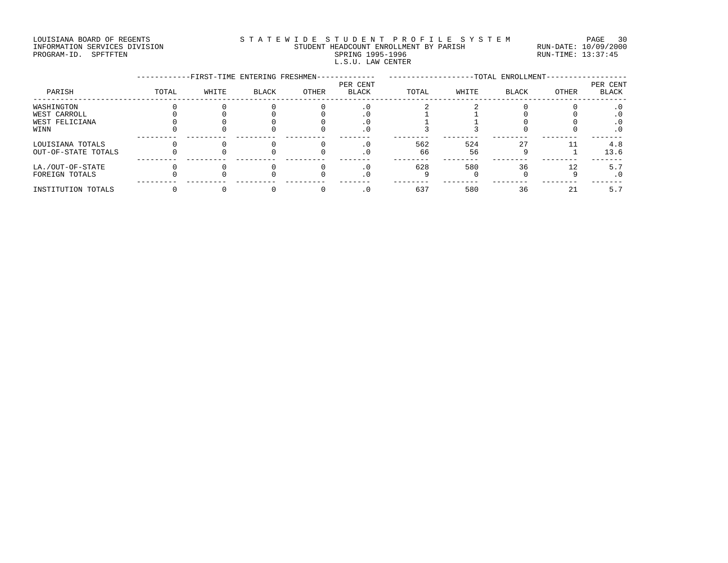LOUISIANA BOARD OF REGENTS
INFORMATION SERVICES DIVISION
PROGRAM-ID. SPFTFTEN

# STATEWIDE STUDENT PROFILE SYSTEM

STUDENT HEADCOUNT ENROLLMENT BY PARISH
SPRING 1995-1996
L.S.U. LAW CENTER

RUN-DATE: 10/09/2000
RUN-TIME: 13:37:45

| PARISH | FIRST-TIME ENTERING FRESHMEN | | | | | TOTAL ENROLLMENT | | | | |
|---|---|---|---|---|---|---|---|---|---|---|
| | TOTAL | WHITE | BLACK | OTHER | PER CENT BLACK | TOTAL | WHITE | BLACK | OTHER | PER CENT BLACK |
| WASHINGTON | 0 | 0 | 0 | 0 | .0 | 2 | 2 | 0 | 0 | .0 |
| WEST CARROLL | 0 | 0 | 0 | 0 | .0 | 1 | 1 | 0 | 0 | .0 |
| WEST FELICIANA | 0 | 0 | 0 | 0 | .0 | 1 | 1 | 0 | 0 | .0 |
| WINN | 0 | 0 | 0 | 0 | .0 | 3 | 3 | 0 | 0 | .0 |
| LOUISIANA TOTALS | 0 | 0 | 0 | 0 | .0 | 562 | 524 | 27 | 11 | 4.8 |
| OUT-OF-STATE TOTALS | 0 | 0 | 0 | 0 | .0 | 66 | 56 | 9 | 1 | 13.6 |
| LA./OUT-OF-STATE | 0 | 0 | 0 | 0 | .0 | 628 | 580 | 36 | 12 | 5.7 |
| FOREIGN TOTALS | 0 | 0 | 0 | 0 | .0 | 9 | 0 | 0 | 9 | .0 |
| INSTITUTION TOTALS | 0 | 0 | 0 | 0 | .0 | 637 | 580 | 36 | 21 | 5.7 |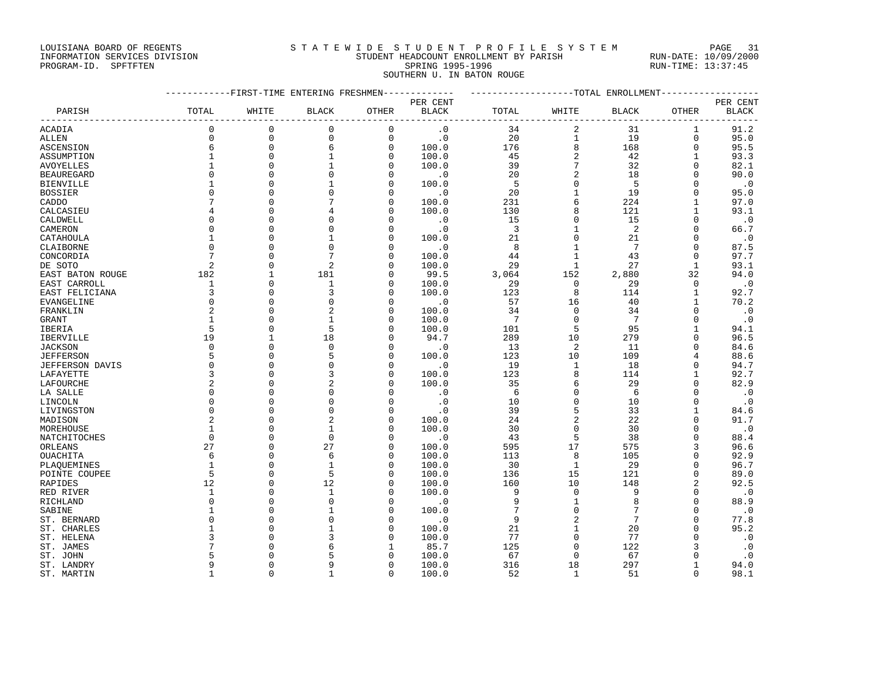LOUISIANA BOARD OF REGENTS — INFORMATION SERVICES DIVISION — PROGRAM-ID. SPFTFTEN

STATEWIDE STUDENT PROFILE SYSTEM

STUDENT HEADCOUNT ENROLLMENT BY PARISH

SPRING 1995-1996

SOUTHERN U. IN BATON ROUGE

RUN-DATE: 10/09/2000 RUN-TIME: 13:37:45

| PARISH | FIRST-TIME ENTERING FRESHMEN | | | | | TOTAL ENROLLMENT | | | | |
|---|---|---|---|---|---|---|---|---|---|---|
| | TOTAL | WHITE | BLACK | OTHER | PER CENT BLACK | TOTAL | WHITE | BLACK | OTHER | PER CENT BLACK |
| ACADIA | 0 | 0 | 0 | 0 | .0 | 34 | 2 | 31 | 1 | 91.2 |
| ALLEN | 0 | 0 | 0 | 0 | .0 | 20 | 1 | 19 | 0 | 95.0 |
| ASCENSION | 6 | 0 | 6 | 0 | 100.0 | 176 | 8 | 168 | 0 | 95.5 |
| ASSUMPTION | 1 | 0 | 1 | 0 | 100.0 | 45 | 2 | 42 | 1 | 93.3 |
| AVOYELLES | 1 | 0 | 1 | 0 | 100.0 | 39 | 7 | 32 | 0 | 82.1 |
| BEAUREGARD | 0 | 0 | 0 | 0 | .0 | 20 | 2 | 18 | 0 | 90.0 |
| BIENVILLE | 1 | 0 | 1 | 0 | 100.0 | 5 | 0 | 5 | 0 | .0 |
| BOSSIER | 0 | 0 | 0 | 0 | .0 | 20 | 1 | 19 | 0 | 95.0 |
| CADDO | 7 | 0 | 7 | 0 | 100.0 | 231 | 6 | 224 | 1 | 97.0 |
| CALCASIEU | 4 | 0 | 4 | 0 | 100.0 | 130 | 8 | 121 | 1 | 93.1 |
| CALDWELL | 0 | 0 | 0 | 0 | .0 | 15 | 0 | 15 | 0 | .0 |
| CAMERON | 0 | 0 | 0 | 0 | .0 | 3 | 1 | 2 | 0 | 66.7 |
| CATAHOULA | 1 | 0 | 1 | 0 | 100.0 | 21 | 0 | 21 | 0 | .0 |
| CLAIBORNE | 0 | 0 | 0 | 0 | .0 | 8 | 1 | 7 | 0 | 87.5 |
| CONCORDIA | 7 | 0 | 7 | 0 | 100.0 | 44 | 1 | 43 | 0 | 97.7 |
| DE SOTO | 2 | 0 | 2 | 0 | 100.0 | 29 | 1 | 27 | 1 | 93.1 |
| EAST BATON ROUGE | 182 | 1 | 181 | 0 | 99.5 | 3,064 | 152 | 2,880 | 32 | 94.0 |
| EAST CARROLL | 1 | 0 | 1 | 0 | 100.0 | 29 | 0 | 29 | 0 | .0 |
| EAST FELICIANA | 3 | 0 | 3 | 0 | 100.0 | 123 | 8 | 114 | 1 | 92.7 |
| EVANGELINE | 0 | 0 | 0 | 0 | .0 | 57 | 16 | 40 | 1 | 70.2 |
| FRANKLIN | 2 | 0 | 2 | 0 | 100.0 | 34 | 0 | 34 | 0 | .0 |
| GRANT | 1 | 0 | 1 | 0 | 100.0 | 7 | 0 | 7 | 0 | .0 |
| IBERIA | 5 | 0 | 5 | 0 | 100.0 | 101 | 5 | 95 | 1 | 94.1 |
| IBERVILLE | 19 | 1 | 18 | 0 | 94.7 | 289 | 10 | 279 | 0 | 96.5 |
| JACKSON | 0 | 0 | 0 | 0 | .0 | 13 | 2 | 11 | 0 | 84.6 |
| JEFFERSON | 5 | 0 | 5 | 0 | 100.0 | 123 | 10 | 109 | 4 | 88.6 |
| JEFFERSON DAVIS | 0 | 0 | 0 | 0 | .0 | 19 | 1 | 18 | 0 | 94.7 |
| LAFAYETTE | 3 | 0 | 3 | 0 | 100.0 | 123 | 8 | 114 | 1 | 92.7 |
| LAFOURCHE | 2 | 0 | 2 | 0 | 100.0 | 35 | 6 | 29 | 0 | 82.9 |
| LA SALLE | 0 | 0 | 0 | 0 | .0 | 6 | 0 | 6 | 0 | .0 |
| LINCOLN | 0 | 0 | 0 | 0 | .0 | 10 | 0 | 10 | 0 | .0 |
| LIVINGSTON | 0 | 0 | 0 | 0 | .0 | 39 | 5 | 33 | 1 | 84.6 |
| MADISON | 2 | 0 | 2 | 0 | 100.0 | 24 | 2 | 22 | 0 | 91.7 |
| MOREHOUSE | 1 | 0 | 1 | 0 | 100.0 | 30 | 0 | 30 | 0 | .0 |
| NATCHITOCHES | 0 | 0 | 0 | 0 | .0 | 43 | 5 | 38 | 0 | 88.4 |
| ORLEANS | 27 | 0 | 27 | 0 | 100.0 | 595 | 17 | 575 | 3 | 96.6 |
| OUACHITA | 6 | 0 | 6 | 0 | 100.0 | 113 | 8 | 105 | 0 | 92.9 |
| PLAQUEMINES | 1 | 0 | 1 | 0 | 100.0 | 30 | 1 | 29 | 0 | 96.7 |
| POINTE COUPEE | 5 | 0 | 5 | 0 | 100.0 | 136 | 15 | 121 | 0 | 89.0 |
| RAPIDES | 12 | 0 | 12 | 0 | 100.0 | 160 | 10 | 148 | 2 | 92.5 |
| RED RIVER | 1 | 0 | 1 | 0 | 100.0 | 9 | 0 | 9 | 0 | .0 |
| RICHLAND | 0 | 0 | 0 | 0 | .0 | 9 | 1 | 8 | 0 | 88.9 |
| SABINE | 1 | 0 | 1 | 0 | 100.0 | 7 | 0 | 7 | 0 | .0 |
| ST. BERNARD | 0 | 0 | 0 | 0 | .0 | 9 | 2 | 7 | 0 | 77.8 |
| ST. CHARLES | 1 | 0 | 1 | 0 | 100.0 | 21 | 1 | 20 | 0 | 95.2 |
| ST. HELENA | 3 | 0 | 3 | 0 | 100.0 | 77 | 0 | 77 | 0 | .0 |
| ST. JAMES | 7 | 0 | 6 | 1 | 85.7 | 125 | 0 | 122 | 3 | .0 |
| ST. JOHN | 5 | 0 | 5 | 0 | 100.0 | 67 | 0 | 67 | 0 | .0 |
| ST. LANDRY | 9 | 0 | 9 | 0 | 100.0 | 316 | 18 | 297 | 1 | 94.0 |
| ST. MARTIN | 1 | 0 | 1 | 0 | 100.0 | 52 | 1 | 51 | 0 | 98.1 |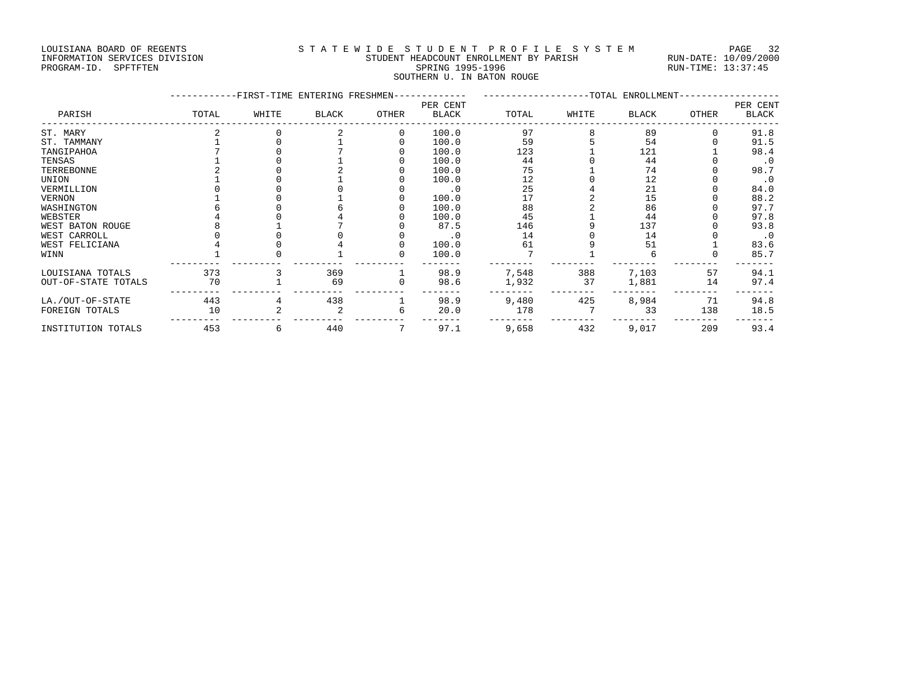LOUISIANA BOARD OF REGENTS
INFORMATION SERVICES DIVISION
PROGRAM-ID. SPFTFTEN

S T A T E W I D E  S T U D E N T  P R O F I L E  S Y S T E M
STUDENT HEADCOUNT ENROLLMENT BY PARISH
SPRING 1995-1996
SOUTHERN U. IN BATON ROUGE

RUN-DATE: 10/09/2000
RUN-TIME: 13:37:45

| PARISH | FIRST-TIME ENTERING FRESHMEN TOTAL | WHITE | BLACK | OTHER | PER CENT BLACK | TOTAL ENROLLMENT TOTAL | WHITE | BLACK | OTHER | PER CENT BLACK |
|---|---|---|---|---|---|---|---|---|---|---|
| ST. MARY | 2 | 0 | 2 | 0 | 100.0 | 97 | 8 | 89 | 0 | 91.8 |
| ST. TAMMANY | 1 | 0 | 1 | 0 | 100.0 | 59 | 5 | 54 | 0 | 91.5 |
| TANGIPAHOA | 7 | 0 | 7 | 0 | 100.0 | 123 | 1 | 121 | 1 | 98.4 |
| TENSAS | 1 | 0 | 1 | 0 | 100.0 | 44 | 0 | 44 | 0 | .0 |
| TERREBONNE | 2 | 0 | 2 | 0 | 100.0 | 75 | 1 | 74 | 0 | 98.7 |
| UNION | 1 | 0 | 1 | 0 | 100.0 | 12 | 0 | 12 | 0 | .0 |
| VERMILLION | 0 | 0 | 0 | 0 | .0 | 25 | 4 | 21 | 0 | 84.0 |
| VERNON | 1 | 0 | 1 | 0 | 100.0 | 17 | 2 | 15 | 0 | 88.2 |
| WASHINGTON | 6 | 0 | 6 | 0 | 100.0 | 88 | 2 | 86 | 0 | 97.7 |
| WEBSTER | 4 | 0 | 4 | 0 | 100.0 | 45 | 1 | 44 | 0 | 97.8 |
| WEST BATON ROUGE | 8 | 1 | 7 | 0 | 87.5 | 146 | 9 | 137 | 0 | 93.8 |
| WEST CARROLL | 0 | 0 | 0 | 0 | .0 | 14 | 0 | 14 | 0 | .0 |
| WEST FELICIANA | 4 | 0 | 4 | 0 | 100.0 | 61 | 9 | 51 | 1 | 83.6 |
| WINN | 1 | 0 | 1 | 0 | 100.0 | 7 | 1 | 6 | 0 | 85.7 |
| LOUISIANA TOTALS | 373 | 3 | 369 | 1 | 98.9 | 7,548 | 388 | 7,103 | 57 | 94.1 |
| OUT-OF-STATE TOTALS | 70 | 1 | 69 | 0 | 98.6 | 1,932 | 37 | 1,881 | 14 | 97.4 |
| LA./OUT-OF-STATE | 443 | 4 | 438 | 1 | 98.9 | 9,480 | 425 | 8,984 | 71 | 94.8 |
| FOREIGN TOTALS | 10 | 2 | 2 | 6 | 20.0 | 178 | 7 | 33 | 138 | 18.5 |
| INSTITUTION TOTALS | 453 | 6 | 440 | 7 | 97.1 | 9,658 | 432 | 9,017 | 209 | 93.4 |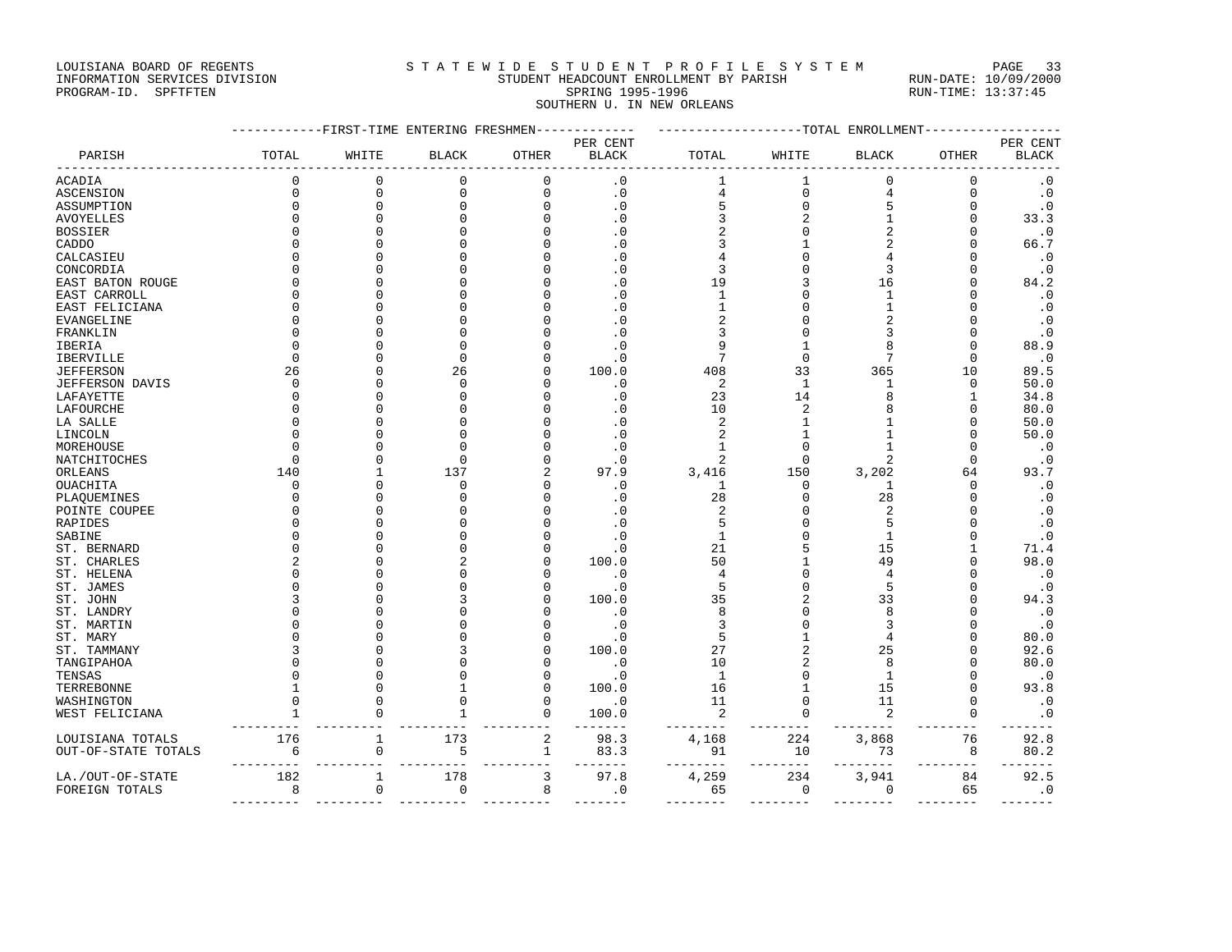LOUISIANA BOARD OF REGENTS — STATEWIDE STUDENT PROFILE SYSTEM
INFORMATION SERVICES DIVISION — STUDENT HEADCOUNT ENROLLMENT BY PARISH — RUN-DATE: 10/09/2000
PROGRAM-ID. SPFTFTEN — SPRING 1995-1996 — RUN-TIME: 13:37:45

SOUTHERN U. IN NEW ORLEANS

| PARISH | FIRST-TIME ENTERING FRESHMEN | | | | | TOTAL ENROLLMENT | | | | |
|---|---|---|---|---|---|---|---|---|---|---|
| | TOTAL | WHITE | BLACK | OTHER | PER CENT BLACK | TOTAL | WHITE | BLACK | OTHER | PER CENT BLACK |
| ACADIA | 0 | 0 | 0 | 0 | .0 | 1 | 1 | 0 | 0 | .0 |
| ASCENSION | 0 | 0 | 0 | 0 | .0 | 4 | 0 | 4 | 0 | .0 |
| ASSUMPTION | 0 | 0 | 0 | 0 | .0 | 5 | 0 | 5 | 0 | .0 |
| AVOYELLES | 0 | 0 | 0 | 0 | .0 | 3 | 2 | 1 | 0 | 33.3 |
| BOSSIER | 0 | 0 | 0 | 0 | .0 | 2 | 0 | 2 | 0 | .0 |
| CADDO | 0 | 0 | 0 | 0 | .0 | 3 | 1 | 2 | 0 | 66.7 |
| CALCASIEU | 0 | 0 | 0 | 0 | .0 | 4 | 0 | 4 | 0 | .0 |
| CONCORDIA | 0 | 0 | 0 | 0 | .0 | 3 | 0 | 3 | 0 | .0 |
| EAST BATON ROUGE | 0 | 0 | 0 | 0 | .0 | 19 | 3 | 16 | 0 | 84.2 |
| EAST CARROLL | 0 | 0 | 0 | 0 | .0 | 1 | 0 | 1 | 0 | .0 |
| EAST FELICIANA | 0 | 0 | 0 | 0 | .0 | 1 | 0 | 1 | 0 | .0 |
| EVANGELINE | 0 | 0 | 0 | 0 | .0 | 2 | 0 | 2 | 0 | .0 |
| FRANKLIN | 0 | 0 | 0 | 0 | .0 | 3 | 0 | 3 | 0 | .0 |
| IBERIA | 0 | 0 | 0 | 0 | .0 | 9 | 1 | 8 | 0 | 88.9 |
| IBERVILLE | 0 | 0 | 0 | 0 | .0 | 7 | 0 | 7 | 0 | .0 |
| JEFFERSON | 26 | 0 | 26 | 0 | 100.0 | 408 | 33 | 365 | 10 | 89.5 |
| JEFFERSON DAVIS | 0 | 0 | 0 | 0 | .0 | 2 | 1 | 1 | 0 | 50.0 |
| LAFAYETTE | 0 | 0 | 0 | 0 | .0 | 23 | 14 | 8 | 1 | 34.8 |
| LAFOURCHE | 0 | 0 | 0 | 0 | .0 | 10 | 2 | 8 | 0 | 80.0 |
| LA SALLE | 0 | 0 | 0 | 0 | .0 | 2 | 1 | 1 | 0 | 50.0 |
| LINCOLN | 0 | 0 | 0 | 0 | .0 | 2 | 1 | 1 | 0 | 50.0 |
| MOREHOUSE | 0 | 0 | 0 | 0 | .0 | 1 | 0 | 1 | 0 | .0 |
| NATCHITOCHES | 0 | 0 | 0 | 0 | .0 | 2 | 0 | 2 | 0 | .0 |
| ORLEANS | 140 | 1 | 137 | 2 | 97.9 | 3,416 | 150 | 3,202 | 64 | 93.7 |
| OUACHITA | 0 | 0 | 0 | 0 | .0 | 1 | 0 | 1 | 0 | .0 |
| PLAQUEMINES | 0 | 0 | 0 | 0 | .0 | 28 | 0 | 28 | 0 | .0 |
| POINTE COUPEE | 0 | 0 | 0 | 0 | .0 | 2 | 0 | 2 | 0 | .0 |
| RAPIDES | 0 | 0 | 0 | 0 | .0 | 5 | 0 | 5 | 0 | .0 |
| SABINE | 0 | 0 | 0 | 0 | .0 | 1 | 0 | 1 | 0 | .0 |
| ST. BERNARD | 0 | 0 | 0 | 0 | .0 | 21 | 5 | 15 | 1 | 71.4 |
| ST. CHARLES | 2 | 0 | 2 | 0 | 100.0 | 50 | 1 | 49 | 0 | 98.0 |
| ST. HELENA | 0 | 0 | 0 | 0 | .0 | 4 | 0 | 4 | 0 | .0 |
| ST. JAMES | 0 | 0 | 0 | 0 | .0 | 5 | 0 | 5 | 0 | .0 |
| ST. JOHN | 3 | 0 | 3 | 0 | 100.0 | 35 | 2 | 33 | 0 | 94.3 |
| ST. LANDRY | 0 | 0 | 0 | 0 | .0 | 8 | 0 | 8 | 0 | .0 |
| ST. MARTIN | 0 | 0 | 0 | 0 | .0 | 3 | 0 | 3 | 0 | .0 |
| ST. MARY | 0 | 0 | 0 | 0 | .0 | 5 | 1 | 4 | 0 | 80.0 |
| ST. TAMMANY | 3 | 0 | 3 | 0 | 100.0 | 27 | 2 | 25 | 0 | 92.6 |
| TANGIPAHOA | 0 | 0 | 0 | 0 | .0 | 10 | 2 | 8 | 0 | 80.0 |
| TENSAS | 0 | 0 | 0 | 0 | .0 | 1 | 0 | 1 | 0 | .0 |
| TERREBONNE | 1 | 0 | 1 | 0 | 100.0 | 16 | 1 | 15 | 0 | 93.8 |
| WASHINGTON | 0 | 0 | 0 | 0 | .0 | 11 | 0 | 11 | 0 | .0 |
| WEST FELICIANA | 1 | 0 | 1 | 0 | 100.0 | 2 | 0 | 2 | 0 | .0 |
| LOUISIANA TOTALS | 176 | 1 | 173 | 2 | 98.3 | 4,168 | 224 | 3,868 | 76 | 92.8 |
| OUT-OF-STATE TOTALS | 6 | 0 | 5 | 1 | 83.3 | 91 | 10 | 73 | 8 | 80.2 |
| LA./OUT-OF-STATE | 182 | 1 | 178 | 3 | 97.8 | 4,259 | 234 | 3,941 | 84 | 92.5 |
| FOREIGN TOTALS | 8 | 0 | 0 | 8 | .0 | 65 | 0 | 0 | 65 | .0 |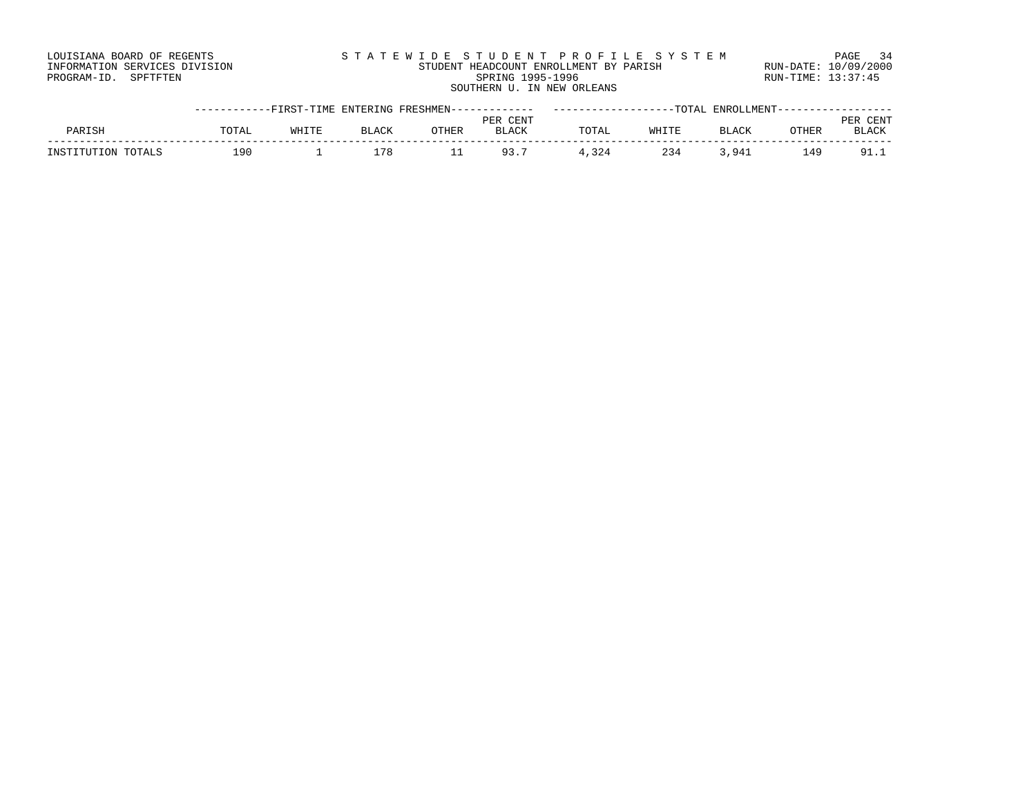LOUISIANA BOARD OF REGENTS
INFORMATION SERVICES DIVISION
PROGRAM-ID. SPFTFTEN

S T A T E W I D E S T U D E N T P R O F I L E S Y S T E M
STUDENT HEADCOUNT ENROLLMENT BY PARISH
SPRING 1995-1996
SOUTHERN U. IN NEW ORLEANS

RUN-DATE: 10/09/2000
RUN-TIME: 13:37:45

| | FIRST-TIME ENTERING FRESHMEN | | | | | TOTAL ENROLLMENT | | | | |
|---|---|---|---|---|---|---|---|---|---|---|
| PARISH | TOTAL | WHITE | BLACK | OTHER | PER CENT BLACK | TOTAL | WHITE | BLACK | OTHER | PER CENT BLACK |
| INSTITUTION TOTALS | 190 | 1 | 178 | 11 | 93.7 | 4,324 | 234 | 3,941 | 149 | 91.1 |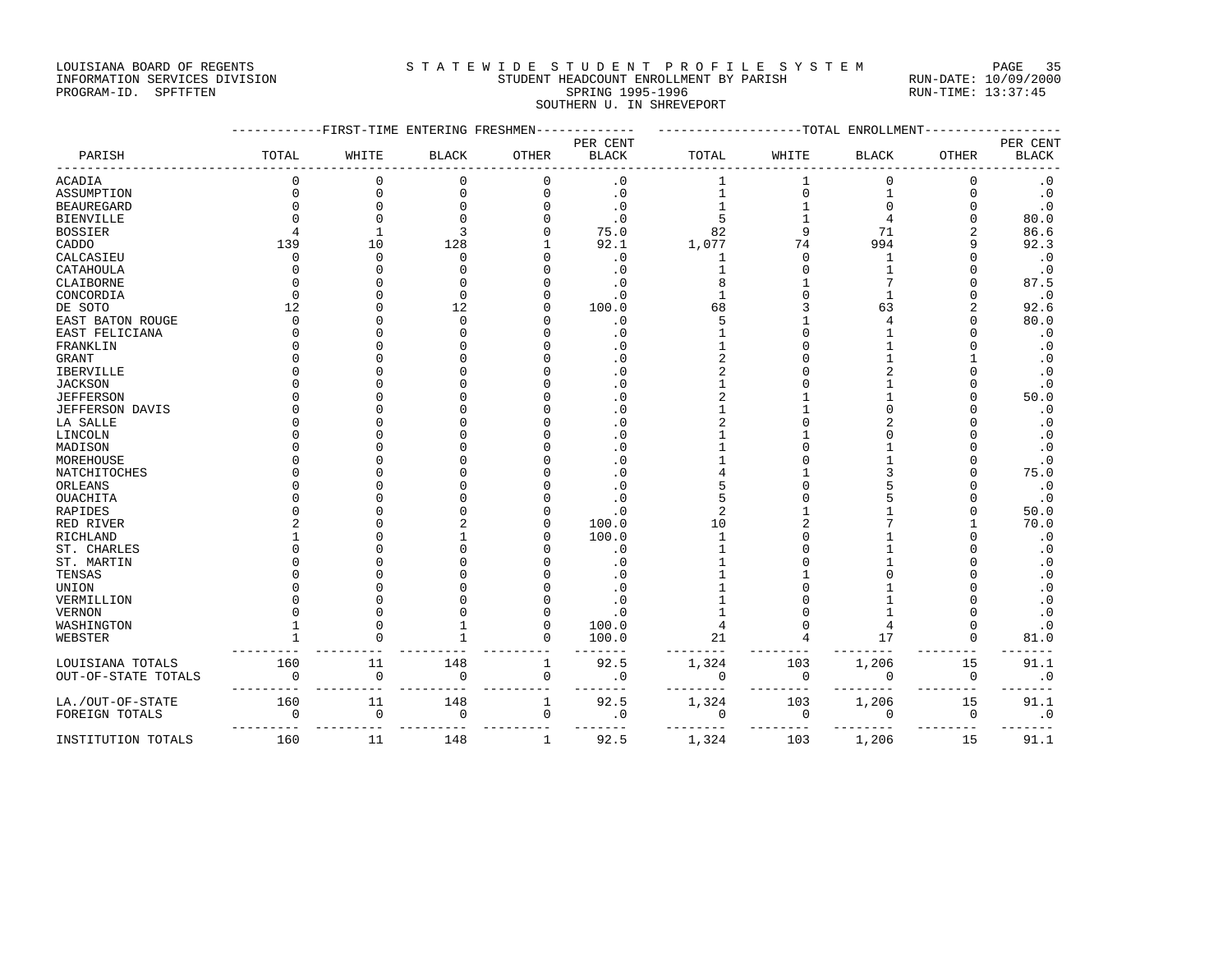LOUISIANA BOARD OF REGENTS — INFORMATION SERVICES DIVISION — PROGRAM-ID. SPFTFTEN

STATEWIDE STUDENT PROFILE SYSTEM

STUDENT HEADCOUNT ENROLLMENT BY PARISH

SPRING 1995-1996

SOUTHERN U. IN SHREVEPORT

RUN-DATE: 10/09/2000 RUN-TIME: 13:37:45

| PARISH | FIRST-TIME ENTERING FRESHMEN TOTAL | WHITE | BLACK | OTHER | PER CENT BLACK | TOTAL ENROLLMENT TOTAL | WHITE | BLACK | OTHER | PER CENT BLACK |
|---|---|---|---|---|---|---|---|---|---|---|
| ACADIA | 0 | 0 | 0 | 0 | .0 | 1 | 1 | 0 | 0 | .0 |
| ASSUMPTION | 0 | 0 | 0 | 0 | .0 | 1 | 0 | 1 | 0 | .0 |
| BEAUREGARD | 0 | 0 | 0 | 0 | .0 | 1 | 1 | 0 | 0 | .0 |
| BIENVILLE | 0 | 0 | 0 | 0 | .0 | 5 | 1 | 4 | 0 | 80.0 |
| BOSSIER | 4 | 1 | 3 | 0 | 75.0 | 82 | 9 | 71 | 2 | 86.6 |
| CADDO | 139 | 10 | 128 | 1 | 92.1 | 1,077 | 74 | 994 | 9 | 92.3 |
| CALCASIEU | 0 | 0 | 0 | 0 | .0 | 1 | 0 | 1 | 0 | .0 |
| CATAHOULA | 0 | 0 | 0 | 0 | .0 | 1 | 0 | 1 | 0 | .0 |
| CLAIBORNE | 0 | 0 | 0 | 0 | .0 | 8 | 1 | 7 | 0 | 87.5 |
| CONCORDIA | 0 | 0 | 0 | 0 | .0 | 1 | 0 | 1 | 0 | .0 |
| DE SOTO | 12 | 0 | 12 | 0 | 100.0 | 68 | 3 | 63 | 2 | 92.6 |
| EAST BATON ROUGE | 0 | 0 | 0 | 0 | .0 | 5 | 1 | 4 | 0 | 80.0 |
| EAST FELICIANA | 0 | 0 | 0 | 0 | .0 | 1 | 0 | 1 | 0 | .0 |
| FRANKLIN | 0 | 0 | 0 | 0 | .0 | 1 | 0 | 1 | 0 | .0 |
| GRANT | 0 | 0 | 0 | 0 | .0 | 2 | 0 | 1 | 1 | .0 |
| IBERVILLE | 0 | 0 | 0 | 0 | .0 | 2 | 0 | 2 | 0 | .0 |
| JACKSON | 0 | 0 | 0 | 0 | .0 | 1 | 0 | 1 | 0 | .0 |
| JEFFERSON | 0 | 0 | 0 | 0 | .0 | 2 | 1 | 1 | 0 | 50.0 |
| JEFFERSON DAVIS | 0 | 0 | 0 | 0 | .0 | 1 | 1 | 0 | 0 | .0 |
| LA SALLE | 0 | 0 | 0 | 0 | .0 | 2 | 0 | 2 | 0 | .0 |
| LINCOLN | 0 | 0 | 0 | 0 | .0 | 1 | 1 | 0 | 0 | .0 |
| MADISON | 0 | 0 | 0 | 0 | .0 | 1 | 0 | 1 | 0 | .0 |
| MOREHOUSE | 0 | 0 | 0 | 0 | .0 | 1 | 0 | 1 | 0 | .0 |
| NATCHITOCHES | 0 | 0 | 0 | 0 | .0 | 4 | 1 | 3 | 0 | 75.0 |
| ORLEANS | 0 | 0 | 0 | 0 | .0 | 5 | 0 | 5 | 0 | .0 |
| OUACHITA | 0 | 0 | 0 | 0 | .0 | 5 | 0 | 5 | 0 | .0 |
| RAPIDES | 0 | 0 | 0 | 0 | .0 | 2 | 1 | 1 | 0 | 50.0 |
| RED RIVER | 2 | 0 | 2 | 0 | 100.0 | 10 | 2 | 7 | 1 | 70.0 |
| RICHLAND | 1 | 0 | 1 | 0 | 100.0 | 1 | 0 | 1 | 0 | .0 |
| ST. CHARLES | 0 | 0 | 0 | 0 | .0 | 1 | 0 | 1 | 0 | .0 |
| ST. MARTIN | 0 | 0 | 0 | 0 | .0 | 1 | 0 | 1 | 0 | .0 |
| TENSAS | 0 | 0 | 0 | 0 | .0 | 1 | 1 | 0 | 0 | .0 |
| UNION | 0 | 0 | 0 | 0 | .0 | 1 | 0 | 1 | 0 | .0 |
| VERMILLION | 0 | 0 | 0 | 0 | .0 | 1 | 0 | 1 | 0 | .0 |
| VERNON | 0 | 0 | 0 | 0 | .0 | 1 | 0 | 1 | 0 | .0 |
| WASHINGTON | 1 | 0 | 1 | 0 | 100.0 | 4 | 0 | 4 | 0 | .0 |
| WEBSTER | 1 | 0 | 1 | 0 | 100.0 | 21 | 4 | 17 | 0 | 81.0 |
| LOUISIANA TOTALS | 160 | 11 | 148 | 1 | 92.5 | 1,324 | 103 | 1,206 | 15 | 91.1 |
| OUT-OF-STATE TOTALS | 0 | 0 | 0 | 0 | .0 | 0 | 0 | 0 | 0 | .0 |
| LA./OUT-OF-STATE | 160 | 11 | 148 | 1 | 92.5 | 1,324 | 103 | 1,206 | 15 | 91.1 |
| FOREIGN TOTALS | 0 | 0 | 0 | 0 | .0 | 0 | 0 | 0 | 0 | .0 |
| INSTITUTION TOTALS | 160 | 11 | 148 | 1 | 92.5 | 1,324 | 103 | 1,206 | 15 | 91.1 |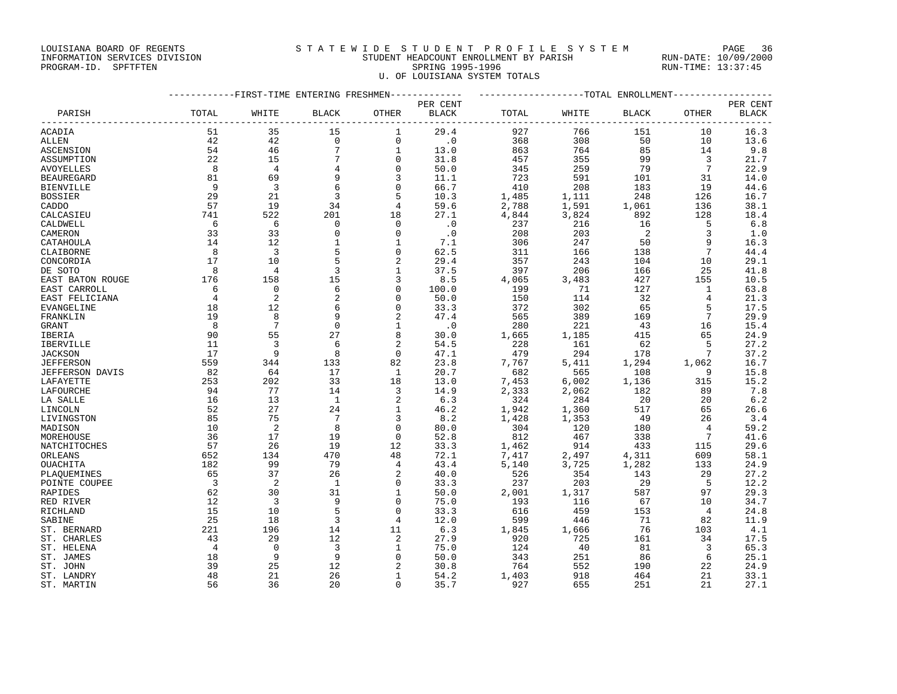LOUISIANA BOARD OF REGENTS
INFORMATION SERVICES DIVISION
PROGRAM-ID. SPFTFTEN

STATEWIDE STUDENT PROFILE SYSTEM
STUDENT HEADCOUNT ENROLLMENT BY PARISH
SPRING 1995-1996
U. OF LOUISIANA SYSTEM TOTALS

RUN-DATE: 10/09/2000
RUN-TIME: 13:37:45

| | FIRST-TIME ENTERING FRESHMEN | | | | | TOTAL ENROLLMENT | | | | |
|---|---|---|---|---|---|---|---|---|---|---|
| PARISH | TOTAL | WHITE | BLACK | OTHER | PER CENT BLACK | TOTAL | WHITE | BLACK | OTHER | PER CENT BLACK |
| ACADIA | 51 | 35 | 15 | 1 | 29.4 | 927 | 766 | 151 | 10 | 16.3 |
| ALLEN | 42 | 42 | 0 | 0 | .0 | 368 | 308 | 50 | 10 | 13.6 |
| ASCENSION | 54 | 46 | 7 | 1 | 13.0 | 863 | 764 | 85 | 14 | 9.8 |
| ASSUMPTION | 22 | 15 | 7 | 0 | 31.8 | 457 | 355 | 99 | 3 | 21.7 |
| AVOYELLES | 8 | 4 | 4 | 0 | 50.0 | 345 | 259 | 79 | 7 | 22.9 |
| BEAUREGARD | 81 | 69 | 9 | 3 | 11.1 | 723 | 591 | 101 | 31 | 14.0 |
| BIENVILLE | 9 | 3 | 6 | 0 | 66.7 | 410 | 208 | 183 | 19 | 44.6 |
| BOSSIER | 29 | 21 | 3 | 5 | 10.3 | 1,485 | 1,111 | 248 | 126 | 16.7 |
| CADDO | 57 | 19 | 34 | 4 | 59.6 | 2,788 | 1,591 | 1,061 | 136 | 38.1 |
| CALCASIEU | 741 | 522 | 201 | 18 | 27.1 | 4,844 | 3,824 | 892 | 128 | 18.4 |
| CALDWELL | 6 | 6 | 0 | 0 | .0 | 237 | 216 | 16 | 5 | 6.8 |
| CAMERON | 33 | 33 | 0 | 0 | .0 | 208 | 203 | 2 | 3 | 1.0 |
| CATAHOULA | 14 | 12 | 1 | 1 | 7.1 | 306 | 247 | 50 | 9 | 16.3 |
| CLAIBORNE | 8 | 3 | 5 | 0 | 62.5 | 311 | 166 | 138 | 7 | 44.4 |
| CONCORDIA | 17 | 10 | 5 | 2 | 29.4 | 357 | 243 | 104 | 10 | 29.1 |
| DE SOTO | 8 | 4 | 3 | 1 | 37.5 | 397 | 206 | 166 | 25 | 41.8 |
| EAST BATON ROUGE | 176 | 158 | 15 | 3 | 8.5 | 4,065 | 3,483 | 427 | 155 | 10.5 |
| EAST CARROLL | 6 | 0 | 6 | 0 | 100.0 | 199 | 71 | 127 | 1 | 63.8 |
| EAST FELICIANA | 4 | 2 | 2 | 0 | 50.0 | 150 | 114 | 32 | 4 | 21.3 |
| EVANGELINE | 18 | 12 | 6 | 0 | 33.3 | 372 | 302 | 65 | 5 | 17.5 |
| FRANKLIN | 19 | 8 | 9 | 2 | 47.4 | 565 | 389 | 169 | 7 | 29.9 |
| GRANT | 8 | 7 | 0 | 1 | .0 | 280 | 221 | 43 | 16 | 15.4 |
| IBERIA | 90 | 55 | 27 | 8 | 30.0 | 1,665 | 1,185 | 415 | 65 | 24.9 |
| IBERVILLE | 11 | 3 | 6 | 2 | 54.5 | 228 | 161 | 62 | 5 | 27.2 |
| JACKSON | 17 | 9 | 8 | 0 | 47.1 | 479 | 294 | 178 | 7 | 37.2 |
| JEFFERSON | 559 | 344 | 133 | 82 | 23.8 | 7,767 | 5,411 | 1,294 | 1,062 | 16.7 |
| JEFFERSON DAVIS | 82 | 64 | 17 | 1 | 20.7 | 682 | 565 | 108 | 9 | 15.8 |
| LAFAYETTE | 253 | 202 | 33 | 18 | 13.0 | 7,453 | 6,002 | 1,136 | 315 | 15.2 |
| LAFOURCHE | 94 | 77 | 14 | 3 | 14.9 | 2,333 | 2,062 | 182 | 89 | 7.8 |
| LA SALLE | 16 | 13 | 1 | 2 | 6.3 | 324 | 284 | 20 | 20 | 6.2 |
| LINCOLN | 52 | 27 | 24 | 1 | 46.2 | 1,942 | 1,360 | 517 | 65 | 26.6 |
| LIVINGSTON | 85 | 75 | 7 | 3 | 8.2 | 1,428 | 1,353 | 49 | 26 | 3.4 |
| MADISON | 10 | 2 | 8 | 0 | 80.0 | 304 | 120 | 180 | 4 | 59.2 |
| MOREHOUSE | 36 | 17 | 19 | 0 | 52.8 | 812 | 467 | 338 | 7 | 41.6 |
| NATCHITOCHES | 57 | 26 | 19 | 12 | 33.3 | 1,462 | 914 | 433 | 115 | 29.6 |
| ORLEANS | 652 | 134 | 470 | 48 | 72.1 | 7,417 | 2,497 | 4,311 | 609 | 58.1 |
| OUACHITA | 182 | 99 | 79 | 4 | 43.4 | 5,140 | 3,725 | 1,282 | 133 | 24.9 |
| PLAQUEMINES | 65 | 37 | 26 | 2 | 40.0 | 526 | 354 | 143 | 29 | 27.2 |
| POINTE COUPEE | 3 | 2 | 1 | 0 | 33.3 | 237 | 203 | 29 | 5 | 12.2 |
| RAPIDES | 62 | 30 | 31 | 1 | 50.0 | 2,001 | 1,317 | 587 | 97 | 29.3 |
| RED RIVER | 12 | 3 | 9 | 0 | 75.0 | 193 | 116 | 67 | 10 | 34.7 |
| RICHLAND | 15 | 10 | 5 | 0 | 33.3 | 616 | 459 | 153 | 4 | 24.8 |
| SABINE | 25 | 18 | 3 | 4 | 12.0 | 599 | 446 | 71 | 82 | 11.9 |
| ST. BERNARD | 221 | 196 | 14 | 11 | 6.3 | 1,845 | 1,666 | 76 | 103 | 4.1 |
| ST. CHARLES | 43 | 29 | 12 | 2 | 27.9 | 920 | 725 | 161 | 34 | 17.5 |
| ST. HELENA | 4 | 0 | 3 | 1 | 75.0 | 124 | 40 | 81 | 3 | 65.3 |
| ST. JAMES | 18 | 9 | 9 | 0 | 50.0 | 343 | 251 | 86 | 6 | 25.1 |
| ST. JOHN | 39 | 25 | 12 | 2 | 30.8 | 764 | 552 | 190 | 22 | 24.9 |
| ST. LANDRY | 48 | 21 | 26 | 1 | 54.2 | 1,403 | 918 | 464 | 21 | 33.1 |
| ST. MARTIN | 56 | 36 | 20 | 0 | 35.7 | 927 | 655 | 251 | 21 | 27.1 |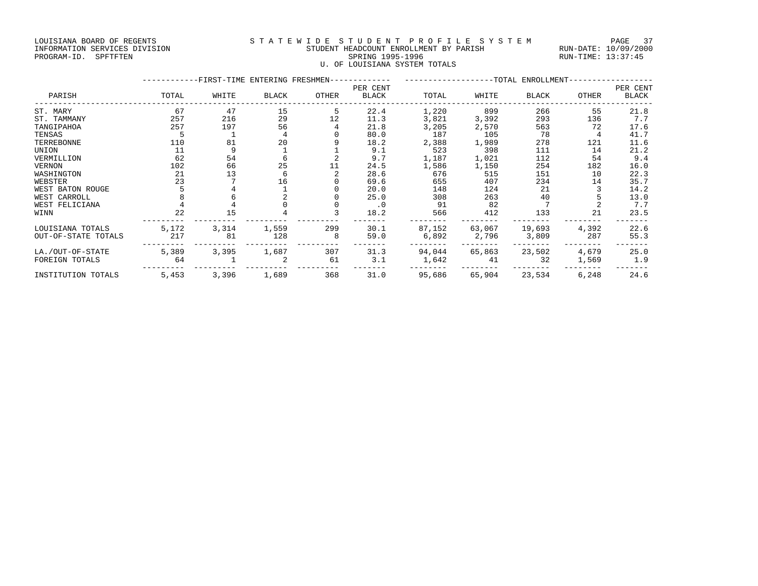LOUISIANA BOARD OF REGENTS
INFORMATION SERVICES DIVISION
PROGRAM-ID. SPFTFTEN

STATEWIDE STUDENT PROFILE SYSTEM
STUDENT HEADCOUNT ENROLLMENT BY PARISH
SPRING 1995-1996
U. OF LOUISIANA SYSTEM TOTALS

RUN-DATE: 10/09/2000
RUN-TIME: 13:37:45

| PARISH | FIRST-TIME ENTERING FRESHMEN TOTAL | WHITE | BLACK | OTHER | PER CENT BLACK | TOTAL ENROLLMENT TOTAL | WHITE | BLACK | OTHER | PER CENT BLACK |
|---|---|---|---|---|---|---|---|---|---|---|
| ST. MARY | 67 | 47 | 15 | 5 | 22.4 | 1,220 | 899 | 266 | 55 | 21.8 |
| ST. TAMMANY | 257 | 216 | 29 | 12 | 11.3 | 3,821 | 3,392 | 293 | 136 | 7.7 |
| TANGIPAHOA | 257 | 197 | 56 | 4 | 21.8 | 3,205 | 2,570 | 563 | 72 | 17.6 |
| TENSAS | 5 | 1 | 4 | 0 | 80.0 | 187 | 105 | 78 | 4 | 41.7 |
| TERREBONNE | 110 | 81 | 20 | 9 | 18.2 | 2,388 | 1,989 | 278 | 121 | 11.6 |
| UNION | 11 | 9 | 1 | 1 | 9.1 | 523 | 398 | 111 | 14 | 21.2 |
| VERMILLION | 62 | 54 | 6 | 2 | 9.7 | 1,187 | 1,021 | 112 | 54 | 9.4 |
| VERNON | 102 | 66 | 25 | 11 | 24.5 | 1,586 | 1,150 | 254 | 182 | 16.0 |
| WASHINGTON | 21 | 13 | 6 | 2 | 28.6 | 676 | 515 | 151 | 10 | 22.3 |
| WEBSTER | 23 | 7 | 16 | 0 | 69.6 | 655 | 407 | 234 | 14 | 35.7 |
| WEST BATON ROUGE | 5 | 4 | 1 | 0 | 20.0 | 148 | 124 | 21 | 3 | 14.2 |
| WEST CARROLL | 8 | 6 | 2 | 0 | 25.0 | 308 | 263 | 40 | 5 | 13.0 |
| WEST FELICIANA | 4 | 4 | 0 | 0 | .0 | 91 | 82 | 7 | 2 | 7.7 |
| WINN | 22 | 15 | 4 | 3 | 18.2 | 566 | 412 | 133 | 21 | 23.5 |
| LOUISIANA TOTALS | 5,172 | 3,314 | 1,559 | 299 | 30.1 | 87,152 | 63,067 | 19,693 | 4,392 | 22.6 |
| OUT-OF-STATE TOTALS | 217 | 81 | 128 | 8 | 59.0 | 6,892 | 2,796 | 3,809 | 287 | 55.3 |
| LA./OUT-OF-STATE | 5,389 | 3,395 | 1,687 | 307 | 31.3 | 94,044 | 65,863 | 23,502 | 4,679 | 25.0 |
| FOREIGN TOTALS | 64 | 1 | 2 | 61 | 3.1 | 1,642 | 41 | 32 | 1,569 | 1.9 |
| INSTITUTION TOTALS | 5,453 | 3,396 | 1,689 | 368 | 31.0 | 95,686 | 65,904 | 23,534 | 6,248 | 24.6 |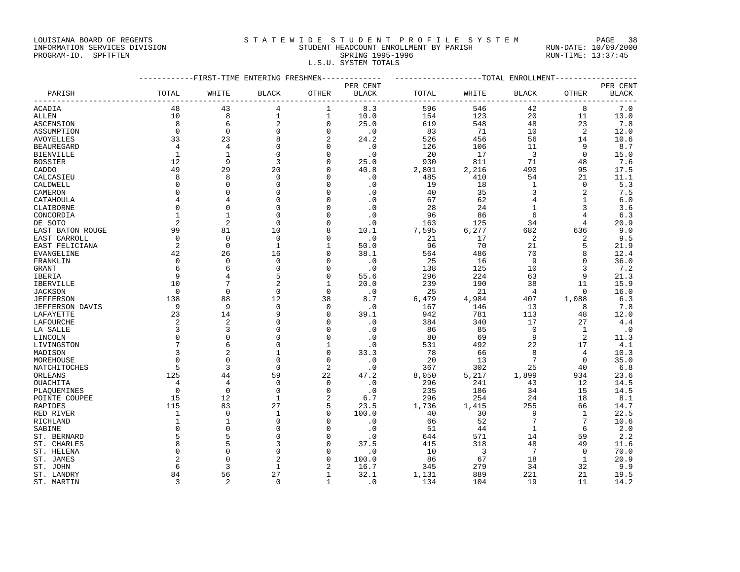LOUISIANA BOARD OF REGENTS
INFORMATION SERVICES DIVISION
PROGRAM-ID. SPFTFTEN

# S T A T E W I D E S T U D E N T P R O F I L E S Y S T E M

STUDENT HEADCOUNT ENROLLMENT BY PARISH
SPRING 1995-1996
L.S.U. SYSTEM TOTALS

RUN-DATE: 10/09/2000
RUN-TIME: 13:37:45

| PARISH | FIRST-TIME ENTERING FRESHMEN | | | | | TOTAL ENROLLMENT | | | | |
|---|---|---|---|---|---|---|---|---|---|---|
| | TOTAL | WHITE | BLACK | OTHER | PER CENT BLACK | TOTAL | WHITE | BLACK | OTHER | PER CENT BLACK |
| ACADIA | 48 | 43 | 4 | 1 | 8.3 | 596 | 546 | 42 | 8 | 7.0 |
| ALLEN | 10 | 8 | 1 | 1 | 10.0 | 154 | 123 | 20 | 11 | 13.0 |
| ASCENSION | 8 | 6 | 2 | 0 | 25.0 | 619 | 548 | 48 | 23 | 7.8 |
| ASSUMPTION | 0 | 0 | 0 | 0 | .0 | 83 | 71 | 10 | 2 | 12.0 |
| AVOYELLES | 33 | 23 | 8 | 2 | 24.2 | 526 | 456 | 56 | 14 | 10.6 |
| BEAUREGARD | 4 | 4 | 0 | 0 | .0 | 126 | 106 | 11 | 9 | 8.7 |
| BIENVILLE | 1 | 1 | 0 | 0 | .0 | 20 | 17 | 3 | 0 | 15.0 |
| BOSSIER | 12 | 9 | 3 | 0 | 25.0 | 930 | 811 | 71 | 48 | 7.6 |
| CADDO | 49 | 29 | 20 | 0 | 40.8 | 2,801 | 2,216 | 490 | 95 | 17.5 |
| CALCASIEU | 8 | 8 | 0 | 0 | .0 | 485 | 410 | 54 | 21 | 11.1 |
| CALDWELL | 0 | 0 | 0 | 0 | .0 | 19 | 18 | 1 | 0 | 5.3 |
| CAMERON | 0 | 0 | 0 | 0 | .0 | 40 | 35 | 3 | 2 | 7.5 |
| CATAHOULA | 4 | 4 | 0 | 0 | .0 | 67 | 62 | 4 | 1 | 6.0 |
| CLAIBORNE | 0 | 0 | 0 | 0 | .0 | 28 | 24 | 1 | 3 | 3.6 |
| CONCORDIA | 1 | 1 | 0 | 0 | .0 | 96 | 86 | 6 | 4 | 6.3 |
| DE SOTO | 2 | 2 | 0 | 0 | .0 | 163 | 125 | 34 | 4 | 20.9 |
| EAST BATON ROUGE | 99 | 81 | 10 | 8 | 10.1 | 7,595 | 6,277 | 682 | 636 | 9.0 |
| EAST CARROLL | 0 | 0 | 0 | 0 | .0 | 21 | 17 | 2 | 2 | 9.5 |
| EAST FELICIANA | 2 | 0 | 1 | 1 | 50.0 | 96 | 70 | 21 | 5 | 21.9 |
| EVANGELINE | 42 | 26 | 16 | 0 | 38.1 | 564 | 486 | 70 | 8 | 12.4 |
| FRANKLIN | 0 | 0 | 0 | 0 | .0 | 25 | 16 | 9 | 0 | 36.0 |
| GRANT | 6 | 6 | 0 | 0 | .0 | 138 | 125 | 10 | 3 | 7.2 |
| IBERIA | 9 | 4 | 5 | 0 | 55.6 | 296 | 224 | 63 | 9 | 21.3 |
| IBERVILLE | 10 | 7 | 2 | 1 | 20.0 | 239 | 190 | 38 | 11 | 15.9 |
| JACKSON | 0 | 0 | 0 | 0 | .0 | 25 | 21 | 4 | 0 | 16.0 |
| JEFFERSON | 138 | 88 | 12 | 38 | 8.7 | 6,479 | 4,984 | 407 | 1,088 | 6.3 |
| JEFFERSON DAVIS | 9 | 9 | 0 | 0 | .0 | 167 | 146 | 13 | 8 | 7.8 |
| LAFAYETTE | 23 | 14 | 9 | 0 | 39.1 | 942 | 781 | 113 | 48 | 12.0 |
| LAFOURCHE | 2 | 2 | 0 | 0 | .0 | 384 | 340 | 17 | 27 | 4.4 |
| LA SALLE | 3 | 3 | 0 | 0 | .0 | 86 | 85 | 0 | 1 | .0 |
| LINCOLN | 0 | 0 | 0 | 0 | .0 | 80 | 69 | 9 | 2 | 11.3 |
| LIVINGSTON | 7 | 6 | 0 | 1 | .0 | 531 | 492 | 22 | 17 | 4.1 |
| MADISON | 3 | 2 | 1 | 0 | 33.3 | 78 | 66 | 8 | 4 | 10.3 |
| MOREHOUSE | 0 | 0 | 0 | 0 | .0 | 20 | 13 | 7 | 0 | 35.0 |
| NATCHITOCHES | 5 | 3 | 0 | 2 | .0 | 367 | 302 | 25 | 40 | 6.8 |
| ORLEANS | 125 | 44 | 59 | 22 | 47.2 | 8,050 | 5,217 | 1,899 | 934 | 23.6 |
| OUACHITA | 4 | 4 | 0 | 0 | .0 | 296 | 241 | 43 | 12 | 14.5 |
| PLAQUEMINES | 0 | 0 | 0 | 0 | .0 | 235 | 186 | 34 | 15 | 14.5 |
| POINTE COUPEE | 15 | 12 | 1 | 2 | 6.7 | 296 | 254 | 24 | 18 | 8.1 |
| RAPIDES | 115 | 83 | 27 | 5 | 23.5 | 1,736 | 1,415 | 255 | 66 | 14.7 |
| RED RIVER | 1 | 0 | 1 | 0 | 100.0 | 40 | 30 | 9 | 1 | 22.5 |
| RICHLAND | 1 | 1 | 0 | 0 | .0 | 66 | 52 | 7 | 7 | 10.6 |
| SABINE | 0 | 0 | 0 | 0 | .0 | 51 | 44 | 1 | 6 | 2.0 |
| ST. BERNARD | 5 | 5 | 0 | 0 | .0 | 644 | 571 | 14 | 59 | 2.2 |
| ST. CHARLES | 8 | 5 | 3 | 0 | 37.5 | 415 | 318 | 48 | 49 | 11.6 |
| ST. HELENA | 0 | 0 | 0 | 0 | .0 | 10 | 3 | 7 | 0 | 70.0 |
| ST. JAMES | 2 | 0 | 2 | 0 | 100.0 | 86 | 67 | 18 | 1 | 20.9 |
| ST. JOHN | 6 | 3 | 1 | 2 | 16.7 | 345 | 279 | 34 | 32 | 9.9 |
| ST. LANDRY | 84 | 56 | 27 | 1 | 32.1 | 1,131 | 889 | 221 | 21 | 19.5 |
| ST. MARTIN | 3 | 2 | 0 | 1 | .0 | 134 | 104 | 19 | 11 | 14.2 |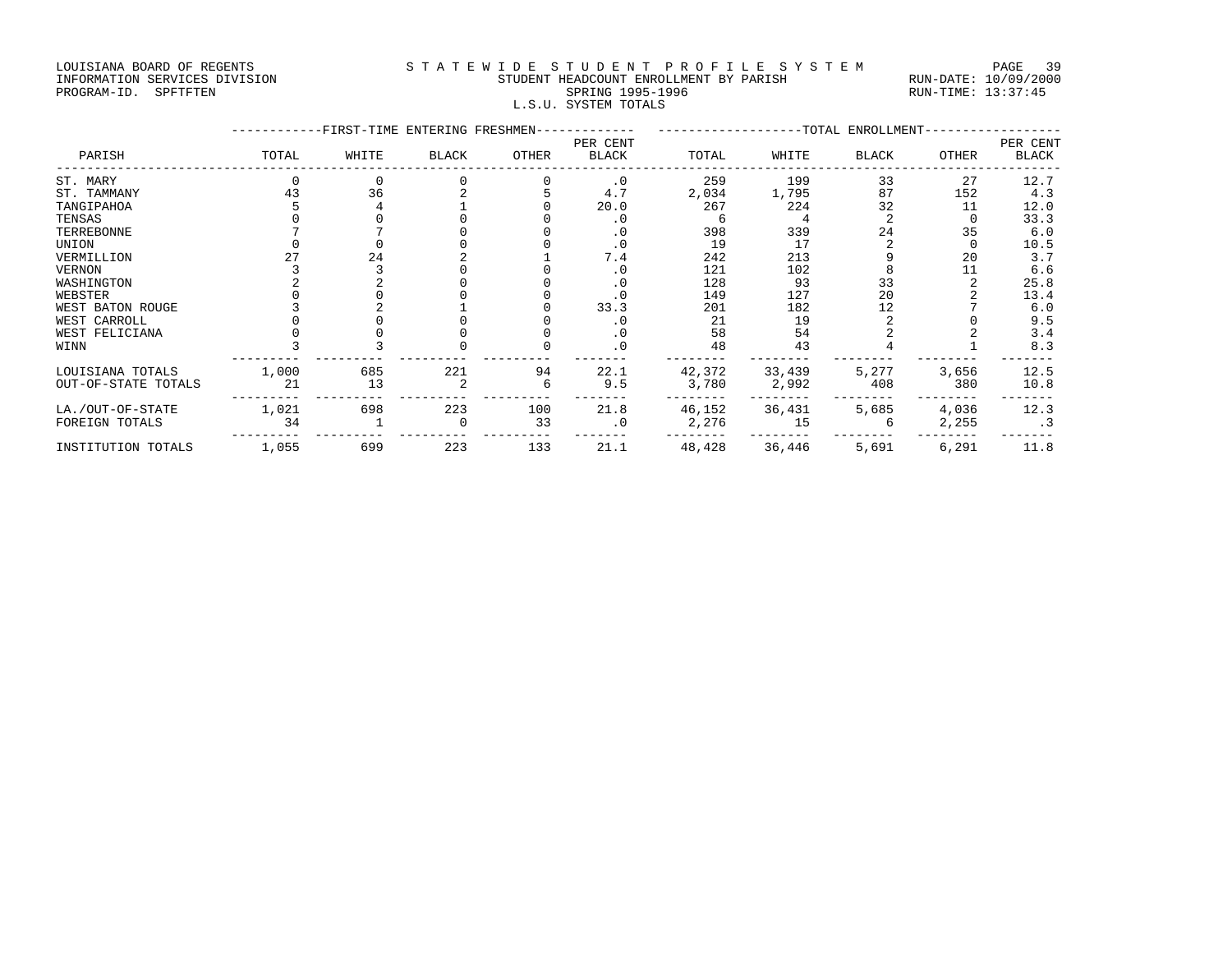LOUISIANA BOARD OF REGENTS
INFORMATION SERVICES DIVISION
PROGRAM-ID. SPFTFTEN

STATEWIDE STUDENT PROFILE SYSTEM
STUDENT HEADCOUNT ENROLLMENT BY PARISH
SPRING 1995-1996
L.S.U. SYSTEM TOTALS

RUN-DATE: 10/09/2000
RUN-TIME: 13:37:45

| PARISH | FIRST-TIME ENTERING FRESHMEN TOTAL | WHITE | BLACK | OTHER | PER CENT BLACK | TOTAL ENROLLMENT TOTAL | WHITE | BLACK | OTHER | PER CENT BLACK |
|---|---|---|---|---|---|---|---|---|---|---|
| ST. MARY | 0 | 0 | 0 | 0 | .0 | 259 | 199 | 33 | 27 | 12.7 |
| ST. TAMMANY | 43 | 36 | 2 | 5 | 4.7 | 2,034 | 1,795 | 87 | 152 | 4.3 |
| TANGIPAHOA | 5 | 4 | 1 | 0 | 20.0 | 267 | 224 | 32 | 11 | 12.0 |
| TENSAS | 0 | 0 | 0 | 0 | .0 | 6 | 4 | 2 | 0 | 33.3 |
| TERREBONNE | 7 | 7 | 0 | 0 | .0 | 398 | 339 | 24 | 35 | 6.0 |
| UNION | 0 | 0 | 0 | 0 | .0 | 19 | 17 | 2 | 0 | 10.5 |
| VERMILLION | 27 | 24 | 2 | 1 | 7.4 | 242 | 213 | 9 | 20 | 3.7 |
| VERNON | 3 | 3 | 0 | 0 | .0 | 121 | 102 | 8 | 11 | 6.6 |
| WASHINGTON | 2 | 2 | 0 | 0 | .0 | 128 | 93 | 33 | 2 | 25.8 |
| WEBSTER | 0 | 0 | 0 | 0 | .0 | 149 | 127 | 20 | 2 | 13.4 |
| WEST BATON ROUGE | 3 | 2 | 1 | 0 | 33.3 | 201 | 182 | 12 | 7 | 6.0 |
| WEST CARROLL | 0 | 0 | 0 | 0 | .0 | 21 | 19 | 2 | 0 | 9.5 |
| WEST FELICIANA | 0 | 0 | 0 | 0 | .0 | 58 | 54 | 2 | 2 | 3.4 |
| WINN | 3 | 3 | 0 | 0 | .0 | 48 | 43 | 4 | 1 | 8.3 |
| LOUISIANA TOTALS | 1,000 | 685 | 221 | 94 | 22.1 | 42,372 | 33,439 | 5,277 | 3,656 | 12.5 |
| OUT-OF-STATE TOTALS | 21 | 13 | 2 | 6 | 9.5 | 3,780 | 2,992 | 408 | 380 | 10.8 |
| LA./OUT-OF-STATE | 1,021 | 698 | 223 | 100 | 21.8 | 46,152 | 36,431 | 5,685 | 4,036 | 12.3 |
| FOREIGN TOTALS | 34 | 1 | 0 | 33 | .0 | 2,276 | 15 | 6 | 2,255 | .3 |
| INSTITUTION TOTALS | 1,055 | 699 | 223 | 133 | 21.1 | 48,428 | 36,446 | 5,691 | 6,291 | 11.8 |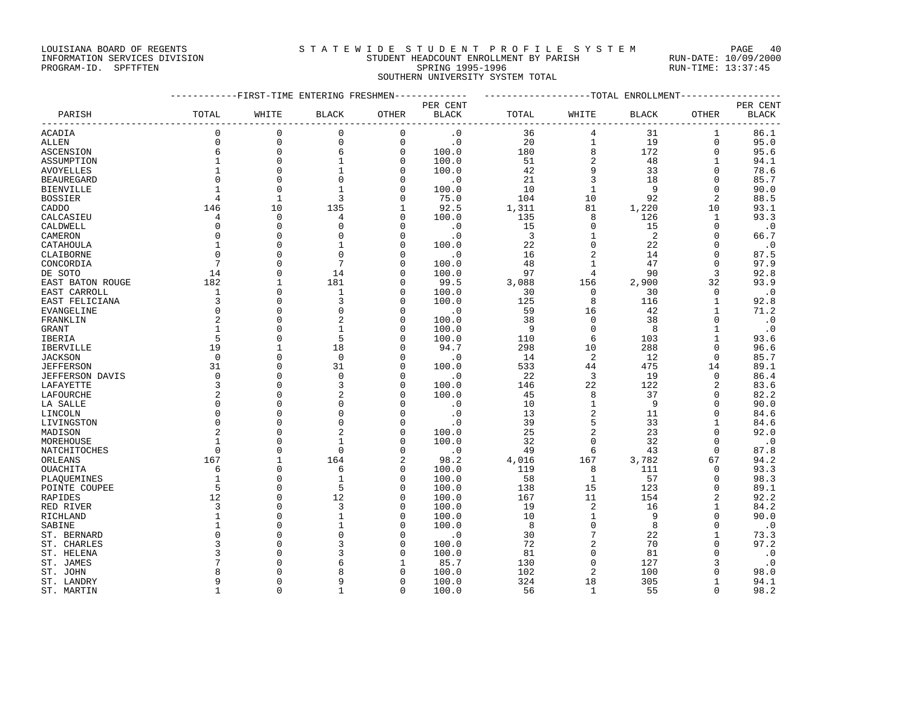LOUISIANA BOARD OF REGENTS
INFORMATION SERVICES DIVISION
PROGRAM-ID. SPFTFTEN

S T A T E W I D E S T U D E N T P R O F I L E S Y S T E M
STUDENT HEADCOUNT ENROLLMENT BY PARISH
SPRING 1995-1996
SOUTHERN UNIVERSITY SYSTEM TOTAL

RUN-DATE: 10/09/2000
RUN-TIME: 13:37:45

| | FIRST-TIME ENTERING FRESHMEN | | | | | TOTAL ENROLLMENT | | | | |
|---|---|---|---|---|---|---|---|---|---|---|
| PARISH | TOTAL | WHITE | BLACK | OTHER | PER CENT BLACK | TOTAL | WHITE | BLACK | OTHER | PER CENT BLACK |
| ACADIA | 0 | 0 | 0 | 0 | .0 | 36 | 4 | 31 | 1 | 86.1 |
| ALLEN | 0 | 0 | 0 | 0 | .0 | 20 | 1 | 19 | 0 | 95.0 |
| ASCENSION | 6 | 0 | 6 | 0 | 100.0 | 180 | 8 | 172 | 0 | 95.6 |
| ASSUMPTION | 1 | 0 | 1 | 0 | 100.0 | 51 | 2 | 48 | 1 | 94.1 |
| AVOYELLES | 1 | 0 | 1 | 0 | 100.0 | 42 | 9 | 33 | 0 | 78.6 |
| BEAUREGARD | 0 | 0 | 0 | 0 | .0 | 21 | 3 | 18 | 0 | 85.7 |
| BIENVILLE | 1 | 0 | 1 | 0 | 100.0 | 10 | 1 | 9 | 0 | 90.0 |
| BOSSIER | 4 | 1 | 3 | 0 | 75.0 | 104 | 10 | 92 | 2 | 88.5 |
| CADDO | 146 | 10 | 135 | 1 | 92.5 | 1,311 | 81 | 1,220 | 10 | 93.1 |
| CALCASIEU | 4 | 0 | 4 | 0 | 100.0 | 135 | 8 | 126 | 1 | 93.3 |
| CALDWELL | 0 | 0 | 0 | 0 | .0 | 15 | 0 | 15 | 0 | .0 |
| CAMERON | 0 | 0 | 0 | 0 | .0 | 3 | 1 | 2 | 0 | 66.7 |
| CATAHOULA | 1 | 0 | 1 | 0 | 100.0 | 22 | 0 | 22 | 0 | .0 |
| CLAIBORNE | 0 | 0 | 0 | 0 | .0 | 16 | 2 | 14 | 0 | 87.5 |
| CONCORDIA | 7 | 0 | 7 | 0 | 100.0 | 48 | 1 | 47 | 0 | 97.9 |
| DE SOTO | 14 | 0 | 14 | 0 | 100.0 | 97 | 4 | 90 | 3 | 92.8 |
| EAST BATON ROUGE | 182 | 1 | 181 | 0 | 99.5 | 3,088 | 156 | 2,900 | 32 | 93.9 |
| EAST CARROLL | 1 | 0 | 1 | 0 | 100.0 | 30 | 0 | 30 | 0 | .0 |
| EAST FELICIANA | 3 | 0 | 3 | 0 | 100.0 | 125 | 8 | 116 | 1 | 92.8 |
| EVANGELINE | 0 | 0 | 0 | 0 | .0 | 59 | 16 | 42 | 1 | 71.2 |
| FRANKLIN | 2 | 0 | 2 | 0 | 100.0 | 38 | 0 | 38 | 0 | .0 |
| GRANT | 1 | 0 | 1 | 0 | 100.0 | 9 | 0 | 8 | 1 | .0 |
| IBERIA | 5 | 0 | 5 | 0 | 100.0 | 110 | 6 | 103 | 1 | 93.6 |
| IBERVILLE | 19 | 1 | 18 | 0 | 94.7 | 298 | 10 | 288 | 0 | 96.6 |
| JACKSON | 0 | 0 | 0 | 0 | .0 | 14 | 2 | 12 | 0 | 85.7 |
| JEFFERSON | 31 | 0 | 31 | 0 | 100.0 | 533 | 44 | 475 | 14 | 89.1 |
| JEFFERSON DAVIS | 0 | 0 | 0 | 0 | .0 | 22 | 3 | 19 | 0 | 86.4 |
| LAFAYETTE | 3 | 0 | 3 | 0 | 100.0 | 146 | 22 | 122 | 2 | 83.6 |
| LAFOURCHE | 2 | 0 | 2 | 0 | 100.0 | 45 | 8 | 37 | 0 | 82.2 |
| LA SALLE | 0 | 0 | 0 | 0 | .0 | 10 | 1 | 9 | 0 | 90.0 |
| LINCOLN | 0 | 0 | 0 | 0 | .0 | 13 | 2 | 11 | 0 | 84.6 |
| LIVINGSTON | 0 | 0 | 0 | 0 | .0 | 39 | 5 | 33 | 1 | 84.6 |
| MADISON | 2 | 0 | 2 | 0 | 100.0 | 25 | 2 | 23 | 0 | 92.0 |
| MOREHOUSE | 1 | 0 | 1 | 0 | 100.0 | 32 | 0 | 32 | 0 | .0 |
| NATCHITOCHES | 0 | 0 | 0 | 0 | .0 | 49 | 6 | 43 | 0 | 87.8 |
| ORLEANS | 167 | 1 | 164 | 2 | 98.2 | 4,016 | 167 | 3,782 | 67 | 94.2 |
| OUACHITA | 6 | 0 | 6 | 0 | 100.0 | 119 | 8 | 111 | 0 | 93.3 |
| PLAQUEMINES | 1 | 0 | 1 | 0 | 100.0 | 58 | 1 | 57 | 0 | 98.3 |
| POINTE COUPEE | 5 | 0 | 5 | 0 | 100.0 | 138 | 15 | 123 | 0 | 89.1 |
| RAPIDES | 12 | 0 | 12 | 0 | 100.0 | 167 | 11 | 154 | 2 | 92.2 |
| RED RIVER | 3 | 0 | 3 | 0 | 100.0 | 19 | 2 | 16 | 1 | 84.2 |
| RICHLAND | 1 | 0 | 1 | 0 | 100.0 | 10 | 1 | 9 | 0 | 90.0 |
| SABINE | 1 | 0 | 1 | 0 | 100.0 | 8 | 0 | 8 | 0 | .0 |
| ST. BERNARD | 0 | 0 | 0 | 0 | .0 | 30 | 7 | 22 | 1 | 73.3 |
| ST. CHARLES | 3 | 0 | 3 | 0 | 100.0 | 72 | 2 | 70 | 0 | 97.2 |
| ST. HELENA | 3 | 0 | 3 | 0 | 100.0 | 81 | 0 | 81 | 0 | .0 |
| ST. JAMES | 7 | 0 | 6 | 1 | 85.7 | 130 | 0 | 127 | 3 | .0 |
| ST. JOHN | 8 | 0 | 8 | 0 | 100.0 | 102 | 2 | 100 | 0 | 98.0 |
| ST. LANDRY | 9 | 0 | 9 | 0 | 100.0 | 324 | 18 | 305 | 1 | 94.1 |
| ST. MARTIN | 1 | 0 | 1 | 0 | 100.0 | 56 | 1 | 55 | 0 | 98.2 |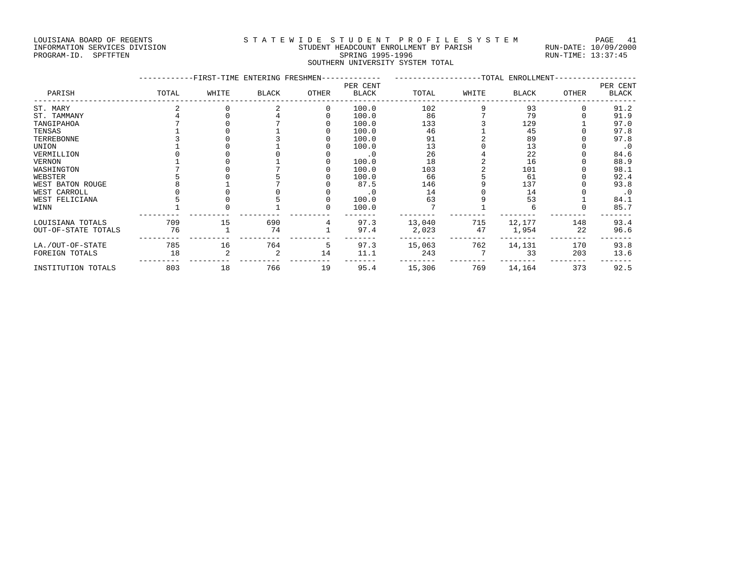LOUISIANA BOARD OF REGENTS
INFORMATION SERVICES DIVISION
PROGRAM-ID. SPFTFTEN

STATEWIDE STUDENT PROFILE SYSTEM
STUDENT HEADCOUNT ENROLLMENT BY PARISH
SPRING 1995-1996
SOUTHERN UNIVERSITY SYSTEM TOTAL

RUN-DATE: 10/09/2000
RUN-TIME: 13:37:45

| PARISH | FIRST-TIME ENTERING FRESHMEN | | | | | TOTAL ENROLLMENT | | | | |
|---|---|---|---|---|---|---|---|---|---|---|
| | TOTAL | WHITE | BLACK | OTHER | PER CENT BLACK | TOTAL | WHITE | BLACK | OTHER | PER CENT BLACK |
| ST. MARY | 2 | 0 | 2 | 0 | 100.0 | 102 | 9 | 93 | 0 | 91.2 |
| ST. TAMMANY | 4 | 0 | 4 | 0 | 100.0 | 86 | 7 | 79 | 0 | 91.9 |
| TANGIPAHOA | 7 | 0 | 7 | 0 | 100.0 | 133 | 3 | 129 | 1 | 97.0 |
| TENSAS | 1 | 0 | 1 | 0 | 100.0 | 46 | 1 | 45 | 0 | 97.8 |
| TERREBONNE | 3 | 0 | 3 | 0 | 100.0 | 91 | 2 | 89 | 0 | 97.8 |
| UNION | 1 | 0 | 1 | 0 | 100.0 | 13 | 0 | 13 | 0 | .0 |
| VERMILLION | 0 | 0 | 0 | 0 | .0 | 26 | 4 | 22 | 0 | 84.6 |
| VERNON | 1 | 0 | 1 | 0 | 100.0 | 18 | 2 | 16 | 0 | 88.9 |
| WASHINGTON | 7 | 0 | 7 | 0 | 100.0 | 103 | 2 | 101 | 0 | 98.1 |
| WEBSTER | 5 | 0 | 5 | 0 | 100.0 | 66 | 5 | 61 | 0 | 92.4 |
| WEST BATON ROUGE | 8 | 1 | 7 | 0 | 87.5 | 146 | 9 | 137 | 0 | 93.8 |
| WEST CARROLL | 0 | 0 | 0 | 0 | .0 | 14 | 0 | 14 | 0 | .0 |
| WEST FELICIANA | 5 | 0 | 5 | 0 | 100.0 | 63 | 9 | 53 | 1 | 84.1 |
| WINN | 1 | 0 | 1 | 0 | 100.0 | 7 | 1 | 6 | 0 | 85.7 |
| LOUISIANA TOTALS | 709 | 15 | 690 | 4 | 97.3 | 13,040 | 715 | 12,177 | 148 | 93.4 |
| OUT-OF-STATE TOTALS | 76 | 1 | 74 | 1 | 97.4 | 2,023 | 47 | 1,954 | 22 | 96.6 |
| LA./OUT-OF-STATE | 785 | 16 | 764 | 5 | 97.3 | 15,063 | 762 | 14,131 | 170 | 93.8 |
| FOREIGN TOTALS | 18 | 2 | 2 | 14 | 11.1 | 243 | 7 | 33 | 203 | 13.6 |
| INSTITUTION TOTALS | 803 | 18 | 766 | 19 | 95.4 | 15,306 | 769 | 14,164 | 373 | 92.5 |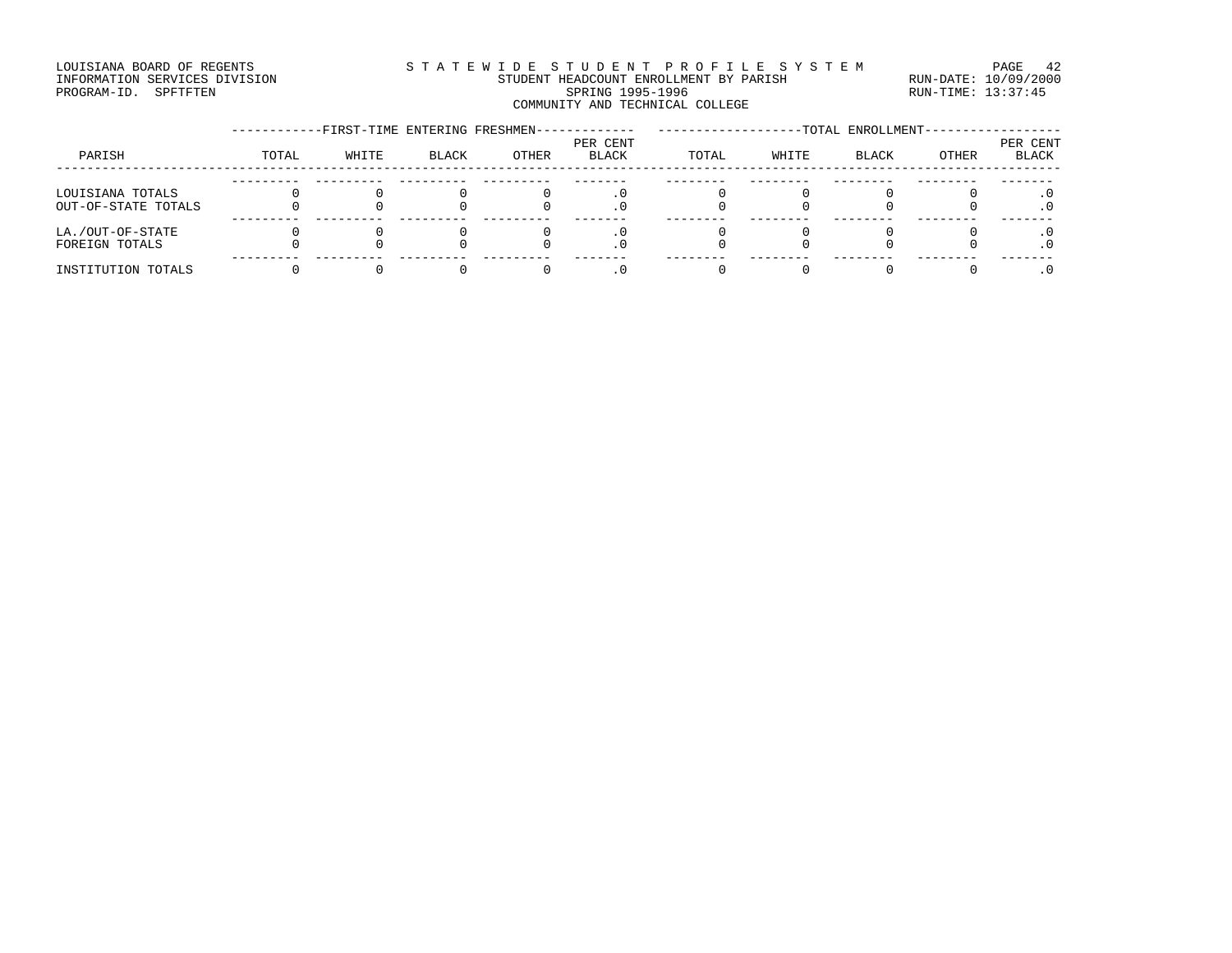LOUISIANA BOARD OF REGENTS
INFORMATION SERVICES DIVISION
PROGRAM-ID. SPFTFTEN

STATEWIDE STUDENT PROFILE SYSTEM
STUDENT HEADCOUNT ENROLLMENT BY PARISH
SPRING 1995-1996
COMMUNITY AND TECHNICAL COLLEGE

RUN-DATE: 10/09/2000
RUN-TIME: 13:37:45

| PARISH | FIRST-TIME ENTERING FRESHMEN | | | | | TOTAL ENROLLMENT | | | | |
|---|---|---|---|---|---|---|---|---|---|---|
| | TOTAL | WHITE | BLACK | OTHER | PER CENT BLACK | TOTAL | WHITE | BLACK | OTHER | PER CENT BLACK |
| LOUISIANA TOTALS | 0 | 0 | 0 | 0 | .0 | 0 | 0 | 0 | 0 | .0 |
| OUT-OF-STATE TOTALS | 0 | 0 | 0 | 0 | .0 | 0 | 0 | 0 | 0 | .0 |
| LA./OUT-OF-STATE | 0 | 0 | 0 | 0 | .0 | 0 | 0 | 0 | 0 | .0 |
| FOREIGN TOTALS | 0 | 0 | 0 | 0 | .0 | 0 | 0 | 0 | 0 | .0 |
| INSTITUTION TOTALS | 0 | 0 | 0 | 0 | .0 | 0 | 0 | 0 | 0 | .0 |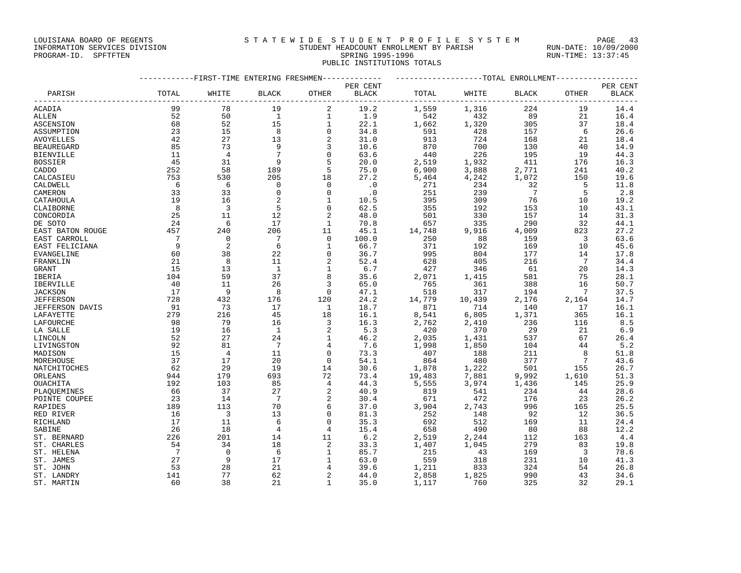LOUISIANA BOARD OF REGENTS
INFORMATION SERVICES DIVISION
PROGRAM-ID. SPFTFTEN

STATEWIDE STUDENT PROFILE SYSTEM
STUDENT HEADCOUNT ENROLLMENT BY PARISH
SPRING 1995-1996
PUBLIC INSTITUTIONS TOTALS

RUN-DATE: 10/09/2000
RUN-TIME: 13:37:45

| | FIRST-TIME ENTERING FRESHMEN | | | | | TOTAL ENROLLMENT | | | | |
|---|---|---|---|---|---|---|---|---|---|---|
| PARISH | TOTAL | WHITE | BLACK | OTHER | PER CENT BLACK | TOTAL | WHITE | BLACK | OTHER | PER CENT BLACK |
| ACADIA | 99 | 78 | 19 | 2 | 19.2 | 1,559 | 1,316 | 224 | 19 | 14.4 |
| ALLEN | 52 | 50 | 1 | 1 | 1.9 | 542 | 432 | 89 | 21 | 16.4 |
| ASCENSION | 68 | 52 | 15 | 1 | 22.1 | 1,662 | 1,320 | 305 | 37 | 18.4 |
| ASSUMPTION | 23 | 15 | 8 | 0 | 34.8 | 591 | 428 | 157 | 6 | 26.6 |
| AVOYELLES | 42 | 27 | 13 | 2 | 31.0 | 913 | 724 | 168 | 21 | 18.4 |
| BEAUREGARD | 85 | 73 | 9 | 3 | 10.6 | 870 | 700 | 130 | 40 | 14.9 |
| BIENVILLE | 11 | 4 | 7 | 0 | 63.6 | 440 | 226 | 195 | 19 | 44.3 |
| BOSSIER | 45 | 31 | 9 | 5 | 20.0 | 2,519 | 1,932 | 411 | 176 | 16.3 |
| CADDO | 252 | 58 | 189 | 5 | 75.0 | 6,900 | 3,888 | 2,771 | 241 | 40.2 |
| CALCASIEU | 753 | 530 | 205 | 18 | 27.2 | 5,464 | 4,242 | 1,072 | 150 | 19.6 |
| CALDWELL | 6 | 6 | 0 | 0 | .0 | 271 | 234 | 32 | 5 | 11.8 |
| CAMERON | 33 | 33 | 0 | 0 | .0 | 251 | 239 | 7 | 5 | 2.8 |
| CATAHOULA | 19 | 16 | 2 | 1 | 10.5 | 395 | 309 | 76 | 10 | 19.2 |
| CLAIBORNE | 8 | 3 | 5 | 0 | 62.5 | 355 | 192 | 153 | 10 | 43.1 |
| CONCORDIA | 25 | 11 | 12 | 2 | 48.0 | 501 | 330 | 157 | 14 | 31.3 |
| DE SOTO | 24 | 6 | 17 | 1 | 70.8 | 657 | 335 | 290 | 32 | 44.1 |
| EAST BATON ROUGE | 457 | 240 | 206 | 11 | 45.1 | 14,748 | 9,916 | 4,009 | 823 | 27.2 |
| EAST CARROLL | 7 | 0 | 7 | 0 | 100.0 | 250 | 88 | 159 | 3 | 63.6 |
| EAST FELICIANA | 9 | 2 | 6 | 1 | 66.7 | 371 | 192 | 169 | 10 | 45.6 |
| EVANGELINE | 60 | 38 | 22 | 0 | 36.7 | 995 | 804 | 177 | 14 | 17.8 |
| FRANKLIN | 21 | 8 | 11 | 2 | 52.4 | 628 | 405 | 216 | 7 | 34.4 |
| GRANT | 15 | 13 | 1 | 1 | 6.7 | 427 | 346 | 61 | 20 | 14.3 |
| IBERIA | 104 | 59 | 37 | 8 | 35.6 | 2,071 | 1,415 | 581 | 75 | 28.1 |
| IBERVILLE | 40 | 11 | 26 | 3 | 65.0 | 765 | 361 | 388 | 16 | 50.7 |
| JACKSON | 17 | 9 | 8 | 0 | 47.1 | 518 | 317 | 194 | 7 | 37.5 |
| JEFFERSON | 728 | 432 | 176 | 120 | 24.2 | 14,779 | 10,439 | 2,176 | 2,164 | 14.7 |
| JEFFERSON DAVIS | 91 | 73 | 17 | 1 | 18.7 | 871 | 714 | 140 | 17 | 16.1 |
| LAFAYETTE | 279 | 216 | 45 | 18 | 16.1 | 8,541 | 6,805 | 1,371 | 365 | 16.1 |
| LAFOURCHE | 98 | 79 | 16 | 3 | 16.3 | 2,762 | 2,410 | 236 | 116 | 8.5 |
| LA SALLE | 19 | 16 | 1 | 2 | 5.3 | 420 | 370 | 29 | 21 | 6.9 |
| LINCOLN | 52 | 27 | 24 | 1 | 46.2 | 2,035 | 1,431 | 537 | 67 | 26.4 |
| LIVINGSTON | 92 | 81 | 7 | 4 | 7.6 | 1,998 | 1,850 | 104 | 44 | 5.2 |
| MADISON | 15 | 4 | 11 | 0 | 73.3 | 407 | 188 | 211 | 8 | 51.8 |
| MOREHOUSE | 37 | 17 | 20 | 0 | 54.1 | 864 | 480 | 377 | 7 | 43.6 |
| NATCHITOCHES | 62 | 29 | 19 | 14 | 30.6 | 1,878 | 1,222 | 501 | 155 | 26.7 |
| ORLEANS | 944 | 179 | 693 | 72 | 73.4 | 19,483 | 7,881 | 9,992 | 1,610 | 51.3 |
| OUACHITA | 192 | 103 | 85 | 4 | 44.3 | 5,555 | 3,974 | 1,436 | 145 | 25.9 |
| PLAQUEMINES | 66 | 37 | 27 | 2 | 40.9 | 819 | 541 | 234 | 44 | 28.6 |
| POINTE COUPEE | 23 | 14 | 7 | 2 | 30.4 | 671 | 472 | 176 | 23 | 26.2 |
| RAPIDES | 189 | 113 | 70 | 6 | 37.0 | 3,904 | 2,743 | 996 | 165 | 25.5 |
| RED RIVER | 16 | 3 | 13 | 0 | 81.3 | 252 | 148 | 92 | 12 | 36.5 |
| RICHLAND | 17 | 11 | 6 | 0 | 35.3 | 692 | 512 | 169 | 11 | 24.4 |
| SABINE | 26 | 18 | 4 | 4 | 15.4 | 658 | 490 | 80 | 88 | 12.2 |
| ST. BERNARD | 226 | 201 | 14 | 11 | 6.2 | 2,519 | 2,244 | 112 | 163 | 4.4 |
| ST. CHARLES | 54 | 34 | 18 | 2 | 33.3 | 1,407 | 1,045 | 279 | 83 | 19.8 |
| ST. HELENA | 7 | 0 | 6 | 1 | 85.7 | 215 | 43 | 169 | 3 | 78.6 |
| ST. JAMES | 27 | 9 | 17 | 1 | 63.0 | 559 | 318 | 231 | 10 | 41.3 |
| ST. JOHN | 53 | 28 | 21 | 4 | 39.6 | 1,211 | 833 | 324 | 54 | 26.8 |
| ST. LANDRY | 141 | 77 | 62 | 2 | 44.0 | 2,858 | 1,825 | 990 | 43 | 34.6 |
| ST. MARTIN | 60 | 38 | 21 | 1 | 35.0 | 1,117 | 760 | 325 | 32 | 29.1 |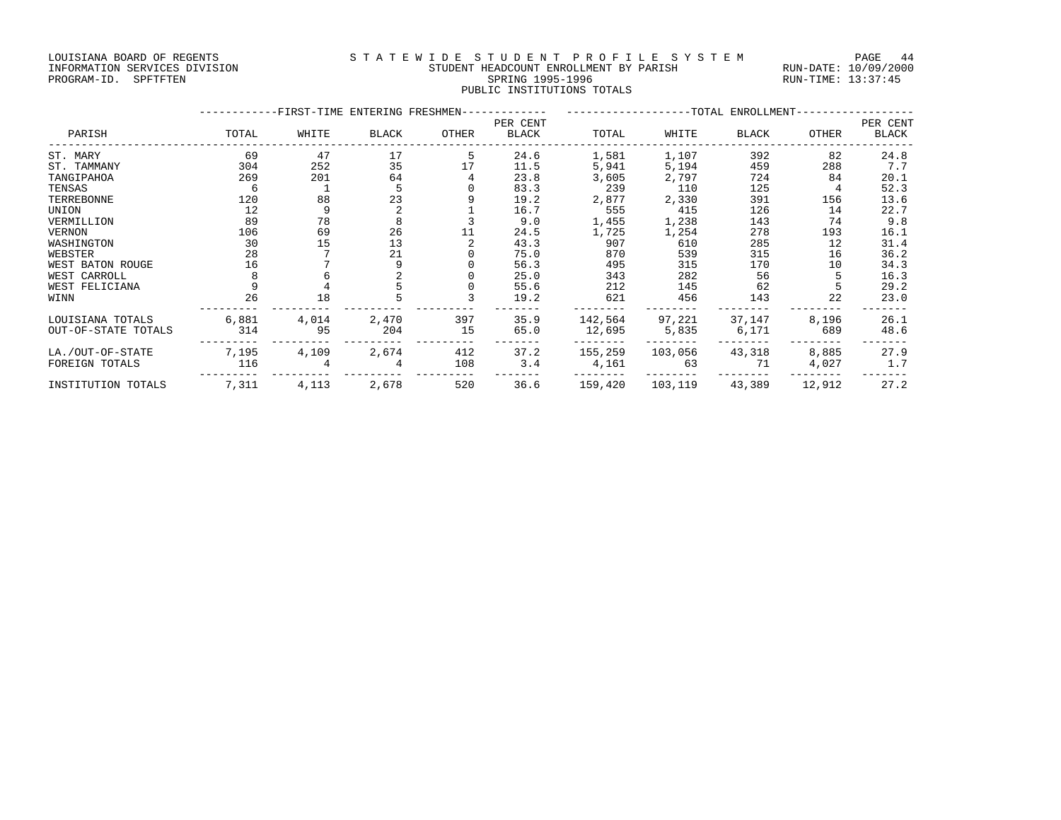LOUISIANA BOARD OF REGENTS
INFORMATION SERVICES DIVISION
PROGRAM-ID. SPFTFTEN

STATEWIDE STUDENT PROFILE SYSTEM
STUDENT HEADCOUNT ENROLLMENT BY PARISH
SPRING 1995-1996
PUBLIC INSTITUTIONS TOTALS

RUN-DATE: 10/09/2000
RUN-TIME: 13:37:45

| | FIRST-TIME ENTERING FRESHMEN | | | | | TOTAL ENROLLMENT | | | | |
|---|---|---|---|---|---|---|---|---|---|---|
| PARISH | TOTAL | WHITE | BLACK | OTHER | PER CENT BLACK | TOTAL | WHITE | BLACK | OTHER | PER CENT BLACK |
| ST. MARY | 69 | 47 | 17 | 5 | 24.6 | 1,581 | 1,107 | 392 | 82 | 24.8 |
| ST. TAMMANY | 304 | 252 | 35 | 17 | 11.5 | 5,941 | 5,194 | 459 | 288 | 7.7 |
| TANGIPAHOA | 269 | 201 | 64 | 4 | 23.8 | 3,605 | 2,797 | 724 | 84 | 20.1 |
| TENSAS | 6 | 1 | 5 | 0 | 83.3 | 239 | 110 | 125 | 4 | 52.3 |
| TERREBONNE | 120 | 88 | 23 | 9 | 19.2 | 2,877 | 2,330 | 391 | 156 | 13.6 |
| UNION | 12 | 9 | 2 | 1 | 16.7 | 555 | 415 | 126 | 14 | 22.7 |
| VERMILLION | 89 | 78 | 8 | 3 | 9.0 | 1,455 | 1,238 | 143 | 74 | 9.8 |
| VERNON | 106 | 69 | 26 | 11 | 24.5 | 1,725 | 1,254 | 278 | 193 | 16.1 |
| WASHINGTON | 30 | 15 | 13 | 2 | 43.3 | 907 | 610 | 285 | 12 | 31.4 |
| WEBSTER | 28 | 7 | 21 | 0 | 75.0 | 870 | 539 | 315 | 16 | 36.2 |
| WEST BATON ROUGE | 16 | 7 | 9 | 0 | 56.3 | 495 | 315 | 170 | 10 | 34.3 |
| WEST CARROLL | 8 | 6 | 2 | 0 | 25.0 | 343 | 282 | 56 | 5 | 16.3 |
| WEST FELICIANA | 9 | 4 | 5 | 0 | 55.6 | 212 | 145 | 62 | 5 | 29.2 |
| WINN | 26 | 18 | 5 | 3 | 19.2 | 621 | 456 | 143 | 22 | 23.0 |
| LOUISIANA TOTALS | 6,881 | 4,014 | 2,470 | 397 | 35.9 | 142,564 | 97,221 | 37,147 | 8,196 | 26.1 |
| OUT-OF-STATE TOTALS | 314 | 95 | 204 | 15 | 65.0 | 12,695 | 5,835 | 6,171 | 689 | 48.6 |
| LA./OUT-OF-STATE | 7,195 | 4,109 | 2,674 | 412 | 37.2 | 155,259 | 103,056 | 43,318 | 8,885 | 27.9 |
| FOREIGN TOTALS | 116 | 4 | 4 | 108 | 3.4 | 4,161 | 63 | 71 | 4,027 | 1.7 |
| INSTITUTION TOTALS | 7,311 | 4,113 | 2,678 | 520 | 36.6 | 159,420 | 103,119 | 43,389 | 12,912 | 27.2 |